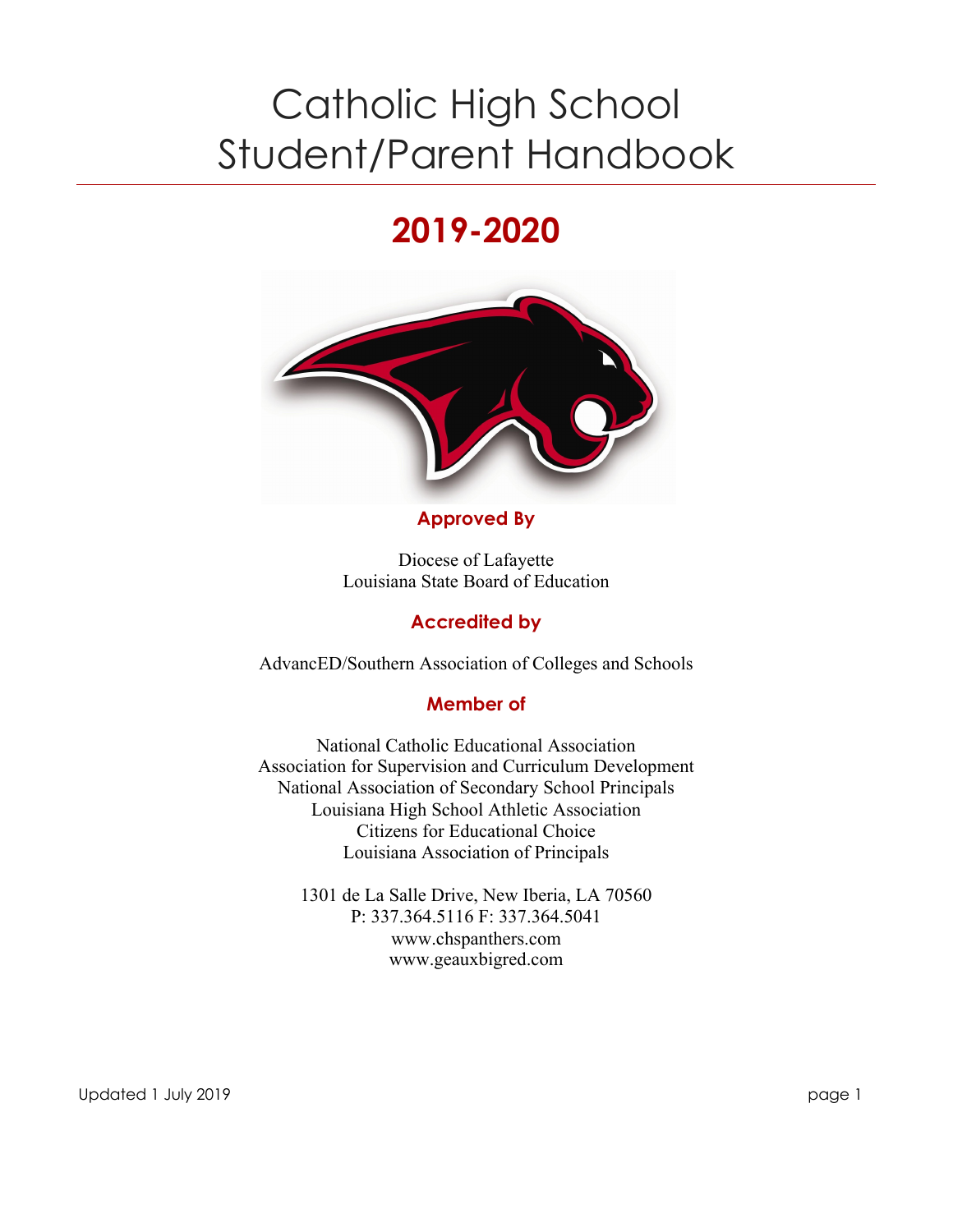# Catholic High School Student/Parent Handbook

## 2019-2020

**Approved By**

Diocese of Lafayette
Louisiana State Board of Education

**Accredited by**

AdvancED/Southern Association of Colleges and Schools

**Member of**

National Catholic Educational Association
Association for Supervision and Curriculum Development
National Association of Secondary School Principals
Louisiana High School Athletic Association
Citizens for Educational Choice
Louisiana Association of Principals

1301 de La Salle Drive, New Iberia, LA 70560
P: 337.364.5116 F: 337.364.5041
www.chspanthers.com
www.geauxbigred.com

Updated 1 July 2019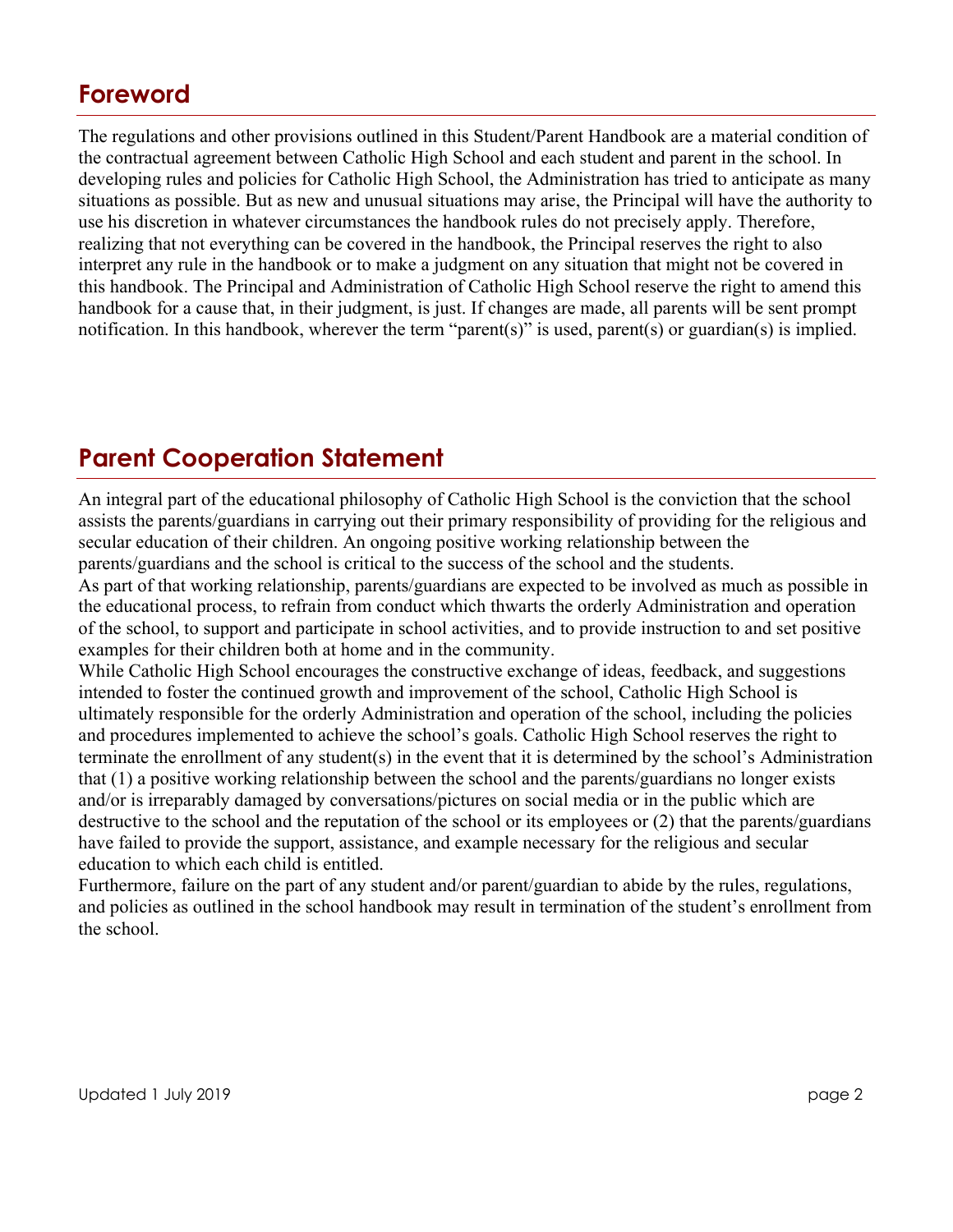## Foreword

The regulations and other provisions outlined in this Student/Parent Handbook are a material condition of the contractual agreement between Catholic High School and each student and parent in the school. In developing rules and policies for Catholic High School, the Administration has tried to anticipate as many situations as possible. But as new and unusual situations may arise, the Principal will have the authority to use his discretion in whatever circumstances the handbook rules do not precisely apply. Therefore, realizing that not everything can be covered in the handbook, the Principal reserves the right to also interpret any rule in the handbook or to make a judgment on any situation that might not be covered in this handbook. The Principal and Administration of Catholic High School reserve the right to amend this handbook for a cause that, in their judgment, is just. If changes are made, all parents will be sent prompt notification. In this handbook, wherever the term "parent(s)" is used, parent(s) or guardian(s) is implied.

## Parent Cooperation Statement

An integral part of the educational philosophy of Catholic High School is the conviction that the school assists the parents/guardians in carrying out their primary responsibility of providing for the religious and secular education of their children. An ongoing positive working relationship between the parents/guardians and the school is critical to the success of the school and the students.

As part of that working relationship, parents/guardians are expected to be involved as much as possible in the educational process, to refrain from conduct which thwarts the orderly Administration and operation of the school, to support and participate in school activities, and to provide instruction to and set positive examples for their children both at home and in the community.

While Catholic High School encourages the constructive exchange of ideas, feedback, and suggestions intended to foster the continued growth and improvement of the school, Catholic High School is ultimately responsible for the orderly Administration and operation of the school, including the policies and procedures implemented to achieve the school's goals. Catholic High School reserves the right to terminate the enrollment of any student(s) in the event that it is determined by the school's Administration that (1) a positive working relationship between the school and the parents/guardians no longer exists and/or is irreparably damaged by conversations/pictures on social media or in the public which are destructive to the school and the reputation of the school or its employees or (2) that the parents/guardians have failed to provide the support, assistance, and example necessary for the religious and secular education to which each child is entitled.

Furthermore, failure on the part of any student and/or parent/guardian to abide by the rules, regulations, and policies as outlined in the school handbook may result in termination of the student's enrollment from the school.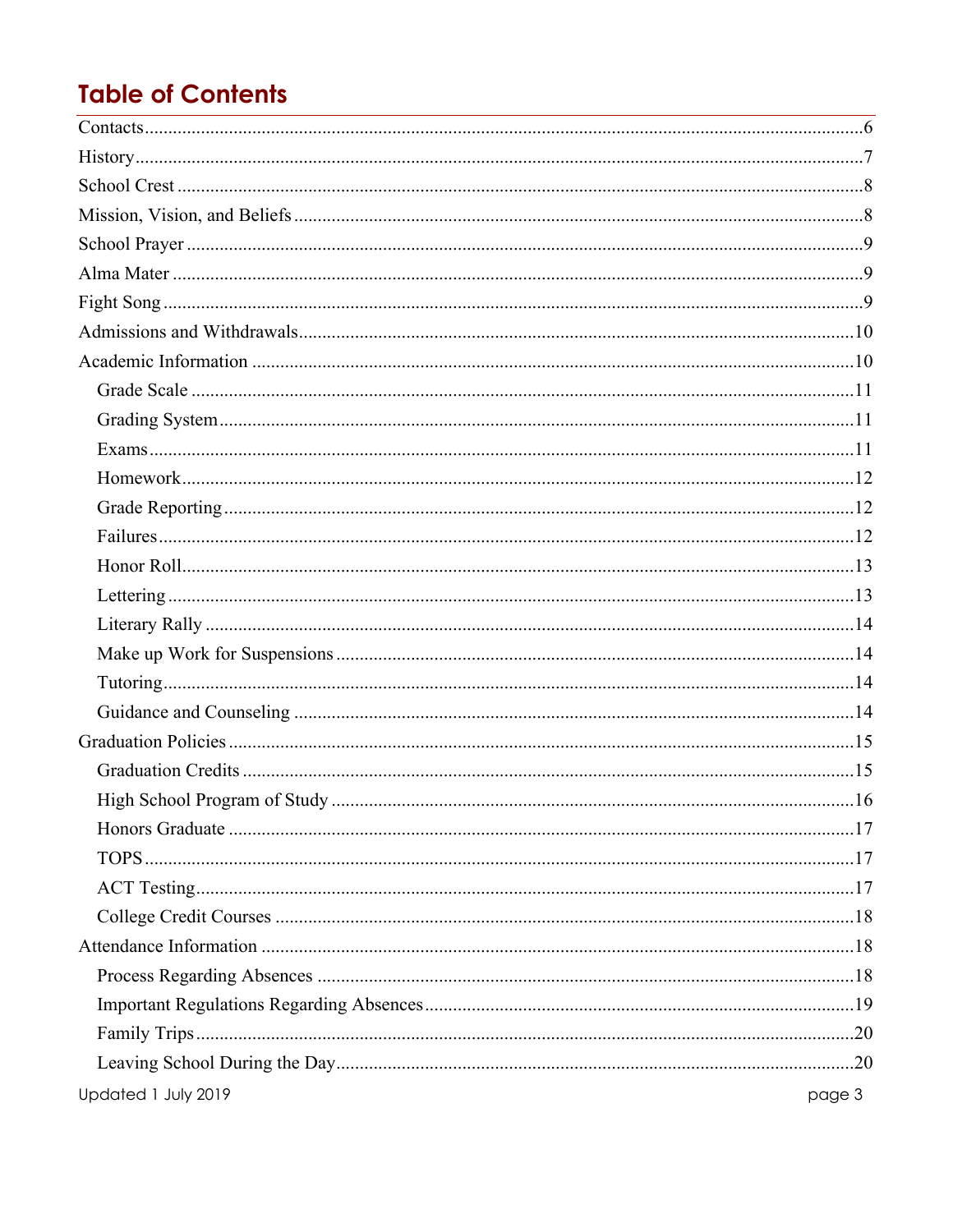# Table of Contents

Contacts......6
History......7
School Crest......8
Mission, Vision, and Beliefs......8
School Prayer......9
Alma Mater......9
Fight Song......9
Admissions and Withdrawals......10
Academic Information......10
- Grade Scale......11
- Grading System......11
- Exams......11
- Homework......12
- Grade Reporting......12
- Failures......12
- Honor Roll......13
- Lettering......13
- Literary Rally......14
- Make up Work for Suspensions......14
- Tutoring......14
- Guidance and Counseling......14

Graduation Policies......15
- Graduation Credits......15
- High School Program of Study......16
- Honors Graduate......17
- TOPS......17
- ACT Testing......17
- College Credit Courses......18

Attendance Information......18
- Process Regarding Absences......18
- Important Regulations Regarding Absences......19
- Family Trips......20
- Leaving School During the Day......20

Updated 1 July 2019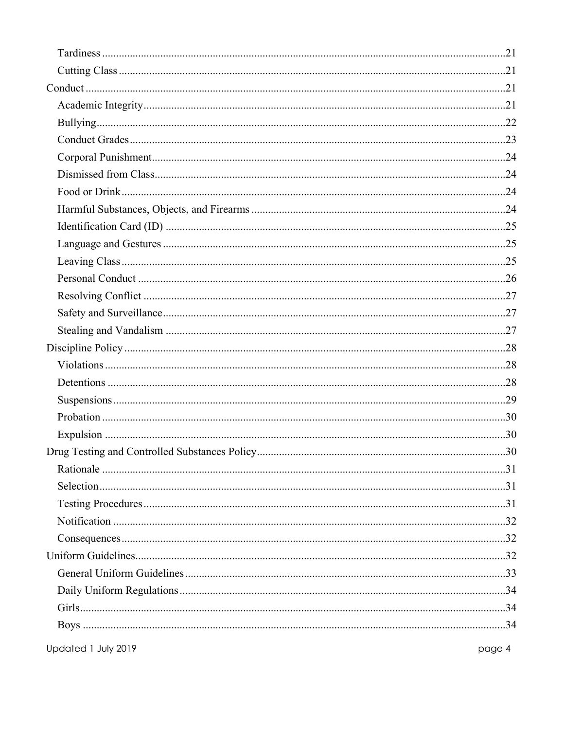- Tardiness ....... 21
- Cutting Class ....... 21

Conduct ....... 21

- Academic Integrity ....... 21
- Bullying ....... 22
- Conduct Grades ....... 23
- Corporal Punishment ....... 24
- Dismissed from Class ....... 24
- Food or Drink ....... 24
- Harmful Substances, Objects, and Firearms ....... 24
- Identification Card (ID) ....... 25
- Language and Gestures ....... 25
- Leaving Class ....... 25
- Personal Conduct ....... 26
- Resolving Conflict ....... 27
- Safety and Surveillance ....... 27
- Stealing and Vandalism ....... 27

Discipline Policy ....... 28

- Violations ....... 28
- Detentions ....... 28
- Suspensions ....... 29
- Probation ....... 30
- Expulsion ....... 30

Drug Testing and Controlled Substances Policy ....... 30

- Rationale ....... 31
- Selection ....... 31
- Testing Procedures ....... 31
- Notification ....... 32
- Consequences ....... 32

Uniform Guidelines ....... 32

- General Uniform Guidelines ....... 33
- Daily Uniform Regulations ....... 34
- Girls ....... 34
- Boys ....... 34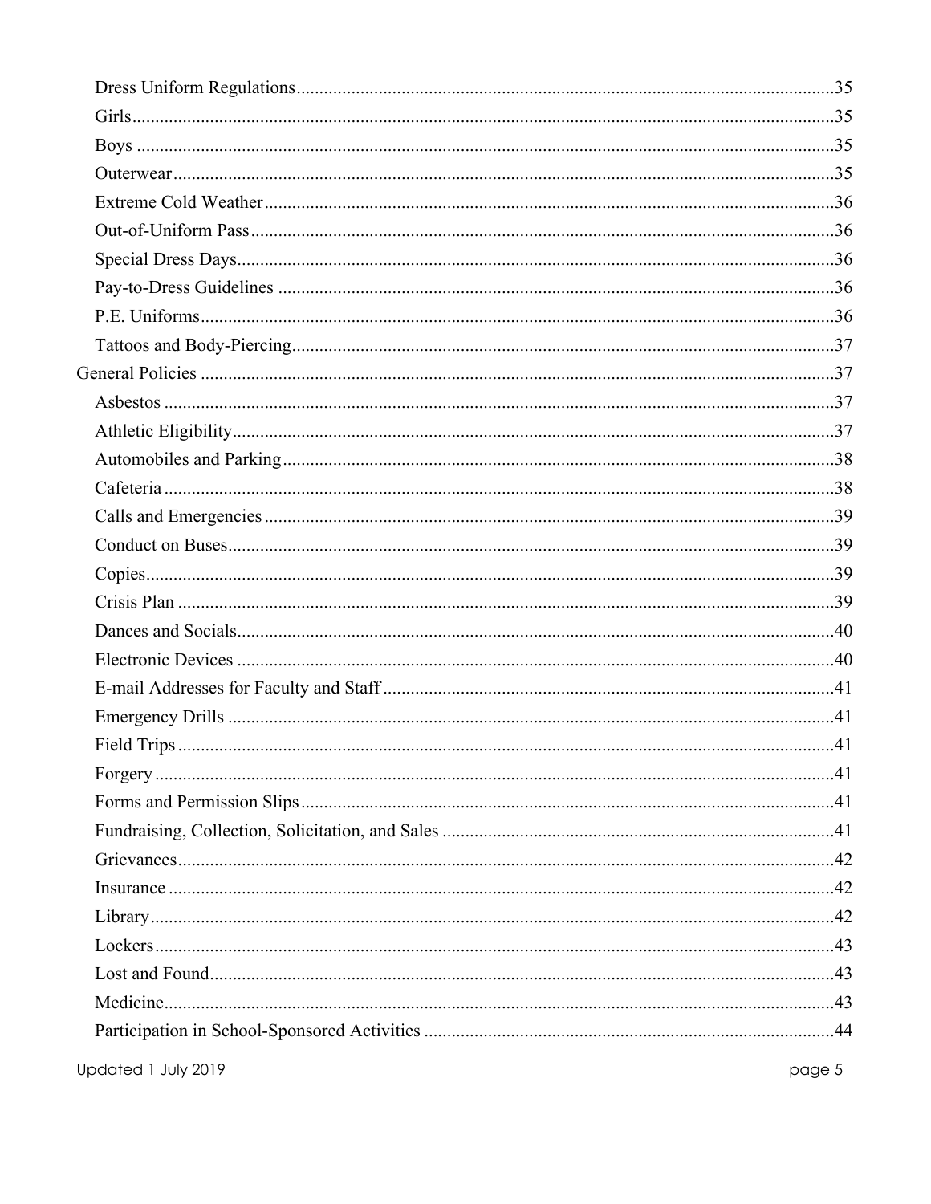- Dress Uniform Regulations....35
- Girls....35
- Boys....35
- Outerwear....35
- Extreme Cold Weather....36
- Out-of-Uniform Pass....36
- Special Dress Days....36
- Pay-to-Dress Guidelines....36
- P.E. Uniforms....36
- Tattoos and Body-Piercing....37

General Policies....37

- Asbestos....37
- Athletic Eligibility....37
- Automobiles and Parking....38
- Cafeteria....38
- Calls and Emergencies....39
- Conduct on Buses....39
- Copies....39
- Crisis Plan....39
- Dances and Socials....40
- Electronic Devices....40
- E-mail Addresses for Faculty and Staff....41
- Emergency Drills....41
- Field Trips....41
- Forgery....41
- Forms and Permission Slips....41
- Fundraising, Collection, Solicitation, and Sales....41
- Grievances....42
- Insurance....42
- Library....42
- Lockers....43
- Lost and Found....43
- Medicine....43
- Participation in School-Sponsored Activities....44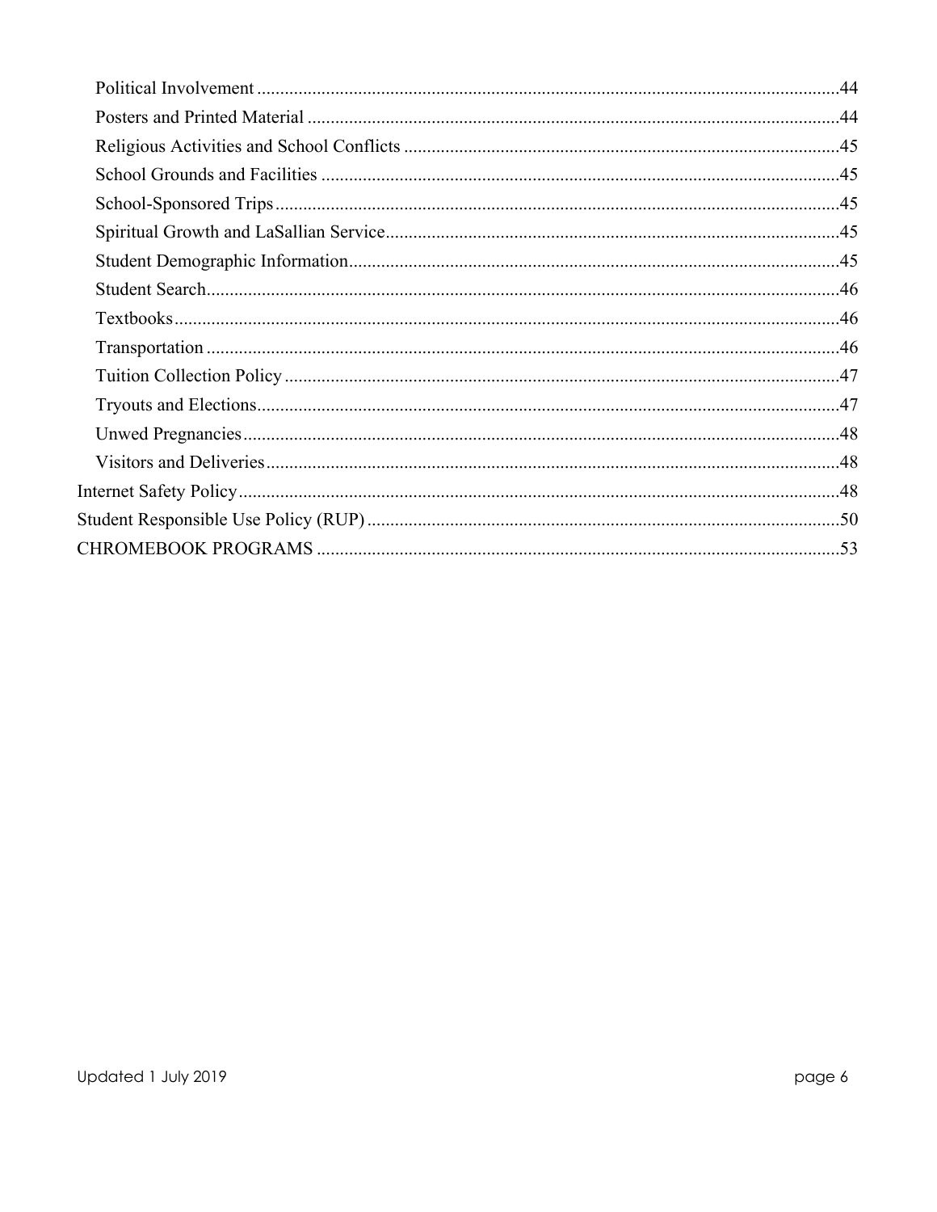- Political Involvement .....44
- Posters and Printed Material .....44
- Religious Activities and School Conflicts .....45
- School Grounds and Facilities .....45
- School-Sponsored Trips .....45
- Spiritual Growth and LaSallian Service .....45
- Student Demographic Information .....45
- Student Search .....46
- Textbooks .....46
- Transportation .....46
- Tuition Collection Policy .....47
- Tryouts and Elections .....47
- Unwed Pregnancies .....48
- Visitors and Deliveries .....48

Internet Safety Policy .....48

Student Responsible Use Policy (RUP) .....50

CHROMEBOOK PROGRAMS .....53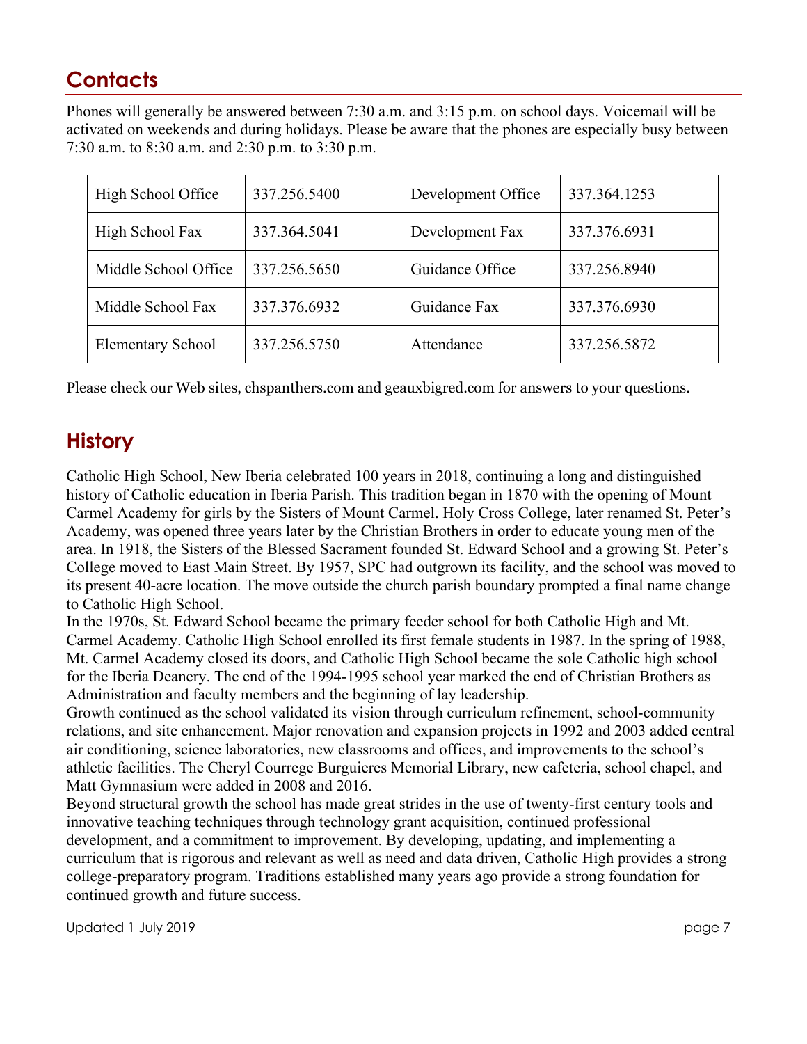## Contacts

Phones will generally be answered between 7:30 a.m. and 3:15 p.m. on school days. Voicemail will be activated on weekends and during holidays. Please be aware that the phones are especially busy between 7:30 a.m. to 8:30 a.m. and 2:30 p.m. to 3:30 p.m.

| | | | |
|---|---|---|---|
| High School Office | 337.256.5400 | Development Office | 337.364.1253 |
| High School Fax | 337.364.5041 | Development Fax | 337.376.6931 |
| Middle School Office | 337.256.5650 | Guidance Office | 337.256.8940 |
| Middle School Fax | 337.376.6932 | Guidance Fax | 337.376.6930 |
| Elementary School | 337.256.5750 | Attendance | 337.256.5872 |

Please check our Web sites, chspanthers.com and geauxbigred.com for answers to your questions.

## History

Catholic High School, New Iberia celebrated 100 years in 2018, continuing a long and distinguished history of Catholic education in Iberia Parish. This tradition began in 1870 with the opening of Mount Carmel Academy for girls by the Sisters of Mount Carmel. Holy Cross College, later renamed St. Peter's Academy, was opened three years later by the Christian Brothers in order to educate young men of the area. In 1918, the Sisters of the Blessed Sacrament founded St. Edward School and a growing St. Peter's College moved to East Main Street. By 1957, SPC had outgrown its facility, and the school was moved to its present 40-acre location. The move outside the church parish boundary prompted a final name change to Catholic High School.

In the 1970s, St. Edward School became the primary feeder school for both Catholic High and Mt. Carmel Academy. Catholic High School enrolled its first female students in 1987. In the spring of 1988, Mt. Carmel Academy closed its doors, and Catholic High School became the sole Catholic high school for the Iberia Deanery. The end of the 1994-1995 school year marked the end of Christian Brothers as Administration and faculty members and the beginning of lay leadership.

Growth continued as the school validated its vision through curriculum refinement, school-community relations, and site enhancement. Major renovation and expansion projects in 1992 and 2003 added central air conditioning, science laboratories, new classrooms and offices, and improvements to the school's athletic facilities. The Cheryl Courrege Burguieres Memorial Library, new cafeteria, school chapel, and Matt Gymnasium were added in 2008 and 2016.

Beyond structural growth the school has made great strides in the use of twenty-first century tools and innovative teaching techniques through technology grant acquisition, continued professional development, and a commitment to improvement. By developing, updating, and implementing a curriculum that is rigorous and relevant as well as need and data driven, Catholic High provides a strong college-preparatory program. Traditions established many years ago provide a strong foundation for continued growth and future success.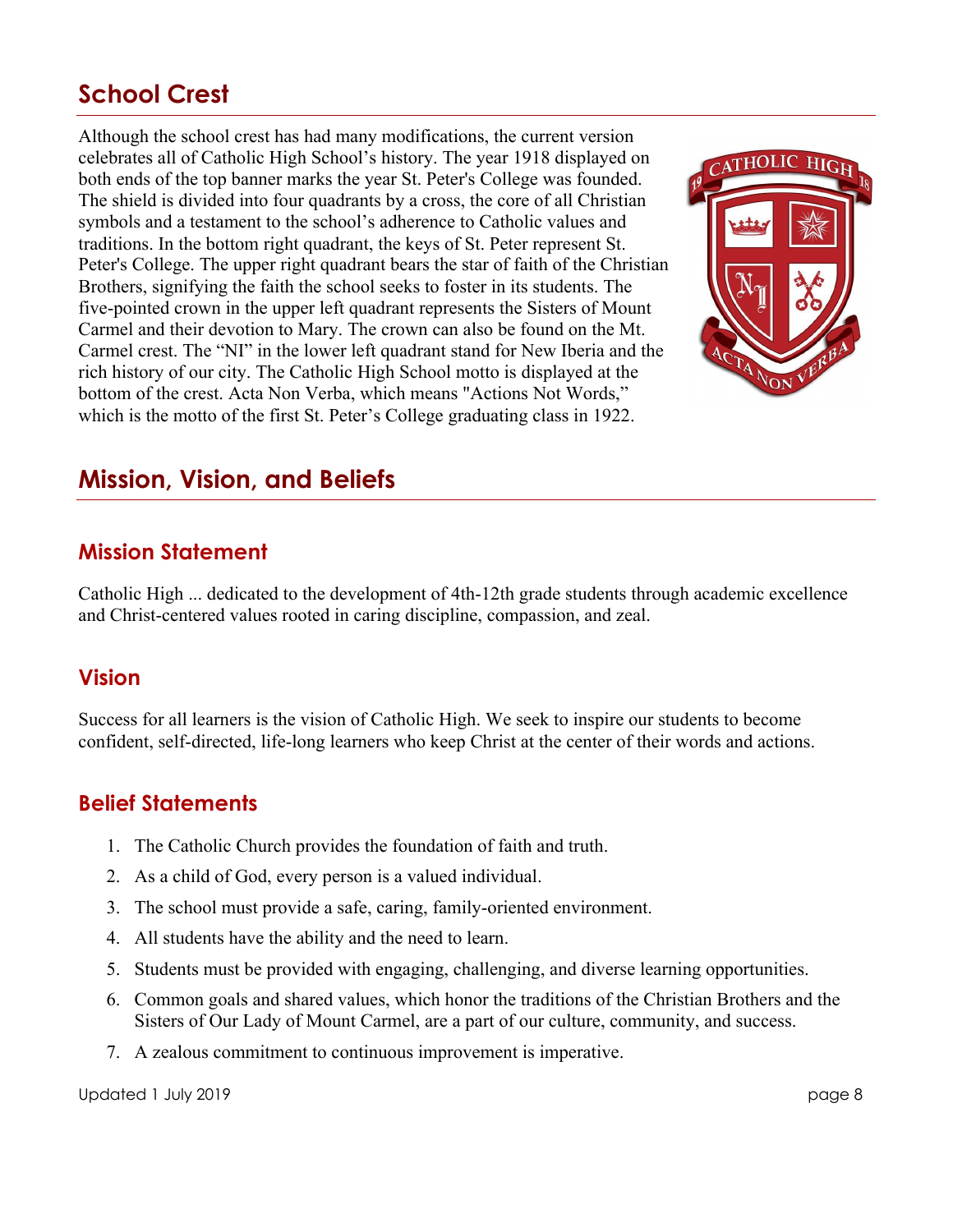## School Crest

Although the school crest has had many modifications, the current version celebrates all of Catholic High School's history. The year 1918 displayed on both ends of the top banner marks the year St. Peter's College was founded. The shield is divided into four quadrants by a cross, the core of all Christian symbols and a testament to the school's adherence to Catholic values and traditions. In the bottom right quadrant, the keys of St. Peter represent St. Peter's College. The upper right quadrant bears the star of faith of the Christian Brothers, signifying the faith the school seeks to foster in its students. The five-pointed crown in the upper left quadrant represents the Sisters of Mount Carmel and their devotion to Mary. The crown can also be found on the Mt. Carmel crest. The "NI" in the lower left quadrant stand for New Iberia and the rich history of our city. The Catholic High School motto is displayed at the bottom of the crest. Acta Non Verba, which means "Actions Not Words," which is the motto of the first St. Peter's College graduating class in 1922.

## Mission, Vision, and Beliefs

### Mission Statement

Catholic High ... dedicated to the development of 4th-12th grade students through academic excellence and Christ-centered values rooted in caring discipline, compassion, and zeal.

### Vision

Success for all learners is the vision of Catholic High. We seek to inspire our students to become confident, self-directed, life-long learners who keep Christ at the center of their words and actions.

### Belief Statements

1. The Catholic Church provides the foundation of faith and truth.
2. As a child of God, every person is a valued individual.
3. The school must provide a safe, caring, family-oriented environment.
4. All students have the ability and the need to learn.
5. Students must be provided with engaging, challenging, and diverse learning opportunities.
6. Common goals and shared values, which honor the traditions of the Christian Brothers and the Sisters of Our Lady of Mount Carmel, are a part of our culture, community, and success.
7. A zealous commitment to continuous improvement is imperative.

Updated 1 July 2019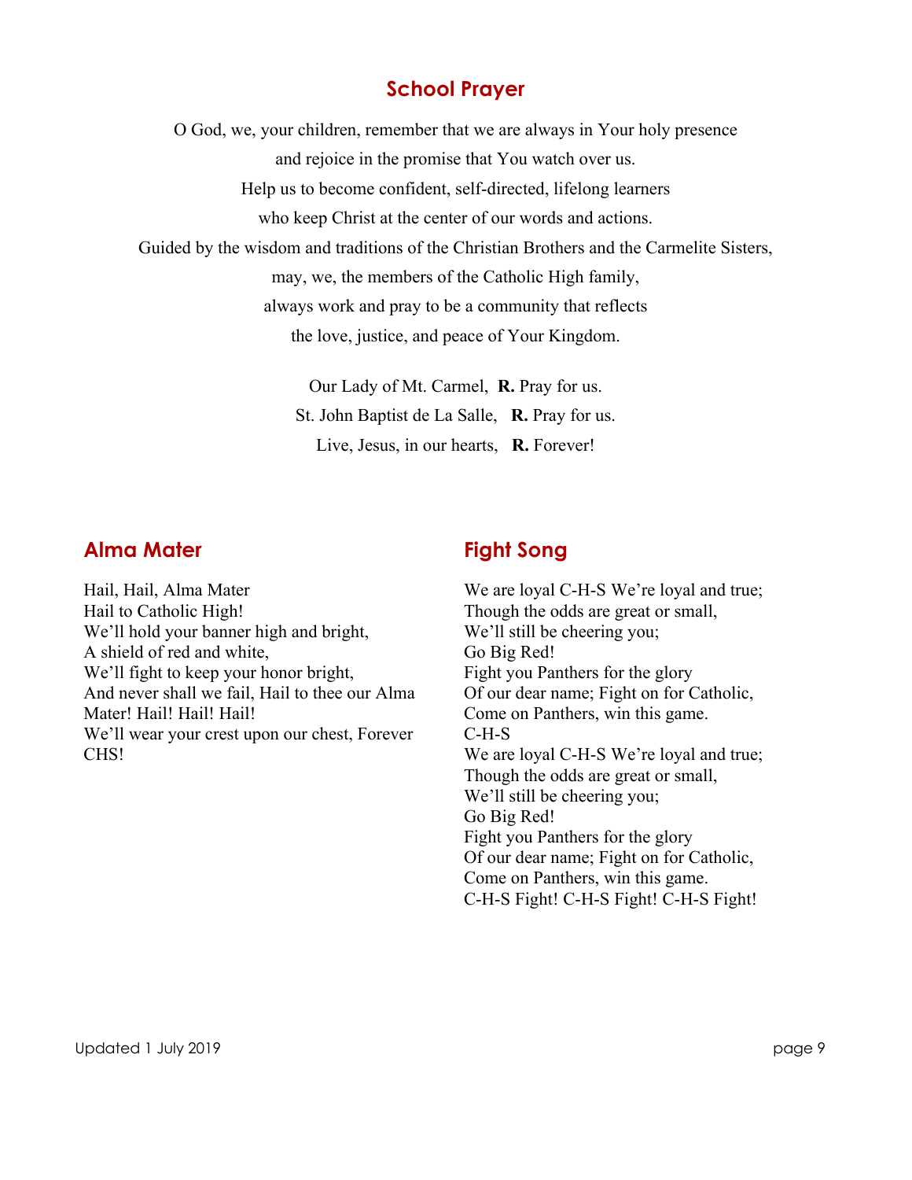## School Prayer

O God, we, your children, remember that we are always in Your holy presence
and rejoice in the promise that You watch over us.
Help us to become confident, self-directed, lifelong learners
who keep Christ at the center of our words and actions.
Guided by the wisdom and traditions of the Christian Brothers and the Carmelite Sisters,
may, we, the members of the Catholic High family,
always work and pray to be a community that reflects
the love, justice, and peace of Your Kingdom.

Our Lady of Mt. Carmel, **R.** Pray for us.
St. John Baptist de La Salle, **R.** Pray for us.
Live, Jesus, in our hearts, **R.** Forever!

## Alma Mater

Hail, Hail, Alma Mater
Hail to Catholic High!
We'll hold your banner high and bright,
A shield of red and white,
We'll fight to keep your honor bright,
And never shall we fail, Hail to thee our Alma Mater! Hail! Hail! Hail!
We'll wear your crest upon our chest, Forever CHS!

## Fight Song

We are loyal C-H-S We're loyal and true;
Though the odds are great or small,
We'll still be cheering you;
Go Big Red!
Fight you Panthers for the glory
Of our dear name; Fight on for Catholic,
Come on Panthers, win this game.
C-H-S
We are loyal C-H-S We're loyal and true;
Though the odds are great or small,
We'll still be cheering you;
Go Big Red!
Fight you Panthers for the glory
Of our dear name; Fight on for Catholic,
Come on Panthers, win this game.
C-H-S Fight! C-H-S Fight! C-H-S Fight!

Updated 1 July 2019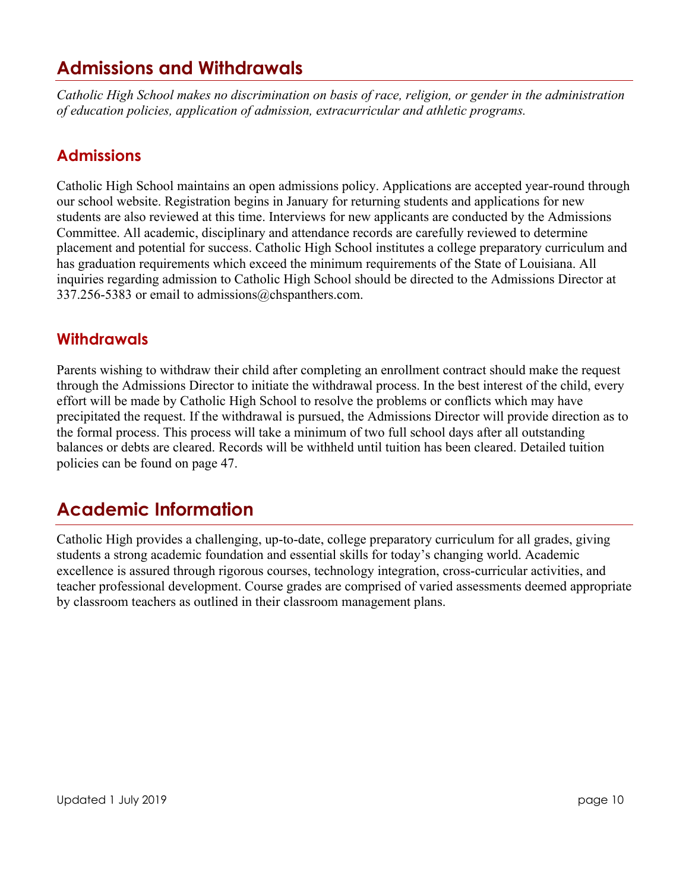## Admissions and Withdrawals

*Catholic High School makes no discrimination on basis of race, religion, or gender in the administration of education policies, application of admission, extracurricular and athletic programs.*

### Admissions

Catholic High School maintains an open admissions policy. Applications are accepted year-round through our school website. Registration begins in January for returning students and applications for new students are also reviewed at this time. Interviews for new applicants are conducted by the Admissions Committee. All academic, disciplinary and attendance records are carefully reviewed to determine placement and potential for success. Catholic High School institutes a college preparatory curriculum and has graduation requirements which exceed the minimum requirements of the State of Louisiana. All inquiries regarding admission to Catholic High School should be directed to the Admissions Director at 337.256-5383 or email to admissions@chspanthers.com.

### Withdrawals

Parents wishing to withdraw their child after completing an enrollment contract should make the request through the Admissions Director to initiate the withdrawal process. In the best interest of the child, every effort will be made by Catholic High School to resolve the problems or conflicts which may have precipitated the request. If the withdrawal is pursued, the Admissions Director will provide direction as to the formal process. This process will take a minimum of two full school days after all outstanding balances or debts are cleared. Records will be withheld until tuition has been cleared. Detailed tuition policies can be found on page 47.

## Academic Information

Catholic High provides a challenging, up-to-date, college preparatory curriculum for all grades, giving students a strong academic foundation and essential skills for today's changing world. Academic excellence is assured through rigorous courses, technology integration, cross-curricular activities, and teacher professional development. Course grades are comprised of varied assessments deemed appropriate by classroom teachers as outlined in their classroom management plans.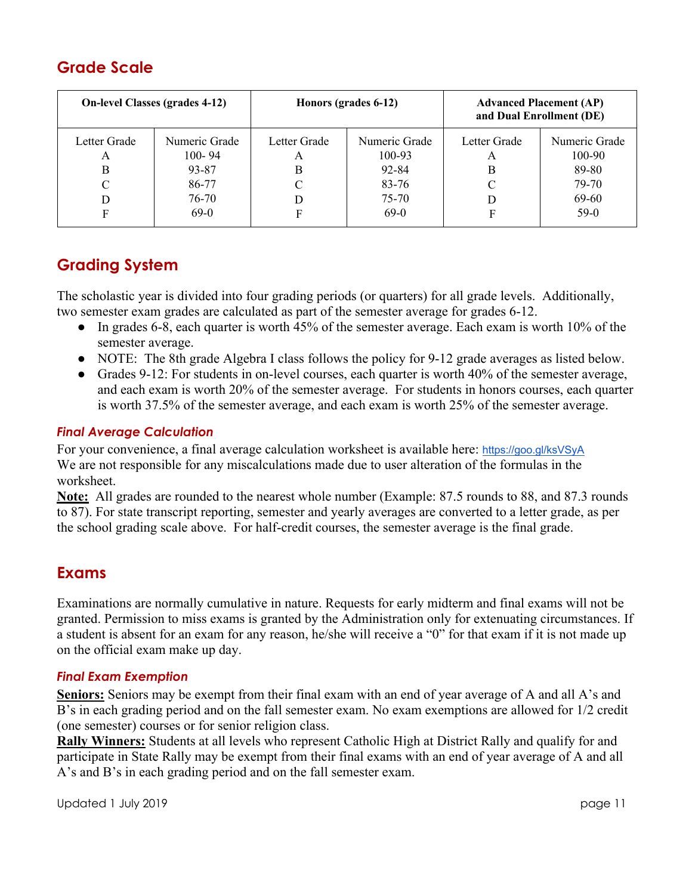## Grade Scale

| On-level Classes (grades 4-12) | | Honors (grades 6-12) | | Advanced Placement (AP) and Dual Enrollment (DE) | |
|---|---|---|---|---|---|
| Letter Grade | Numeric Grade | Letter Grade | Numeric Grade | Letter Grade | Numeric Grade |
| A | 100- 94 | A | 100-93 | A | 100-90 |
| B | 93-87 | B | 92-84 | B | 89-80 |
| C | 86-77 | C | 83-76 | C | 79-70 |
| D | 76-70 | D | 75-70 | D | 69-60 |
| F | 69-0 | F | 69-0 | F | 59-0 |

## Grading System

The scholastic year is divided into four grading periods (or quarters) for all grade levels. Additionally, two semester exam grades are calculated as part of the semester average for grades 6-12.

- In grades 6-8, each quarter is worth 45% of the semester average. Each exam is worth 10% of the semester average.
- NOTE: The 8th grade Algebra I class follows the policy for 9-12 grade averages as listed below.
- Grades 9-12: For students in on-level courses, each quarter is worth 40% of the semester average, and each exam is worth 20% of the semester average. For students in honors courses, each quarter is worth 37.5% of the semester average, and each exam is worth 25% of the semester average.

### *Final Average Calculation*

For your convenience, a final average calculation worksheet is available here: https://goo.gl/ksVSyA
We are not responsible for any miscalculations made due to user alteration of the formulas in the worksheet.

**Note:** All grades are rounded to the nearest whole number (Example: 87.5 rounds to 88, and 87.3 rounds to 87). For state transcript reporting, semester and yearly averages are converted to a letter grade, as per the school grading scale above. For half-credit courses, the semester average is the final grade.

## Exams

Examinations are normally cumulative in nature. Requests for early midterm and final exams will not be granted. Permission to miss exams is granted by the Administration only for extenuating circumstances. If a student is absent for an exam for any reason, he/she will receive a "0" for that exam if it is not made up on the official exam make up day.

### *Final Exam Exemption*

**Seniors:** Seniors may be exempt from their final exam with an end of year average of A and all A's and B's in each grading period and on the fall semester exam. No exam exemptions are allowed for 1/2 credit (one semester) courses or for senior religion class.

**Rally Winners:** Students at all levels who represent Catholic High at District Rally and qualify for and participate in State Rally may be exempt from their final exams with an end of year average of A and all A's and B's in each grading period and on the fall semester exam.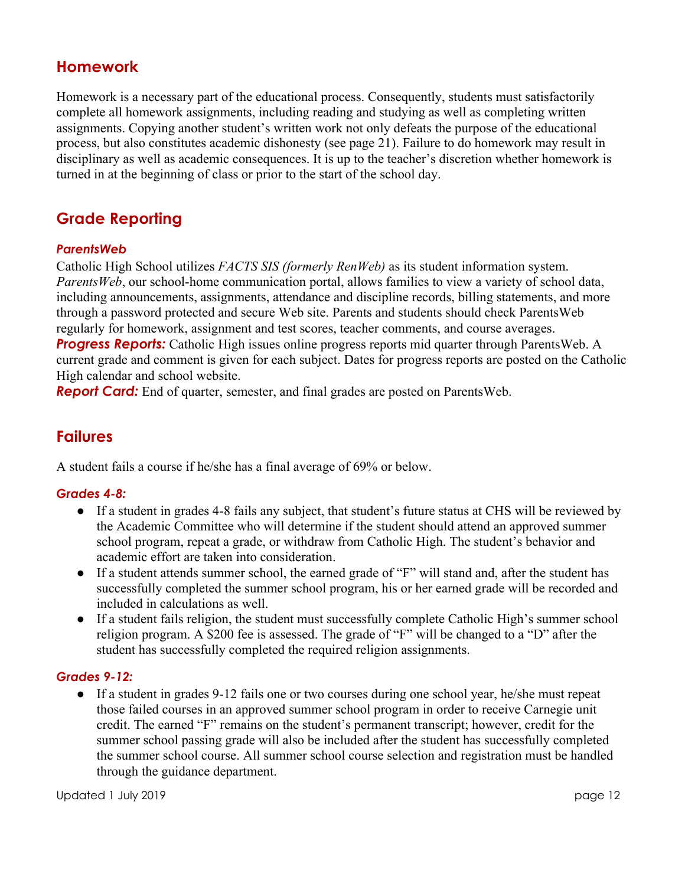## Homework

Homework is a necessary part of the educational process. Consequently, students must satisfactorily complete all homework assignments, including reading and studying as well as completing written assignments. Copying another student's written work not only defeats the purpose of the educational process, but also constitutes academic dishonesty (see page 21). Failure to do homework may result in disciplinary as well as academic consequences. It is up to the teacher's discretion whether homework is turned in at the beginning of class or prior to the start of the school day.

## Grade Reporting

### *ParentsWeb*

Catholic High School utilizes *FACTS SIS (formerly RenWeb)* as its student information system. *ParentsWeb*, our school-home communication portal, allows families to view a variety of school data, including announcements, assignments, attendance and discipline records, billing statements, and more through a password protected and secure Web site. Parents and students should check ParentsWeb regularly for homework, assignment and test scores, teacher comments, and course averages.

***Progress Reports:*** Catholic High issues online progress reports mid quarter through ParentsWeb. A current grade and comment is given for each subject. Dates for progress reports are posted on the Catholic High calendar and school website.

***Report Card:*** End of quarter, semester, and final grades are posted on ParentsWeb.

## Failures

A student fails a course if he/she has a final average of 69% or below.

### *Grades 4-8:*

- If a student in grades 4-8 fails any subject, that student's future status at CHS will be reviewed by the Academic Committee who will determine if the student should attend an approved summer school program, repeat a grade, or withdraw from Catholic High. The student's behavior and academic effort are taken into consideration.
- If a student attends summer school, the earned grade of "F" will stand and, after the student has successfully completed the summer school program, his or her earned grade will be recorded and included in calculations as well.
- If a student fails religion, the student must successfully complete Catholic High's summer school religion program. A $200 fee is assessed. The grade of "F" will be changed to a "D" after the student has successfully completed the required religion assignments.

### *Grades 9-12:*

- If a student in grades 9-12 fails one or two courses during one school year, he/she must repeat those failed courses in an approved summer school program in order to receive Carnegie unit credit. The earned "F" remains on the student's permanent transcript; however, credit for the summer school passing grade will also be included after the student has successfully completed the summer school course. All summer school course selection and registration must be handled through the guidance department.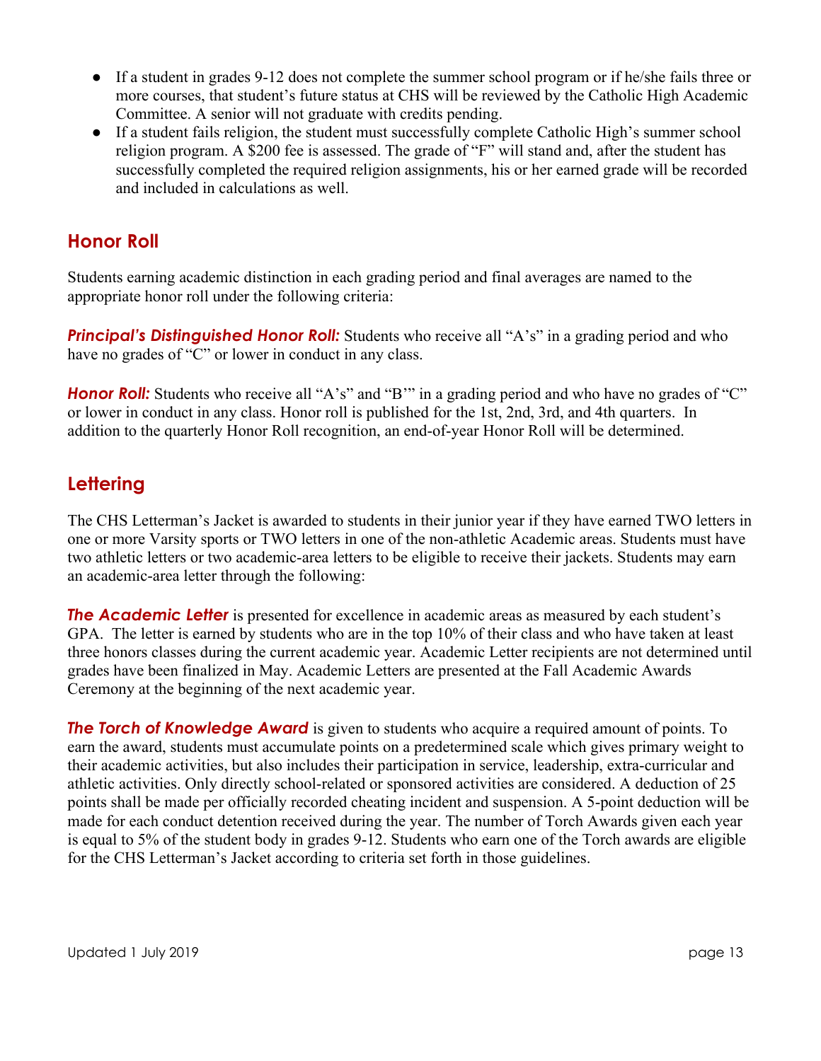- If a student in grades 9-12 does not complete the summer school program or if he/she fails three or more courses, that student's future status at CHS will be reviewed by the Catholic High Academic Committee. A senior will not graduate with credits pending.
- If a student fails religion, the student must successfully complete Catholic High's summer school religion program. A $200 fee is assessed. The grade of "F" will stand and, after the student has successfully completed the required religion assignments, his or her earned grade will be recorded and included in calculations as well.

## Honor Roll

Students earning academic distinction in each grading period and final averages are named to the appropriate honor roll under the following criteria:

***Principal's Distinguished Honor Roll:*** Students who receive all "A's" in a grading period and who have no grades of "C" or lower in conduct in any class.

***Honor Roll:*** Students who receive all "A's" and "B'" in a grading period and who have no grades of "C" or lower in conduct in any class. Honor roll is published for the 1st, 2nd, 3rd, and 4th quarters. In addition to the quarterly Honor Roll recognition, an end-of-year Honor Roll will be determined.

## Lettering

The CHS Letterman's Jacket is awarded to students in their junior year if they have earned TWO letters in one or more Varsity sports or TWO letters in one of the non-athletic Academic areas. Students must have two athletic letters or two academic-area letters to be eligible to receive their jackets. Students may earn an academic-area letter through the following:

***The Academic Letter*** is presented for excellence in academic areas as measured by each student's GPA. The letter is earned by students who are in the top 10% of their class and who have taken at least three honors classes during the current academic year. Academic Letter recipients are not determined until grades have been finalized in May. Academic Letters are presented at the Fall Academic Awards Ceremony at the beginning of the next academic year.

***The Torch of Knowledge Award*** is given to students who acquire a required amount of points. To earn the award, students must accumulate points on a predetermined scale which gives primary weight to their academic activities, but also includes their participation in service, leadership, extra-curricular and athletic activities. Only directly school-related or sponsored activities are considered. A deduction of 25 points shall be made per officially recorded cheating incident and suspension. A 5-point deduction will be made for each conduct detention received during the year. The number of Torch Awards given each year is equal to 5% of the student body in grades 9-12. Students who earn one of the Torch awards are eligible for the CHS Letterman's Jacket according to criteria set forth in those guidelines.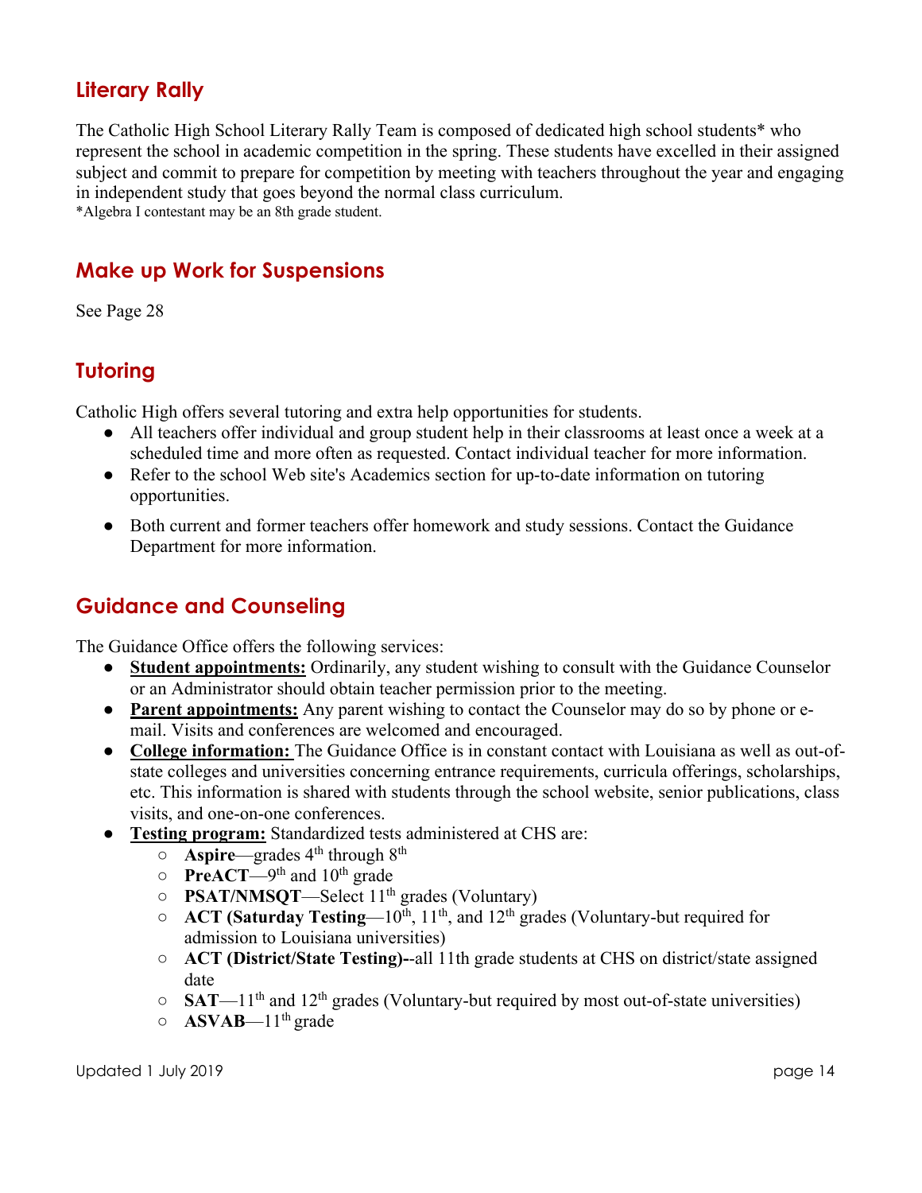## Literary Rally

The Catholic High School Literary Rally Team is composed of dedicated high school students* who represent the school in academic competition in the spring. These students have excelled in their assigned subject and commit to prepare for competition by meeting with teachers throughout the year and engaging in independent study that goes beyond the normal class curriculum.

*Algebra I contestant may be an 8th grade student.

## Make up Work for Suspensions

See Page 28

## Tutoring

Catholic High offers several tutoring and extra help opportunities for students.

- All teachers offer individual and group student help in their classrooms at least once a week at a scheduled time and more often as requested. Contact individual teacher for more information.
- Refer to the school Web site's Academics section for up-to-date information on tutoring opportunities.
- Both current and former teachers offer homework and study sessions. Contact the Guidance Department for more information.

## Guidance and Counseling

The Guidance Office offers the following services:

- **Student appointments:** Ordinarily, any student wishing to consult with the Guidance Counselor or an Administrator should obtain teacher permission prior to the meeting.
- **Parent appointments:** Any parent wishing to contact the Counselor may do so by phone or e-mail. Visits and conferences are welcomed and encouraged.
- **College information:** The Guidance Office is in constant contact with Louisiana as well as out-of-state colleges and universities concerning entrance requirements, curricula offerings, scholarships, etc. This information is shared with students through the school website, senior publications, class visits, and one-on-one conferences.
- **Testing program:** Standardized tests administered at CHS are:
    - **Aspire**—grades 4th through 8th
    - **PreACT**—9th and 10th grade
    - **PSAT/NMSQT**—Select 11th grades (Voluntary)
    - **ACT (Saturday Testing**—10th, 11th, and 12th grades (Voluntary-but required for admission to Louisiana universities)
    - **ACT (District/State Testing)--**all 11th grade students at CHS on district/state assigned date
    - **SAT**—11th and 12th grades (Voluntary-but required by most out-of-state universities)
    - **ASVAB**—11th grade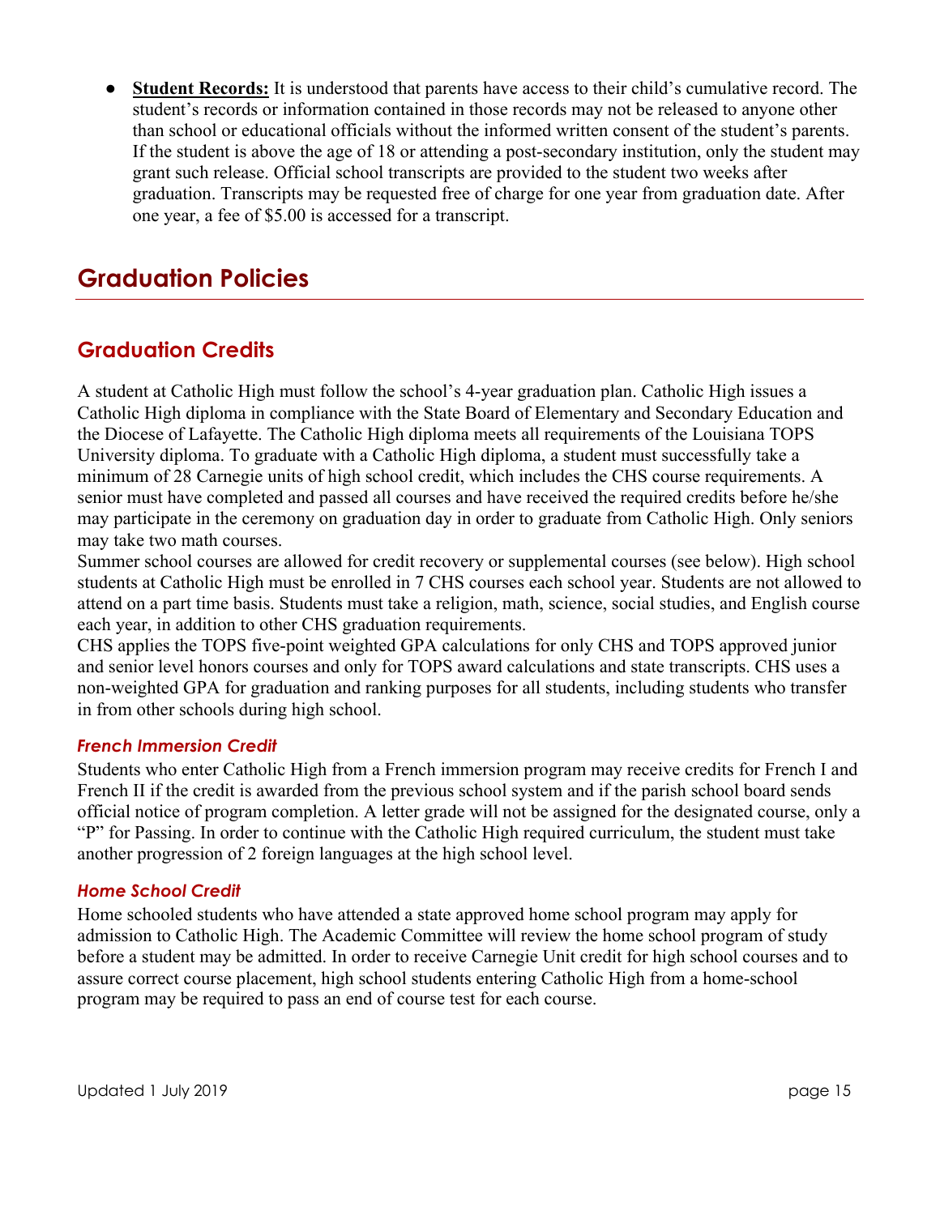- **Student Records:** It is understood that parents have access to their child's cumulative record. The student's records or information contained in those records may not be released to anyone other than school or educational officials without the informed written consent of the student's parents. If the student is above the age of 18 or attending a post-secondary institution, only the student may grant such release. Official school transcripts are provided to the student two weeks after graduation. Transcripts may be requested free of charge for one year from graduation date. After one year, a fee of $5.00 is accessed for a transcript.

# Graduation Policies

## Graduation Credits

A student at Catholic High must follow the school's 4-year graduation plan. Catholic High issues a Catholic High diploma in compliance with the State Board of Elementary and Secondary Education and the Diocese of Lafayette. The Catholic High diploma meets all requirements of the Louisiana TOPS University diploma. To graduate with a Catholic High diploma, a student must successfully take a minimum of 28 Carnegie units of high school credit, which includes the CHS course requirements. A senior must have completed and passed all courses and have received the required credits before he/she may participate in the ceremony on graduation day in order to graduate from Catholic High. Only seniors may take two math courses.

Summer school courses are allowed for credit recovery or supplemental courses (see below). High school students at Catholic High must be enrolled in 7 CHS courses each school year. Students are not allowed to attend on a part time basis. Students must take a religion, math, science, social studies, and English course each year, in addition to other CHS graduation requirements.

CHS applies the TOPS five-point weighted GPA calculations for only CHS and TOPS approved junior and senior level honors courses and only for TOPS award calculations and state transcripts. CHS uses a non-weighted GPA for graduation and ranking purposes for all students, including students who transfer in from other schools during high school.

### *French Immersion Credit*

Students who enter Catholic High from a French immersion program may receive credits for French I and French II if the credit is awarded from the previous school system and if the parish school board sends official notice of program completion. A letter grade will not be assigned for the designated course, only a "P" for Passing. In order to continue with the Catholic High required curriculum, the student must take another progression of 2 foreign languages at the high school level.

### *Home School Credit*

Home schooled students who have attended a state approved home school program may apply for admission to Catholic High. The Academic Committee will review the home school program of study before a student may be admitted. In order to receive Carnegie Unit credit for high school courses and to assure correct course placement, high school students entering Catholic High from a home-school program may be required to pass an end of course test for each course.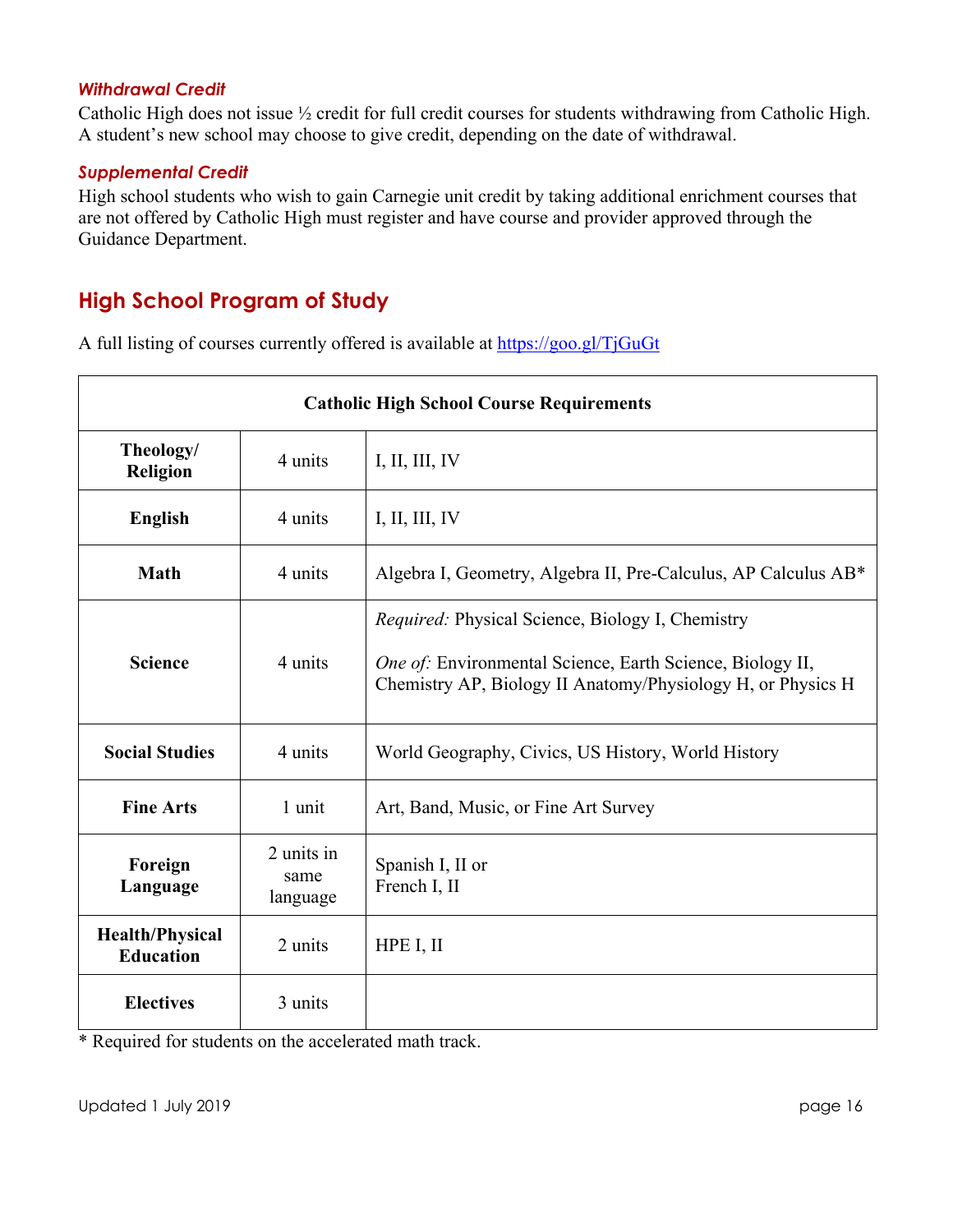### *Withdrawal Credit*

Catholic High does not issue ½ credit for full credit courses for students withdrawing from Catholic High. A student's new school may choose to give credit, depending on the date of withdrawal.

### *Supplemental Credit*

High school students who wish to gain Carnegie unit credit by taking additional enrichment courses that are not offered by Catholic High must register and have course and provider approved through the Guidance Department.

## High School Program of Study

A full listing of courses currently offered is available at [https://goo.gl/TjGuGt](https://goo.gl/TjGuGt)

| **Catholic High School Course Requirements** | | |
|---|---|---|
| **Theology/ Religion** | 4 units | I, II, III, IV |
| **English** | 4 units | I, II, III, IV |
| **Math** | 4 units | Algebra I, Geometry, Algebra II, Pre-Calculus, AP Calculus AB* |
| **Science** | 4 units | *Required:* Physical Science, Biology I, Chemistry<br><br>*One of:* Environmental Science, Earth Science, Biology II, Chemistry AP, Biology II Anatomy/Physiology H, or Physics H |
| **Social Studies** | 4 units | World Geography, Civics, US History, World History |
| **Fine Arts** | 1 unit | Art, Band, Music, or Fine Art Survey |
| **Foreign Language** | 2 units in same language | Spanish I, II or<br>French I, II |
| **Health/Physical Education** | 2 units | HPE I, II |
| **Electives** | 3 units | |

* Required for students on the accelerated math track.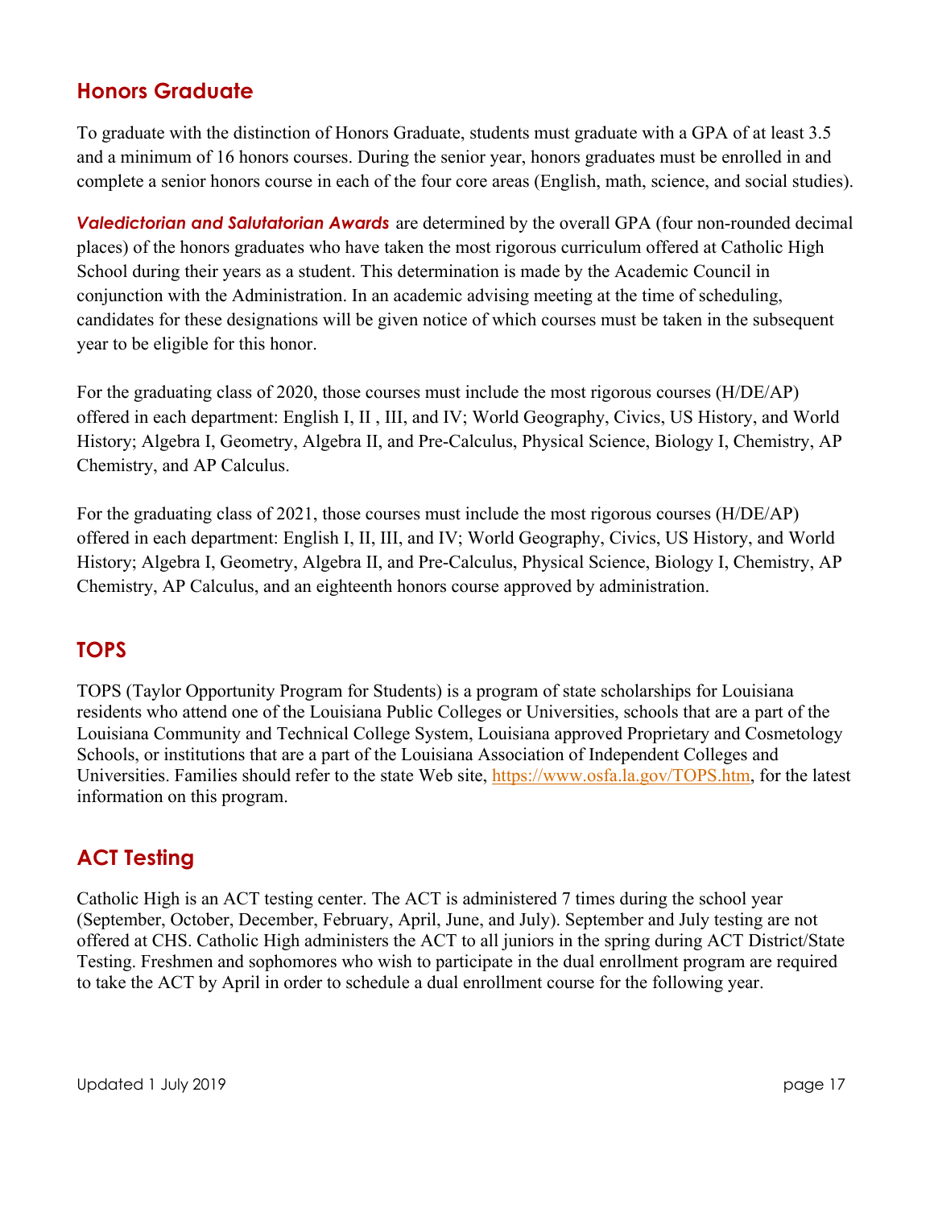## Honors Graduate

To graduate with the distinction of Honors Graduate, students must graduate with a GPA of at least 3.5 and a minimum of 16 honors courses. During the senior year, honors graduates must be enrolled in and complete a senior honors course in each of the four core areas (English, math, science, and social studies).

***Valedictorian and Salutatorian Awards*** are determined by the overall GPA (four non-rounded decimal places) of the honors graduates who have taken the most rigorous curriculum offered at Catholic High School during their years as a student. This determination is made by the Academic Council in conjunction with the Administration. In an academic advising meeting at the time of scheduling, candidates for these designations will be given notice of which courses must be taken in the subsequent year to be eligible for this honor.

For the graduating class of 2020, those courses must include the most rigorous courses (H/DE/AP) offered in each department: English I, II , III, and IV; World Geography, Civics, US History, and World History; Algebra I, Geometry, Algebra II, and Pre-Calculus, Physical Science, Biology I, Chemistry, AP Chemistry, and AP Calculus.

For the graduating class of 2021, those courses must include the most rigorous courses (H/DE/AP) offered in each department: English I, II, III, and IV; World Geography, Civics, US History, and World History; Algebra I, Geometry, Algebra II, and Pre-Calculus, Physical Science, Biology I, Chemistry, AP Chemistry, AP Calculus, and an eighteenth honors course approved by administration.

## TOPS

TOPS (Taylor Opportunity Program for Students) is a program of state scholarships for Louisiana residents who attend one of the Louisiana Public Colleges or Universities, schools that are a part of the Louisiana Community and Technical College System, Louisiana approved Proprietary and Cosmetology Schools, or institutions that are a part of the Louisiana Association of Independent Colleges and Universities. Families should refer to the state Web site, https://www.osfa.la.gov/TOPS.htm, for the latest information on this program.

## ACT Testing

Catholic High is an ACT testing center. The ACT is administered 7 times during the school year (September, October, December, February, April, June, and July). September and July testing are not offered at CHS. Catholic High administers the ACT to all juniors in the spring during ACT District/State Testing. Freshmen and sophomores who wish to participate in the dual enrollment program are required to take the ACT by April in order to schedule a dual enrollment course for the following year.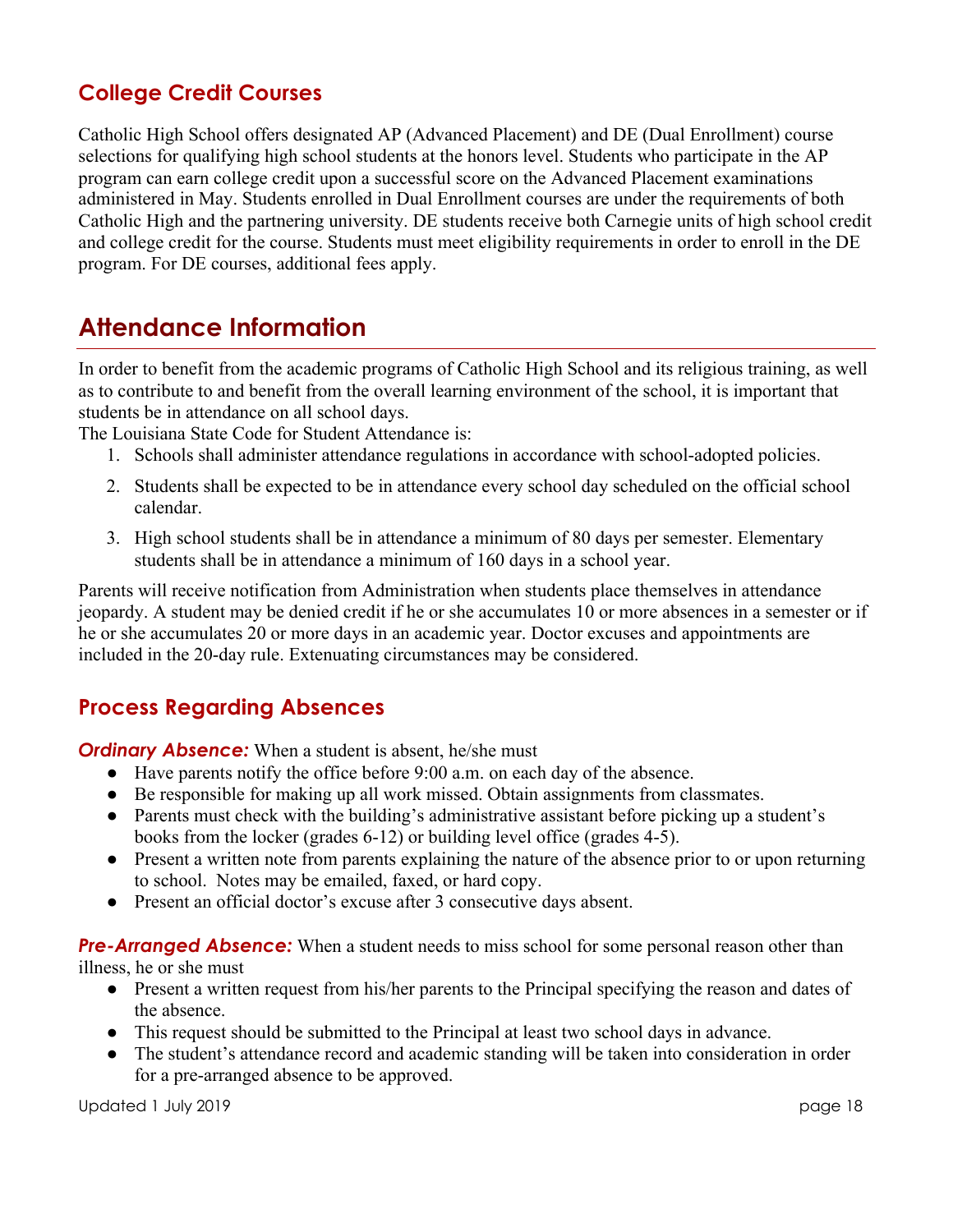## College Credit Courses

Catholic High School offers designated AP (Advanced Placement) and DE (Dual Enrollment) course selections for qualifying high school students at the honors level. Students who participate in the AP program can earn college credit upon a successful score on the Advanced Placement examinations administered in May. Students enrolled in Dual Enrollment courses are under the requirements of both Catholic High and the partnering university. DE students receive both Carnegie units of high school credit and college credit for the course. Students must meet eligibility requirements in order to enroll in the DE program. For DE courses, additional fees apply.

# Attendance Information

In order to benefit from the academic programs of Catholic High School and its religious training, as well as to contribute to and benefit from the overall learning environment of the school, it is important that students be in attendance on all school days.

The Louisiana State Code for Student Attendance is:

1. Schools shall administer attendance regulations in accordance with school-adopted policies.
2. Students shall be expected to be in attendance every school day scheduled on the official school calendar.
3. High school students shall be in attendance a minimum of 80 days per semester. Elementary students shall be in attendance a minimum of 160 days in a school year.

Parents will receive notification from Administration when students place themselves in attendance jeopardy. A student may be denied credit if he or she accumulates 10 or more absences in a semester or if he or she accumulates 20 or more days in an academic year. Doctor excuses and appointments are included in the 20-day rule. Extenuating circumstances may be considered.

## Process Regarding Absences

***Ordinary Absence:*** When a student is absent, he/she must

- Have parents notify the office before 9:00 a.m. on each day of the absence.
- Be responsible for making up all work missed. Obtain assignments from classmates.
- Parents must check with the building's administrative assistant before picking up a student's books from the locker (grades 6-12) or building level office (grades 4-5).
- Present a written note from parents explaining the nature of the absence prior to or upon returning to school. Notes may be emailed, faxed, or hard copy.
- Present an official doctor's excuse after 3 consecutive days absent.

***Pre-Arranged Absence:*** When a student needs to miss school for some personal reason other than illness, he or she must

- Present a written request from his/her parents to the Principal specifying the reason and dates of the absence.
- This request should be submitted to the Principal at least two school days in advance.
- The student's attendance record and academic standing will be taken into consideration in order for a pre-arranged absence to be approved.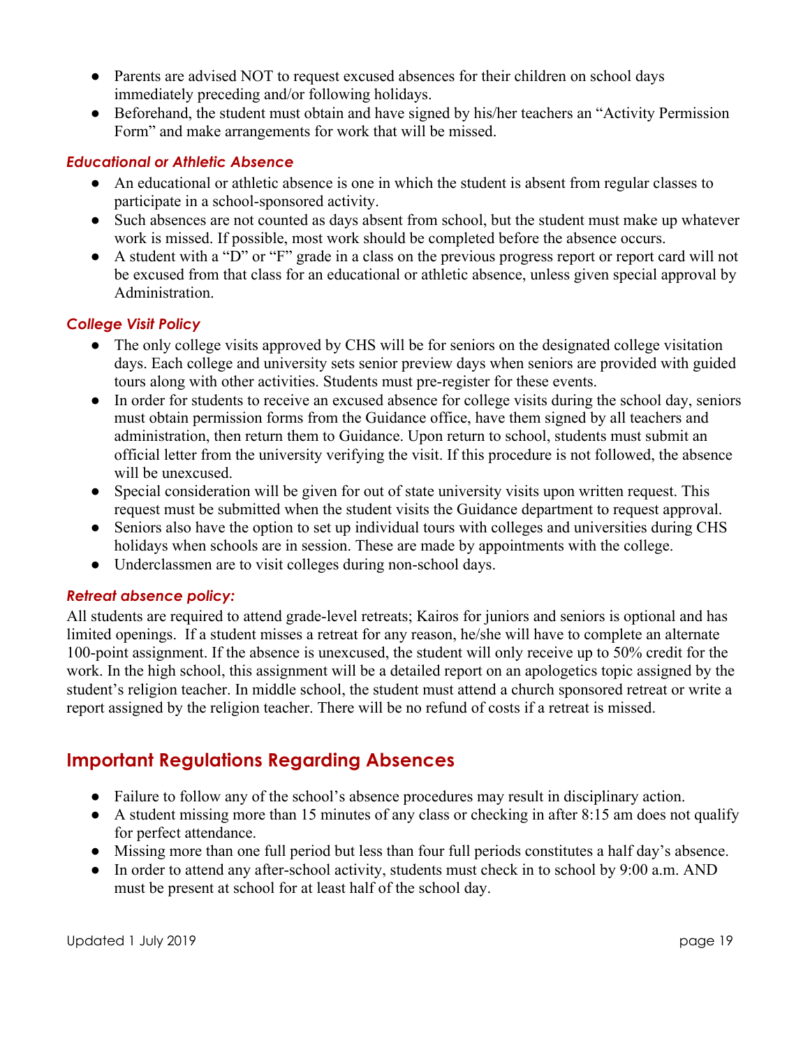- Parents are advised NOT to request excused absences for their children on school days immediately preceding and/or following holidays.
- Beforehand, the student must obtain and have signed by his/her teachers an "Activity Permission Form" and make arrangements for work that will be missed.

### *Educational or Athletic Absence*

- An educational or athletic absence is one in which the student is absent from regular classes to participate in a school-sponsored activity.
- Such absences are not counted as days absent from school, but the student must make up whatever work is missed. If possible, most work should be completed before the absence occurs.
- A student with a "D" or "F" grade in a class on the previous progress report or report card will not be excused from that class for an educational or athletic absence, unless given special approval by Administration.

### *College Visit Policy*

- The only college visits approved by CHS will be for seniors on the designated college visitation days. Each college and university sets senior preview days when seniors are provided with guided tours along with other activities. Students must pre-register for these events.
- In order for students to receive an excused absence for college visits during the school day, seniors must obtain permission forms from the Guidance office, have them signed by all teachers and administration, then return them to Guidance. Upon return to school, students must submit an official letter from the university verifying the visit. If this procedure is not followed, the absence will be unexcused.
- Special consideration will be given for out of state university visits upon written request. This request must be submitted when the student visits the Guidance department to request approval.
- Seniors also have the option to set up individual tours with colleges and universities during CHS holidays when schools are in session. These are made by appointments with the college.
- Underclassmen are to visit colleges during non-school days.

### *Retreat absence policy:*

All students are required to attend grade-level retreats; Kairos for juniors and seniors is optional and has limited openings. If a student misses a retreat for any reason, he/she will have to complete an alternate 100-point assignment. If the absence is unexcused, the student will only receive up to 50% credit for the work. In the high school, this assignment will be a detailed report on an apologetics topic assigned by the student's religion teacher. In middle school, the student must attend a church sponsored retreat or write a report assigned by the religion teacher. There will be no refund of costs if a retreat is missed.

## Important Regulations Regarding Absences

- Failure to follow any of the school's absence procedures may result in disciplinary action.
- A student missing more than 15 minutes of any class or checking in after 8:15 am does not qualify for perfect attendance.
- Missing more than one full period but less than four full periods constitutes a half day's absence.
- In order to attend any after-school activity, students must check in to school by 9:00 a.m. AND must be present at school for at least half of the school day.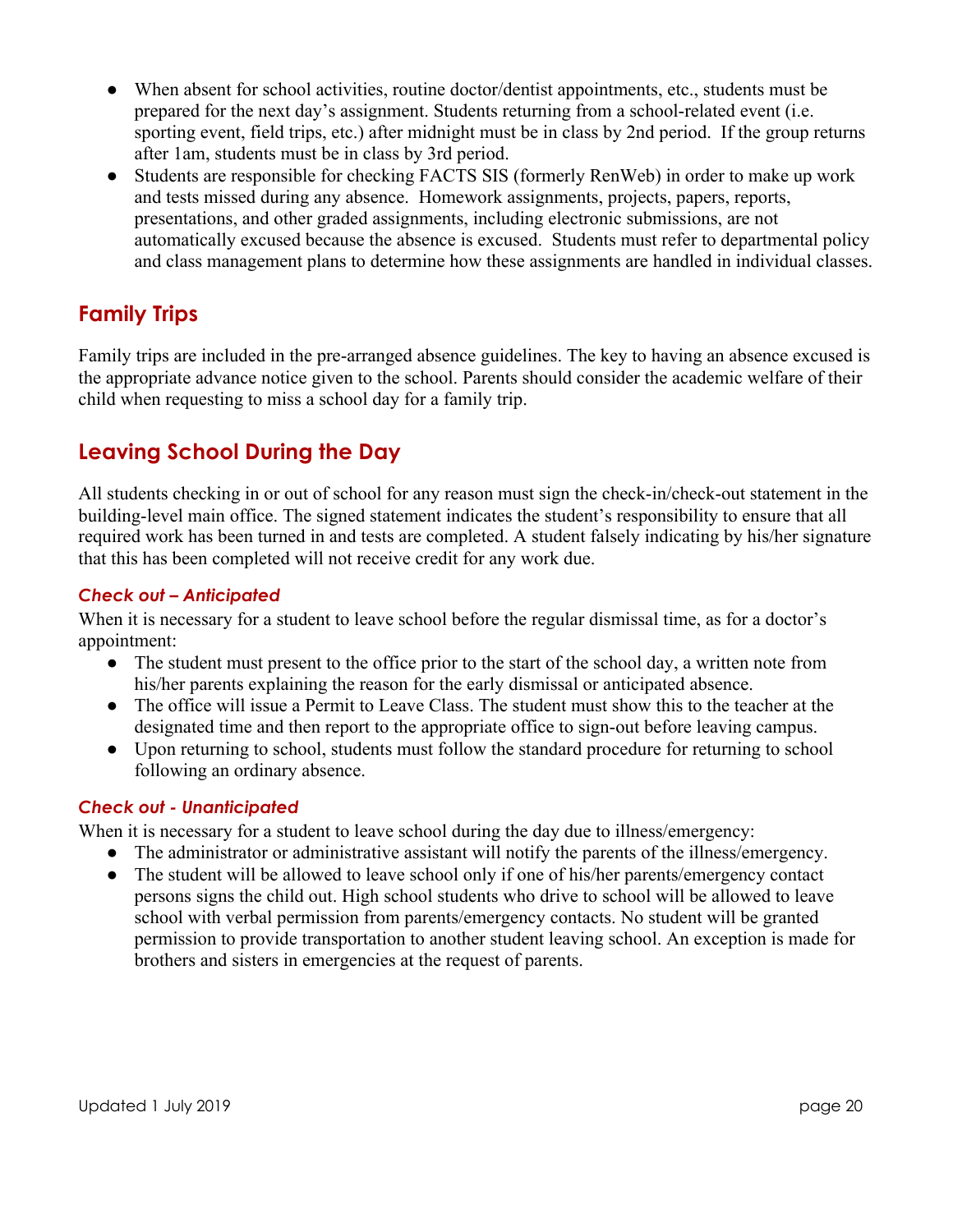- When absent for school activities, routine doctor/dentist appointments, etc., students must be prepared for the next day's assignment. Students returning from a school-related event (i.e. sporting event, field trips, etc.) after midnight must be in class by 2nd period. If the group returns after 1am, students must be in class by 3rd period.
- Students are responsible for checking FACTS SIS (formerly RenWeb) in order to make up work and tests missed during any absence. Homework assignments, projects, papers, reports, presentations, and other graded assignments, including electronic submissions, are not automatically excused because the absence is excused. Students must refer to departmental policy and class management plans to determine how these assignments are handled in individual classes.

## Family Trips

Family trips are included in the pre-arranged absence guidelines. The key to having an absence excused is the appropriate advance notice given to the school. Parents should consider the academic welfare of their child when requesting to miss a school day for a family trip.

## Leaving School During the Day

All students checking in or out of school for any reason must sign the check-in/check-out statement in the building-level main office. The signed statement indicates the student's responsibility to ensure that all required work has been turned in and tests are completed. A student falsely indicating by his/her signature that this has been completed will not receive credit for any work due.

### *Check out – Anticipated*

When it is necessary for a student to leave school before the regular dismissal time, as for a doctor's appointment:

- The student must present to the office prior to the start of the school day, a written note from his/her parents explaining the reason for the early dismissal or anticipated absence.
- The office will issue a Permit to Leave Class. The student must show this to the teacher at the designated time and then report to the appropriate office to sign-out before leaving campus.
- Upon returning to school, students must follow the standard procedure for returning to school following an ordinary absence.

### *Check out - Unanticipated*

When it is necessary for a student to leave school during the day due to illness/emergency:

- The administrator or administrative assistant will notify the parents of the illness/emergency.
- The student will be allowed to leave school only if one of his/her parents/emergency contact persons signs the child out. High school students who drive to school will be allowed to leave school with verbal permission from parents/emergency contacts. No student will be granted permission to provide transportation to another student leaving school. An exception is made for brothers and sisters in emergencies at the request of parents.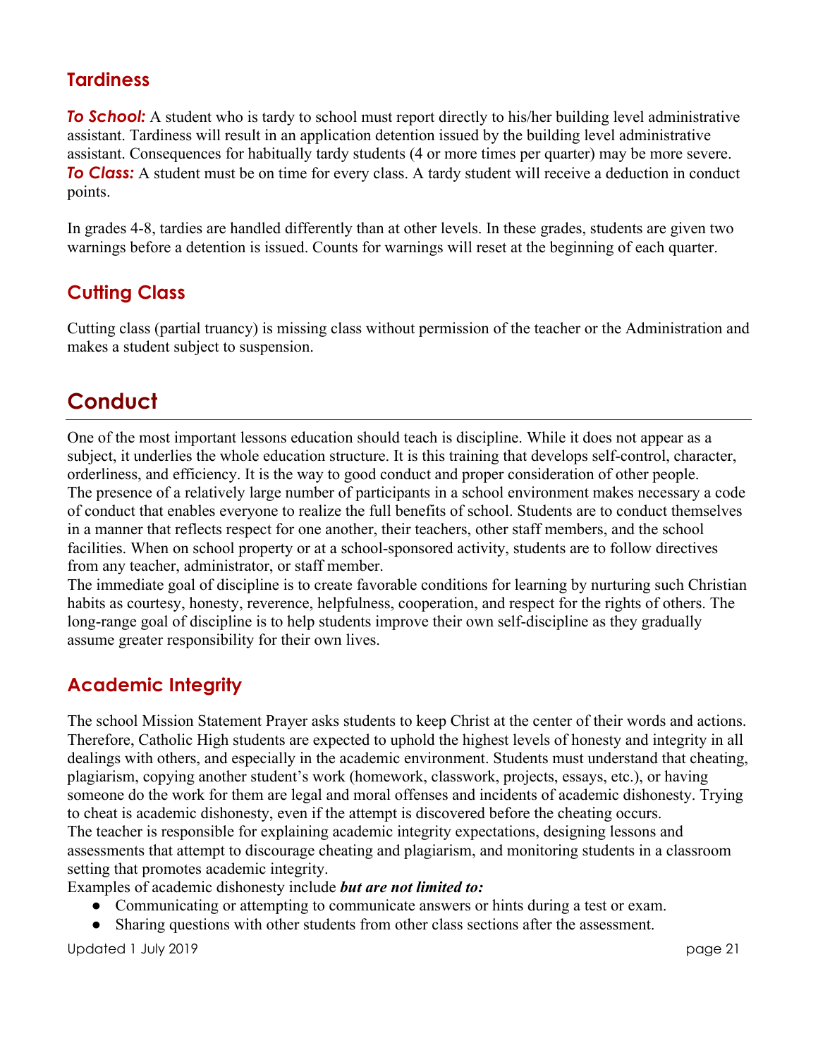## Tardiness

***To School:*** A student who is tardy to school must report directly to his/her building level administrative assistant. Tardiness will result in an application detention issued by the building level administrative assistant. Consequences for habitually tardy students (4 or more times per quarter) may be more severe.
***To Class:*** A student must be on time for every class. A tardy student will receive a deduction in conduct points.

In grades 4-8, tardies are handled differently than at other levels. In these grades, students are given two warnings before a detention is issued. Counts for warnings will reset at the beginning of each quarter.

## Cutting Class

Cutting class (partial truancy) is missing class without permission of the teacher or the Administration and makes a student subject to suspension.

# Conduct

One of the most important lessons education should teach is discipline. While it does not appear as a subject, it underlies the whole education structure. It is this training that develops self-control, character, orderliness, and efficiency. It is the way to good conduct and proper consideration of other people.
The presence of a relatively large number of participants in a school environment makes necessary a code of conduct that enables everyone to realize the full benefits of school. Students are to conduct themselves in a manner that reflects respect for one another, their teachers, other staff members, and the school facilities. When on school property or at a school-sponsored activity, students are to follow directives from any teacher, administrator, or staff member.
The immediate goal of discipline is to create favorable conditions for learning by nurturing such Christian habits as courtesy, honesty, reverence, helpfulness, cooperation, and respect for the rights of others. The long-range goal of discipline is to help students improve their own self-discipline as they gradually assume greater responsibility for their own lives.

## Academic Integrity

The school Mission Statement Prayer asks students to keep Christ at the center of their words and actions. Therefore, Catholic High students are expected to uphold the highest levels of honesty and integrity in all dealings with others, and especially in the academic environment. Students must understand that cheating, plagiarism, copying another student's work (homework, classwork, projects, essays, etc.), or having someone do the work for them are legal and moral offenses and incidents of academic dishonesty. Trying to cheat is academic dishonesty, even if the attempt is discovered before the cheating occurs.
The teacher is responsible for explaining academic integrity expectations, designing lessons and assessments that attempt to discourage cheating and plagiarism, and monitoring students in a classroom setting that promotes academic integrity.
Examples of academic dishonesty include ***but are not limited to:***

- Communicating or attempting to communicate answers or hints during a test or exam.
- Sharing questions with other students from other class sections after the assessment.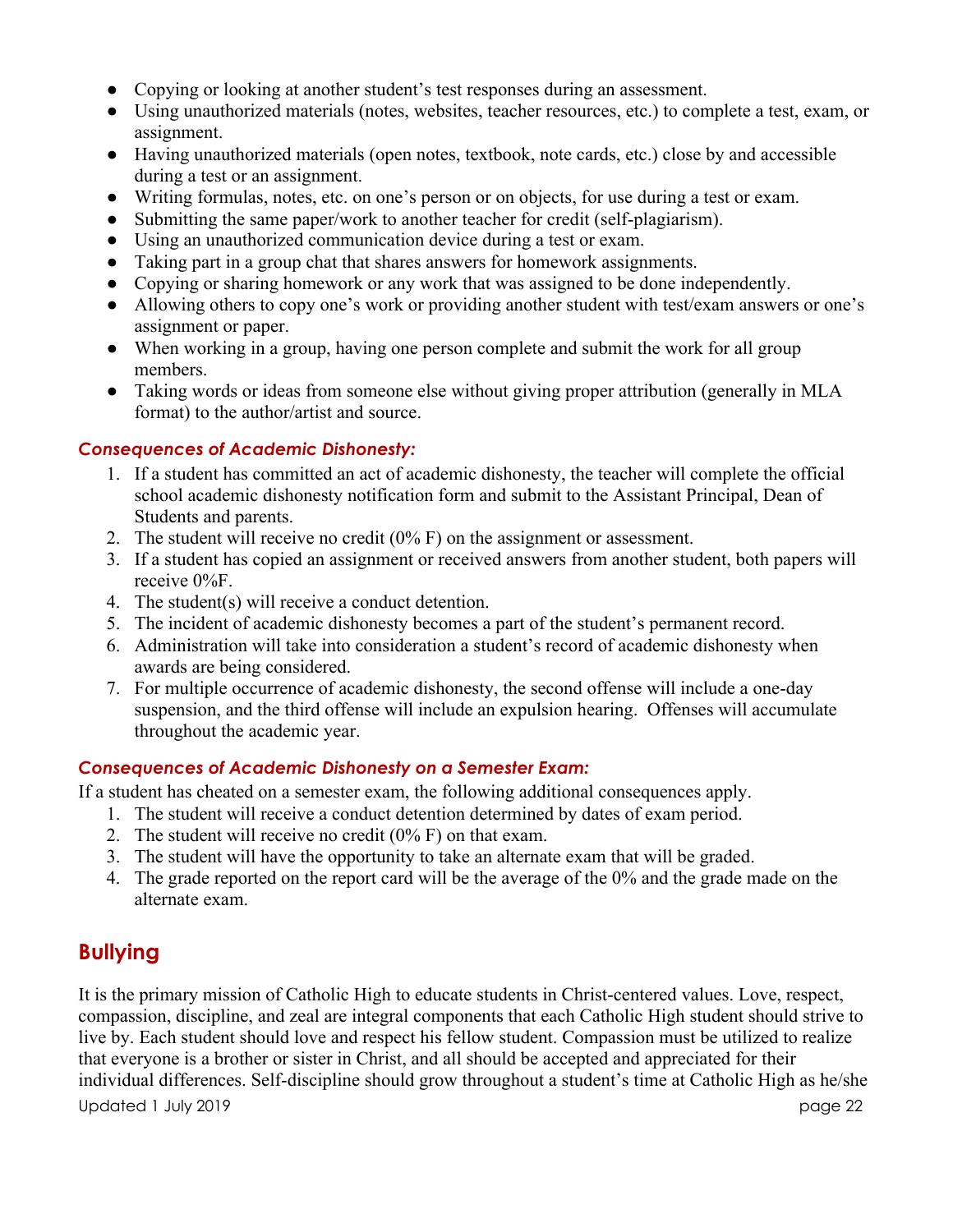- Copying or looking at another student's test responses during an assessment.
- Using unauthorized materials (notes, websites, teacher resources, etc.) to complete a test, exam, or assignment.
- Having unauthorized materials (open notes, textbook, note cards, etc.) close by and accessible during a test or an assignment.
- Writing formulas, notes, etc. on one's person or on objects, for use during a test or exam.
- Submitting the same paper/work to another teacher for credit (self-plagiarism).
- Using an unauthorized communication device during a test or exam.
- Taking part in a group chat that shares answers for homework assignments.
- Copying or sharing homework or any work that was assigned to be done independently.
- Allowing others to copy one's work or providing another student with test/exam answers or one's assignment or paper.
- When working in a group, having one person complete and submit the work for all group members.
- Taking words or ideas from someone else without giving proper attribution (generally in MLA format) to the author/artist and source.

### *Consequences of Academic Dishonesty:*

1. If a student has committed an act of academic dishonesty, the teacher will complete the official school academic dishonesty notification form and submit to the Assistant Principal, Dean of Students and parents.
2. The student will receive no credit (0% F) on the assignment or assessment.
3. If a student has copied an assignment or received answers from another student, both papers will receive 0%F.
4. The student(s) will receive a conduct detention.
5. The incident of academic dishonesty becomes a part of the student's permanent record.
6. Administration will take into consideration a student's record of academic dishonesty when awards are being considered.
7. For multiple occurrence of academic dishonesty, the second offense will include a one-day suspension, and the third offense will include an expulsion hearing. Offenses will accumulate throughout the academic year.

### *Consequences of Academic Dishonesty on a Semester Exam:*

If a student has cheated on a semester exam, the following additional consequences apply.

1. The student will receive a conduct detention determined by dates of exam period.
2. The student will receive no credit (0% F) on that exam.
3. The student will have the opportunity to take an alternate exam that will be graded.
4. The grade reported on the report card will be the average of the 0% and the grade made on the alternate exam.

## Bullying

It is the primary mission of Catholic High to educate students in Christ-centered values. Love, respect, compassion, discipline, and zeal are integral components that each Catholic High student should strive to live by. Each student should love and respect his fellow student. Compassion must be utilized to realize that everyone is a brother or sister in Christ, and all should be accepted and appreciated for their individual differences. Self-discipline should grow throughout a student's time at Catholic High as he/she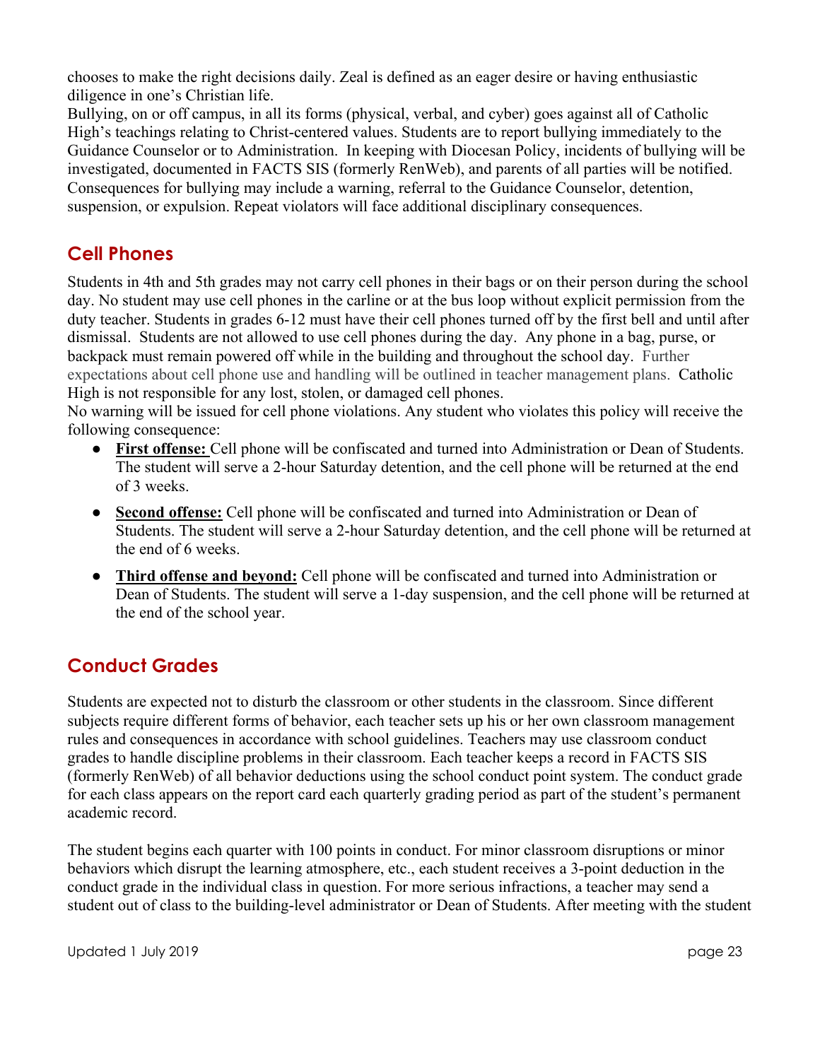chooses to make the right decisions daily. Zeal is defined as an eager desire or having enthusiastic diligence in one's Christian life.

Bullying, on or off campus, in all its forms (physical, verbal, and cyber) goes against all of Catholic High's teachings relating to Christ-centered values. Students are to report bullying immediately to the Guidance Counselor or to Administration. In keeping with Diocesan Policy, incidents of bullying will be investigated, documented in FACTS SIS (formerly RenWeb), and parents of all parties will be notified. Consequences for bullying may include a warning, referral to the Guidance Counselor, detention, suspension, or expulsion. Repeat violators will face additional disciplinary consequences.

## Cell Phones

Students in 4th and 5th grades may not carry cell phones in their bags or on their person during the school day. No student may use cell phones in the carline or at the bus loop without explicit permission from the duty teacher. Students in grades 6-12 must have their cell phones turned off by the first bell and until after dismissal. Students are not allowed to use cell phones during the day. Any phone in a bag, purse, or backpack must remain powered off while in the building and throughout the school day. Further expectations about cell phone use and handling will be outlined in teacher management plans. Catholic High is not responsible for any lost, stolen, or damaged cell phones.

No warning will be issued for cell phone violations. Any student who violates this policy will receive the following consequence:

- **First offense:** Cell phone will be confiscated and turned into Administration or Dean of Students. The student will serve a 2-hour Saturday detention, and the cell phone will be returned at the end of 3 weeks.
- **Second offense:** Cell phone will be confiscated and turned into Administration or Dean of Students. The student will serve a 2-hour Saturday detention, and the cell phone will be returned at the end of 6 weeks.
- **Third offense and beyond:** Cell phone will be confiscated and turned into Administration or Dean of Students. The student will serve a 1-day suspension, and the cell phone will be returned at the end of the school year.

## Conduct Grades

Students are expected not to disturb the classroom or other students in the classroom. Since different subjects require different forms of behavior, each teacher sets up his or her own classroom management rules and consequences in accordance with school guidelines. Teachers may use classroom conduct grades to handle discipline problems in their classroom. Each teacher keeps a record in FACTS SIS (formerly RenWeb) of all behavior deductions using the school conduct point system. The conduct grade for each class appears on the report card each quarterly grading period as part of the student's permanent academic record.

The student begins each quarter with 100 points in conduct. For minor classroom disruptions or minor behaviors which disrupt the learning atmosphere, etc., each student receives a 3-point deduction in the conduct grade in the individual class in question. For more serious infractions, a teacher may send a student out of class to the building-level administrator or Dean of Students. After meeting with the student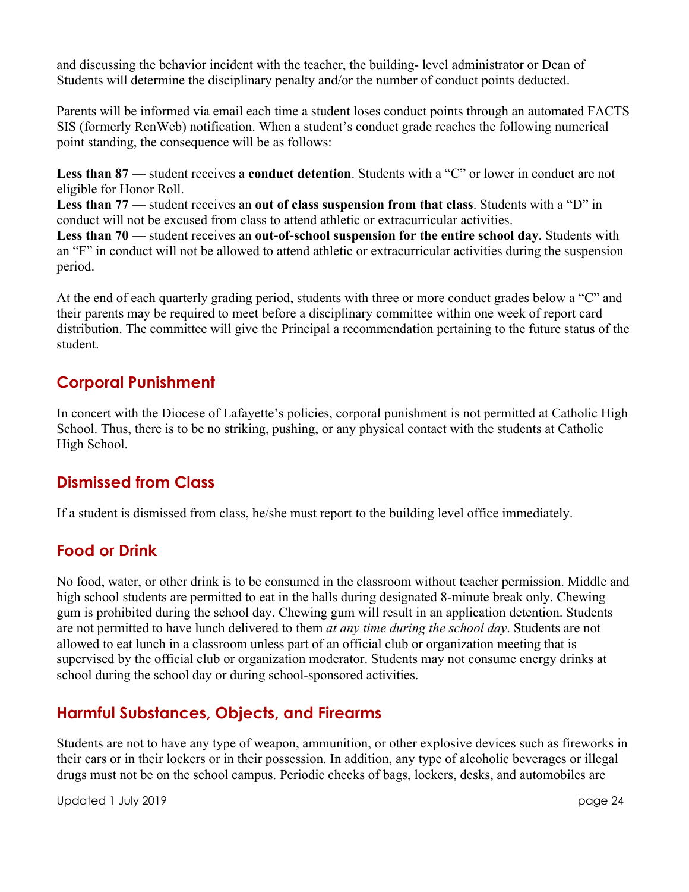and discussing the behavior incident with the teacher, the building- level administrator or Dean of Students will determine the disciplinary penalty and/or the number of conduct points deducted.

Parents will be informed via email each time a student loses conduct points through an automated FACTS SIS (formerly RenWeb) notification. When a student's conduct grade reaches the following numerical point standing, the consequence will be as follows:

**Less than 87** — student receives a **conduct detention**. Students with a "C" or lower in conduct are not eligible for Honor Roll.
**Less than 77** — student receives an **out of class suspension from that class**. Students with a "D" in conduct will not be excused from class to attend athletic or extracurricular activities.
**Less than 70** — student receives an **out-of-school suspension for the entire school day**. Students with an "F" in conduct will not be allowed to attend athletic or extracurricular activities during the suspension period.

At the end of each quarterly grading period, students with three or more conduct grades below a "C" and their parents may be required to meet before a disciplinary committee within one week of report card distribution. The committee will give the Principal a recommendation pertaining to the future status of the student.

## Corporal Punishment

In concert with the Diocese of Lafayette's policies, corporal punishment is not permitted at Catholic High School. Thus, there is to be no striking, pushing, or any physical contact with the students at Catholic High School.

## Dismissed from Class

If a student is dismissed from class, he/she must report to the building level office immediately.

## Food or Drink

No food, water, or other drink is to be consumed in the classroom without teacher permission. Middle and high school students are permitted to eat in the halls during designated 8-minute break only. Chewing gum is prohibited during the school day. Chewing gum will result in an application detention. Students are not permitted to have lunch delivered to them *at any time during the school day*. Students are not allowed to eat lunch in a classroom unless part of an official club or organization meeting that is supervised by the official club or organization moderator. Students may not consume energy drinks at school during the school day or during school-sponsored activities.

## Harmful Substances, Objects, and Firearms

Students are not to have any type of weapon, ammunition, or other explosive devices such as fireworks in their cars or in their lockers or in their possession. In addition, any type of alcoholic beverages or illegal drugs must not be on the school campus. Periodic checks of bags, lockers, desks, and automobiles are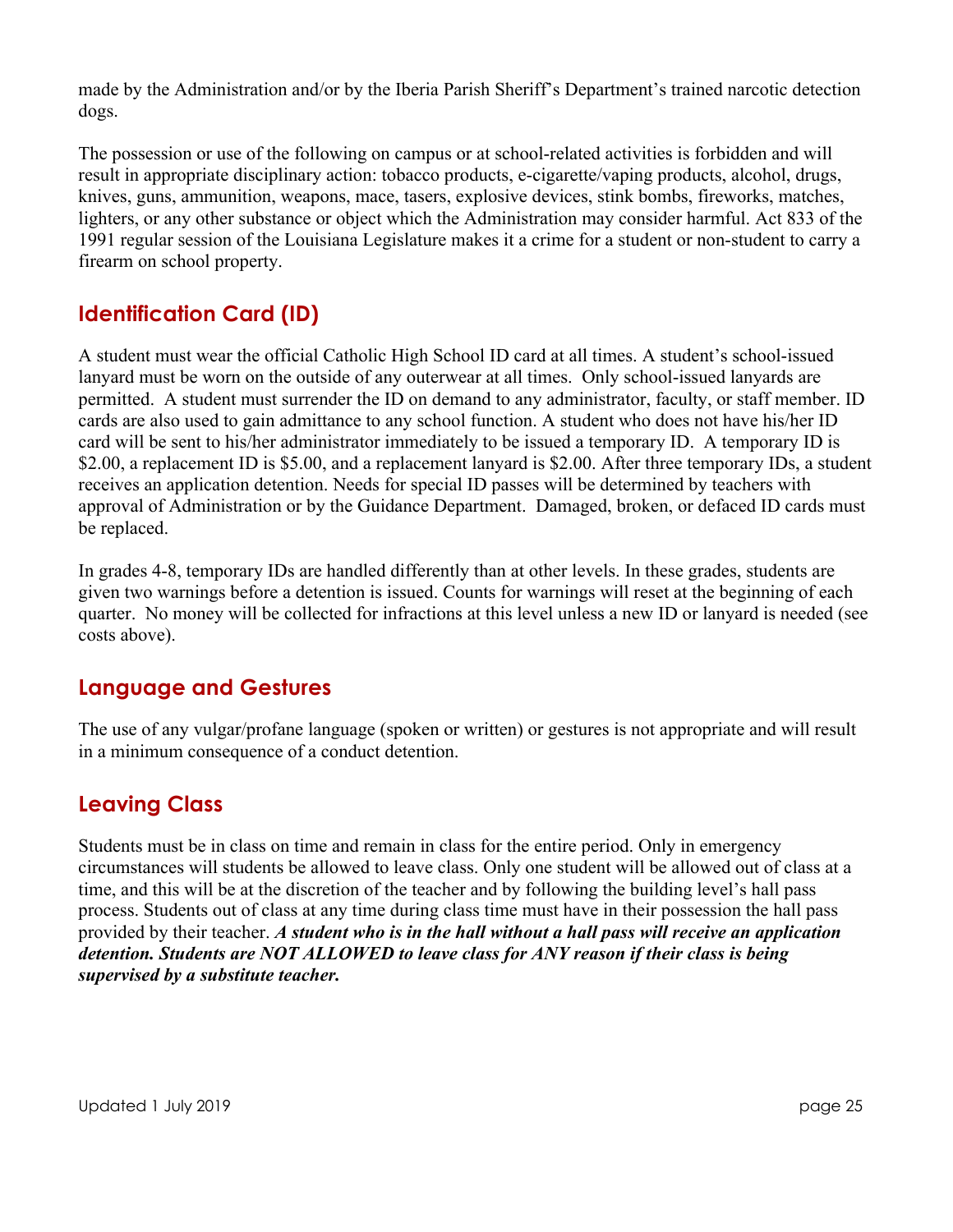made by the Administration and/or by the Iberia Parish Sheriff's Department's trained narcotic detection dogs.

The possession or use of the following on campus or at school-related activities is forbidden and will result in appropriate disciplinary action: tobacco products, e-cigarette/vaping products, alcohol, drugs, knives, guns, ammunition, weapons, mace, tasers, explosive devices, stink bombs, fireworks, matches, lighters, or any other substance or object which the Administration may consider harmful. Act 833 of the 1991 regular session of the Louisiana Legislature makes it a crime for a student or non-student to carry a firearm on school property.

## Identification Card (ID)

A student must wear the official Catholic High School ID card at all times. A student's school-issued lanyard must be worn on the outside of any outerwear at all times. Only school-issued lanyards are permitted. A student must surrender the ID on demand to any administrator, faculty, or staff member. ID cards are also used to gain admittance to any school function. A student who does not have his/her ID card will be sent to his/her administrator immediately to be issued a temporary ID. A temporary ID is $2.00, a replacement ID is $5.00, and a replacement lanyard is $2.00. After three temporary IDs, a student receives an application detention. Needs for special ID passes will be determined by teachers with approval of Administration or by the Guidance Department. Damaged, broken, or defaced ID cards must be replaced.

In grades 4-8, temporary IDs are handled differently than at other levels. In these grades, students are given two warnings before a detention is issued. Counts for warnings will reset at the beginning of each quarter. No money will be collected for infractions at this level unless a new ID or lanyard is needed (see costs above).

## Language and Gestures

The use of any vulgar/profane language (spoken or written) or gestures is not appropriate and will result in a minimum consequence of a conduct detention.

## Leaving Class

Students must be in class on time and remain in class for the entire period. Only in emergency circumstances will students be allowed to leave class. Only one student will be allowed out of class at a time, and this will be at the discretion of the teacher and by following the building level's hall pass process. Students out of class at any time during class time must have in their possession the hall pass provided by their teacher. ***A student who is in the hall without a hall pass will receive an application detention. Students are NOT ALLOWED to leave class for ANY reason if their class is being supervised by a substitute teacher.***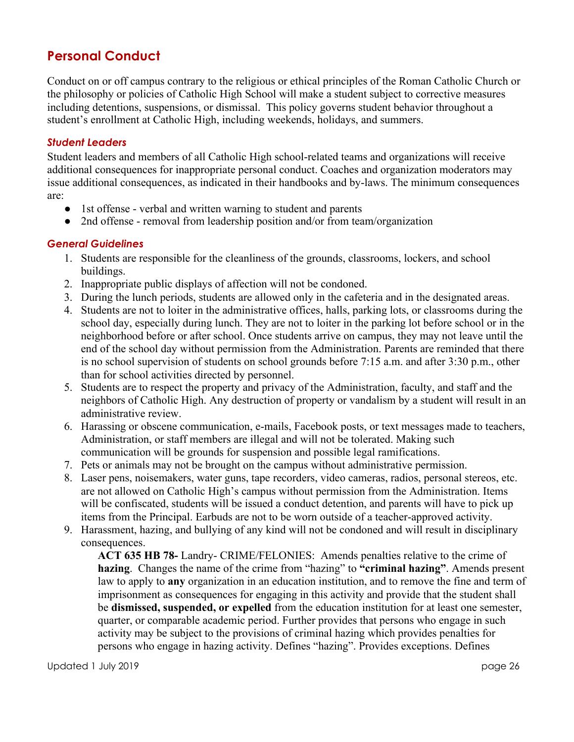## Personal Conduct

Conduct on or off campus contrary to the religious or ethical principles of the Roman Catholic Church or the philosophy or policies of Catholic High School will make a student subject to corrective measures including detentions, suspensions, or dismissal. This policy governs student behavior throughout a student's enrollment at Catholic High, including weekends, holidays, and summers.

### *Student Leaders*

Student leaders and members of all Catholic High school-related teams and organizations will receive additional consequences for inappropriate personal conduct. Coaches and organization moderators may issue additional consequences, as indicated in their handbooks and by-laws. The minimum consequences are:

- 1st offense - verbal and written warning to student and parents
- 2nd offense - removal from leadership position and/or from team/organization

### *General Guidelines*

1. Students are responsible for the cleanliness of the grounds, classrooms, lockers, and school buildings.
2. Inappropriate public displays of affection will not be condoned.
3. During the lunch periods, students are allowed only in the cafeteria and in the designated areas.
4. Students are not to loiter in the administrative offices, halls, parking lots, or classrooms during the school day, especially during lunch. They are not to loiter in the parking lot before school or in the neighborhood before or after school. Once students arrive on campus, they may not leave until the end of the school day without permission from the Administration. Parents are reminded that there is no school supervision of students on school grounds before 7:15 a.m. and after 3:30 p.m., other than for school activities directed by personnel.
5. Students are to respect the property and privacy of the Administration, faculty, and staff and the neighbors of Catholic High. Any destruction of property or vandalism by a student will result in an administrative review.
6. Harassing or obscene communication, e-mails, Facebook posts, or text messages made to teachers, Administration, or staff members are illegal and will not be tolerated. Making such communication will be grounds for suspension and possible legal ramifications.
7. Pets or animals may not be brought on the campus without administrative permission.
8. Laser pens, noisemakers, water guns, tape recorders, video cameras, radios, personal stereos, etc. are not allowed on Catholic High's campus without permission from the Administration. Items will be confiscated, students will be issued a conduct detention, and parents will have to pick up items from the Principal. Earbuds are not to be worn outside of a teacher-approved activity.
9. Harassment, hazing, and bullying of any kind will not be condoned and will result in disciplinary consequences.

   **ACT 635 HB 78-** Landry- CRIME/FELONIES: Amends penalties relative to the crime of **hazing**. Changes the name of the crime from "hazing" to **"criminal hazing"**. Amends present law to apply to **any** organization in an education institution, and to remove the fine and term of imprisonment as consequences for engaging in this activity and provide that the student shall be **dismissed, suspended, or expelled** from the education institution for at least one semester, quarter, or comparable academic period. Further provides that persons who engage in such activity may be subject to the provisions of criminal hazing which provides penalties for persons who engage in hazing activity. Defines "hazing". Provides exceptions. Defines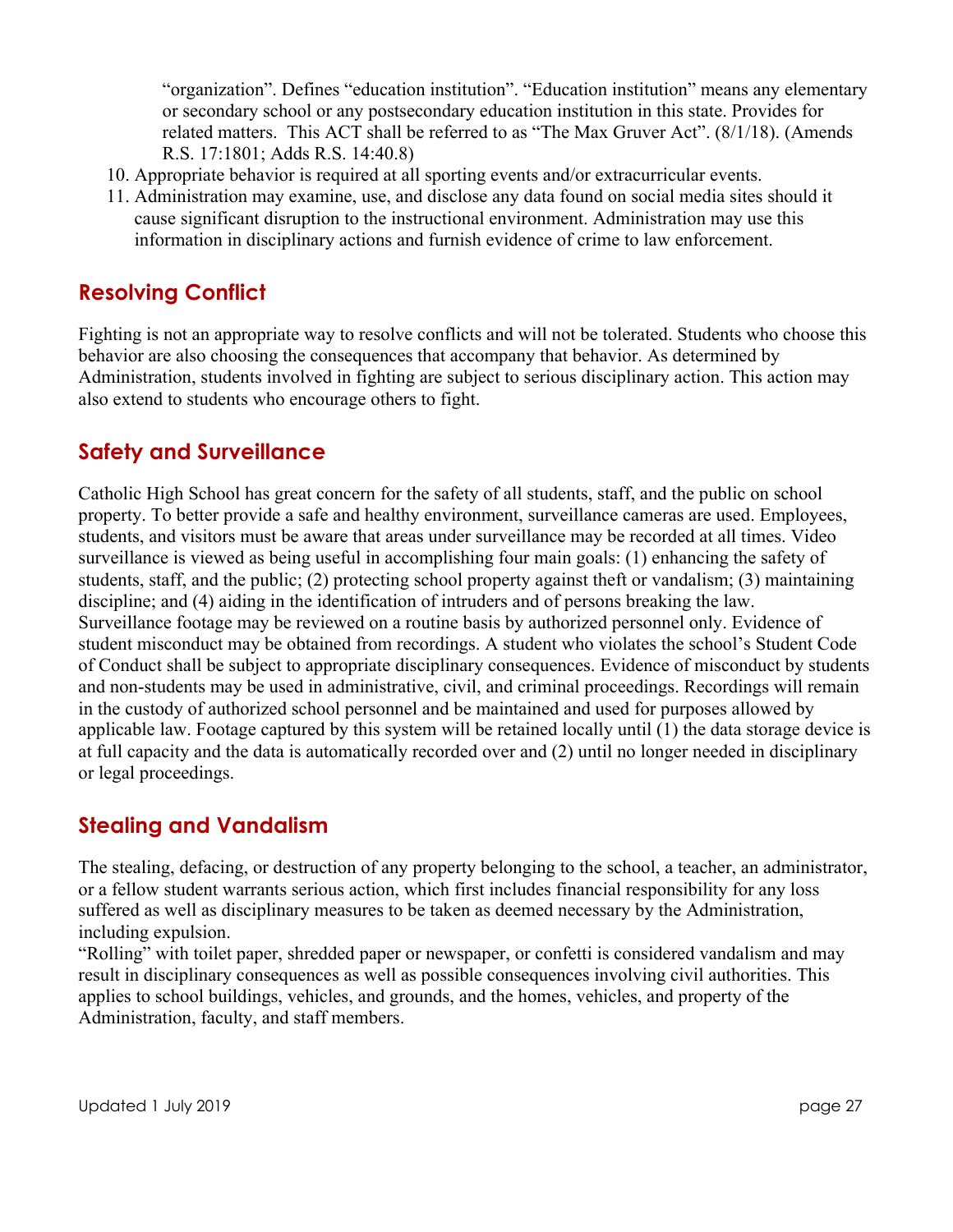"organization". Defines "education institution". "Education institution" means any elementary or secondary school or any postsecondary education institution in this state. Provides for related matters. This ACT shall be referred to as "The Max Gruver Act". (8/1/18). (Amends R.S. 17:1801; Adds R.S. 14:40.8)

10. Appropriate behavior is required at all sporting events and/or extracurricular events.
11. Administration may examine, use, and disclose any data found on social media sites should it cause significant disruption to the instructional environment. Administration may use this information in disciplinary actions and furnish evidence of crime to law enforcement.

## Resolving Conflict

Fighting is not an appropriate way to resolve conflicts and will not be tolerated. Students who choose this behavior are also choosing the consequences that accompany that behavior. As determined by Administration, students involved in fighting are subject to serious disciplinary action. This action may also extend to students who encourage others to fight.

## Safety and Surveillance

Catholic High School has great concern for the safety of all students, staff, and the public on school property. To better provide a safe and healthy environment, surveillance cameras are used. Employees, students, and visitors must be aware that areas under surveillance may be recorded at all times. Video surveillance is viewed as being useful in accomplishing four main goals: (1) enhancing the safety of students, staff, and the public; (2) protecting school property against theft or vandalism; (3) maintaining discipline; and (4) aiding in the identification of intruders and of persons breaking the law. Surveillance footage may be reviewed on a routine basis by authorized personnel only. Evidence of student misconduct may be obtained from recordings. A student who violates the school's Student Code of Conduct shall be subject to appropriate disciplinary consequences. Evidence of misconduct by students and non-students may be used in administrative, civil, and criminal proceedings. Recordings will remain in the custody of authorized school personnel and be maintained and used for purposes allowed by applicable law. Footage captured by this system will be retained locally until (1) the data storage device is at full capacity and the data is automatically recorded over and (2) until no longer needed in disciplinary or legal proceedings.

## Stealing and Vandalism

The stealing, defacing, or destruction of any property belonging to the school, a teacher, an administrator, or a fellow student warrants serious action, which first includes financial responsibility for any loss suffered as well as disciplinary measures to be taken as deemed necessary by the Administration, including expulsion.

"Rolling" with toilet paper, shredded paper or newspaper, or confetti is considered vandalism and may result in disciplinary consequences as well as possible consequences involving civil authorities. This applies to school buildings, vehicles, and grounds, and the homes, vehicles, and property of the Administration, faculty, and staff members.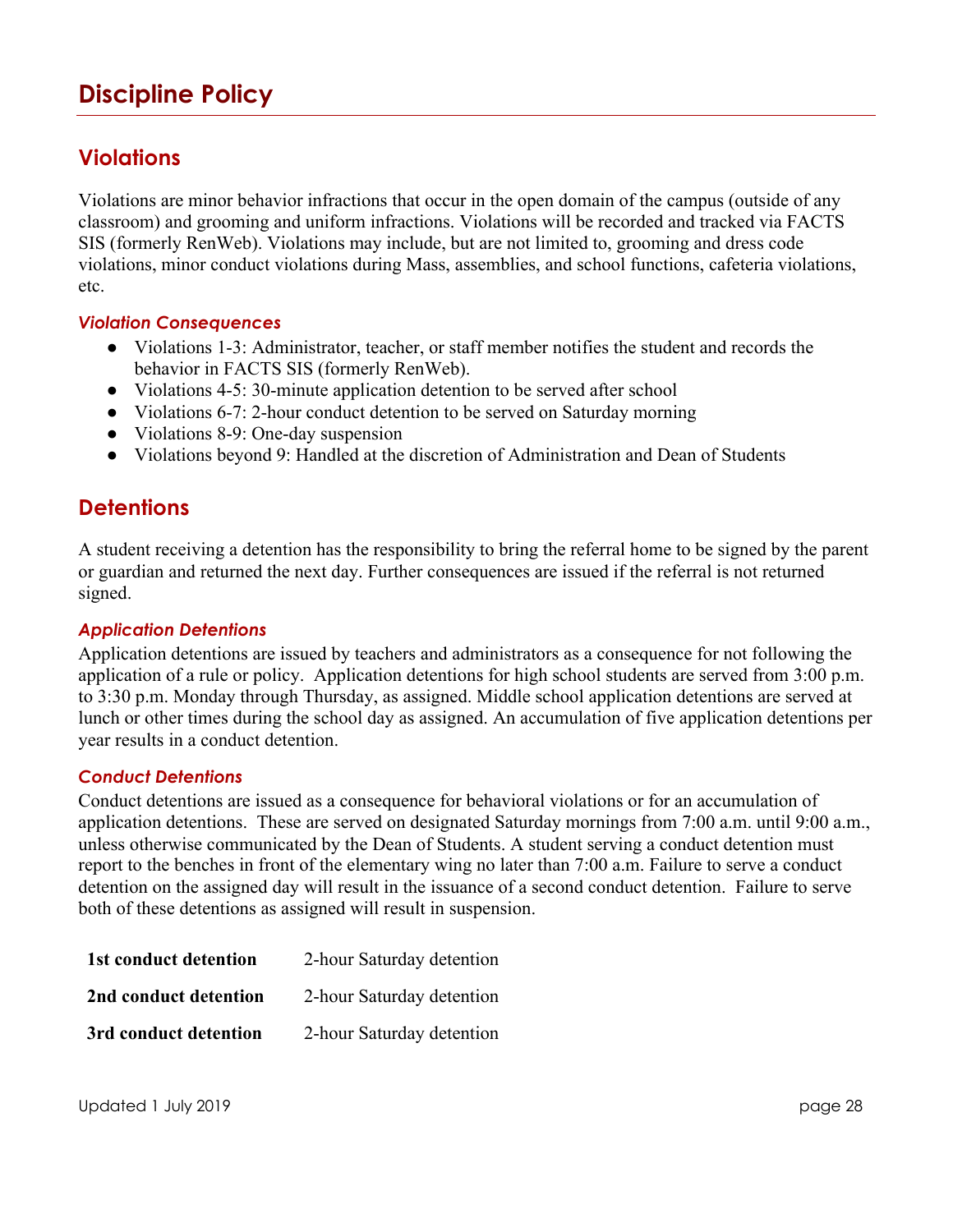# Discipline Policy

## Violations

Violations are minor behavior infractions that occur in the open domain of the campus (outside of any classroom) and grooming and uniform infractions. Violations will be recorded and tracked via FACTS SIS (formerly RenWeb). Violations may include, but are not limited to, grooming and dress code violations, minor conduct violations during Mass, assemblies, and school functions, cafeteria violations, etc.

### *Violation Consequences*

- Violations 1-3: Administrator, teacher, or staff member notifies the student and records the behavior in FACTS SIS (formerly RenWeb).
- Violations 4-5: 30-minute application detention to be served after school
- Violations 6-7: 2-hour conduct detention to be served on Saturday morning
- Violations 8-9: One-day suspension
- Violations beyond 9: Handled at the discretion of Administration and Dean of Students

## Detentions

A student receiving a detention has the responsibility to bring the referral home to be signed by the parent or guardian and returned the next day. Further consequences are issued if the referral is not returned signed.

### *Application Detentions*

Application detentions are issued by teachers and administrators as a consequence for not following the application of a rule or policy. Application detentions for high school students are served from 3:00 p.m. to 3:30 p.m. Monday through Thursday, as assigned. Middle school application detentions are served at lunch or other times during the school day as assigned. An accumulation of five application detentions per year results in a conduct detention.

### *Conduct Detentions*

Conduct detentions are issued as a consequence for behavioral violations or for an accumulation of application detentions. These are served on designated Saturday mornings from 7:00 a.m. until 9:00 a.m., unless otherwise communicated by the Dean of Students. A student serving a conduct detention must report to the benches in front of the elementary wing no later than 7:00 a.m. Failure to serve a conduct detention on the assigned day will result in the issuance of a second conduct detention. Failure to serve both of these detentions as assigned will result in suspension.

| | |
|---|---|
| **1st conduct detention** | 2-hour Saturday detention |
| **2nd conduct detention** | 2-hour Saturday detention |
| **3rd conduct detention** | 2-hour Saturday detention |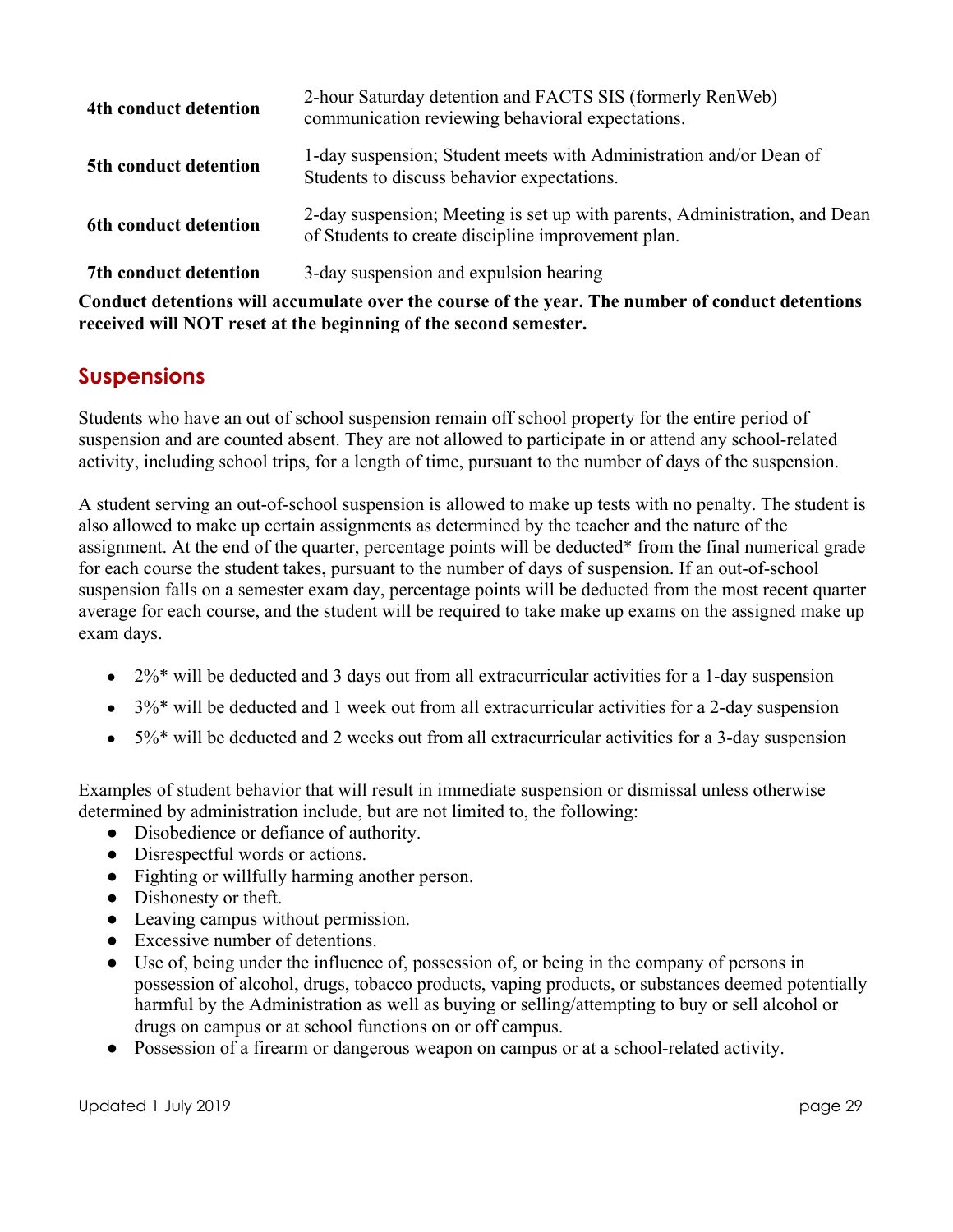| | |
|---|---|
| **4th conduct detention** | 2-hour Saturday detention and FACTS SIS (formerly RenWeb) communication reviewing behavioral expectations. |
| **5th conduct detention** | 1-day suspension; Student meets with Administration and/or Dean of Students to discuss behavior expectations. |
| **6th conduct detention** | 2-day suspension; Meeting is set up with parents, Administration, and Dean of Students to create discipline improvement plan. |
| **7th conduct detention** | 3-day suspension and expulsion hearing |

**Conduct detentions will accumulate over the course of the year. The number of conduct detentions received will NOT reset at the beginning of the second semester.**

## Suspensions

Students who have an out of school suspension remain off school property for the entire period of suspension and are counted absent. They are not allowed to participate in or attend any school-related activity, including school trips, for a length of time, pursuant to the number of days of the suspension.

A student serving an out-of-school suspension is allowed to make up tests with no penalty. The student is also allowed to make up certain assignments as determined by the teacher and the nature of the assignment. At the end of the quarter, percentage points will be deducted* from the final numerical grade for each course the student takes, pursuant to the number of days of suspension. If an out-of-school suspension falls on a semester exam day, percentage points will be deducted from the most recent quarter average for each course, and the student will be required to take make up exams on the assigned make up exam days.

- 2%* will be deducted and 3 days out from all extracurricular activities for a 1-day suspension
- 3%* will be deducted and 1 week out from all extracurricular activities for a 2-day suspension
- 5%* will be deducted and 2 weeks out from all extracurricular activities for a 3-day suspension

Examples of student behavior that will result in immediate suspension or dismissal unless otherwise determined by administration include, but are not limited to, the following:

- Disobedience or defiance of authority.
- Disrespectful words or actions.
- Fighting or willfully harming another person.
- Dishonesty or theft.
- Leaving campus without permission.
- Excessive number of detentions.
- Use of, being under the influence of, possession of, or being in the company of persons in possession of alcohol, drugs, tobacco products, vaping products, or substances deemed potentially harmful by the Administration as well as buying or selling/attempting to buy or sell alcohol or drugs on campus or at school functions on or off campus.
- Possession of a firearm or dangerous weapon on campus or at a school-related activity.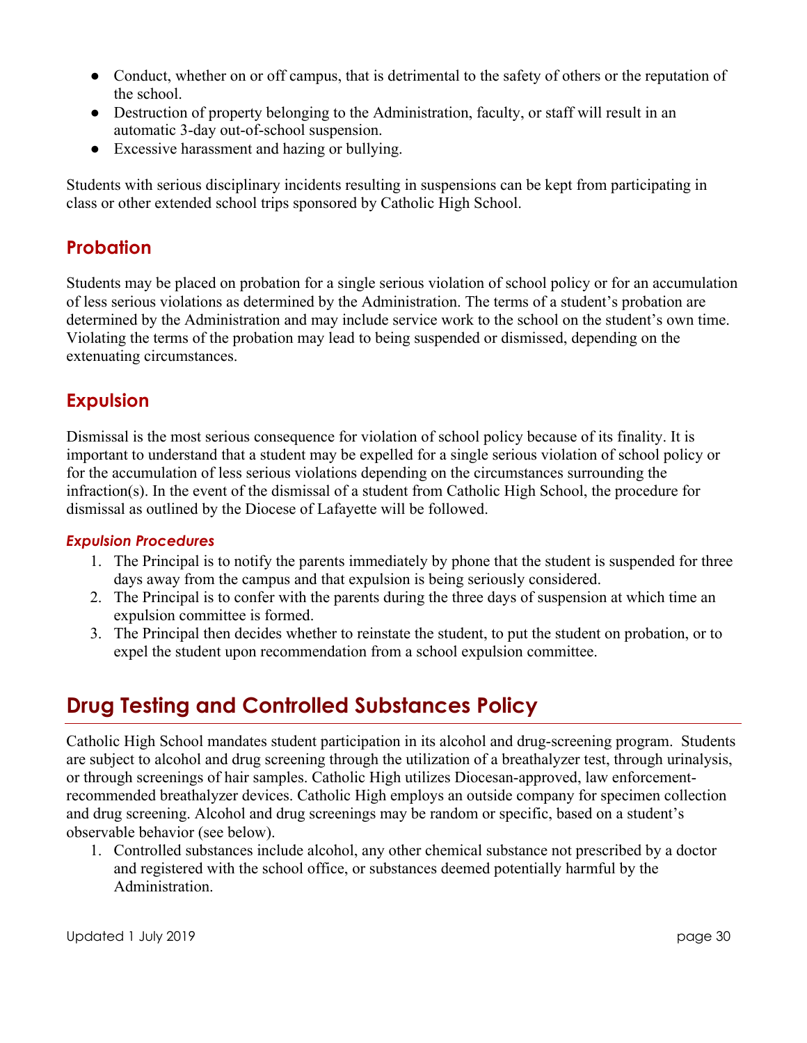- Conduct, whether on or off campus, that is detrimental to the safety of others or the reputation of the school.
- Destruction of property belonging to the Administration, faculty, or staff will result in an automatic 3-day out-of-school suspension.
- Excessive harassment and hazing or bullying.

Students with serious disciplinary incidents resulting in suspensions can be kept from participating in class or other extended school trips sponsored by Catholic High School.

## Probation

Students may be placed on probation for a single serious violation of school policy or for an accumulation of less serious violations as determined by the Administration. The terms of a student's probation are determined by the Administration and may include service work to the school on the student's own time. Violating the terms of the probation may lead to being suspended or dismissed, depending on the extenuating circumstances.

## Expulsion

Dismissal is the most serious consequence for violation of school policy because of its finality. It is important to understand that a student may be expelled for a single serious violation of school policy or for the accumulation of less serious violations depending on the circumstances surrounding the infraction(s). In the event of the dismissal of a student from Catholic High School, the procedure for dismissal as outlined by the Diocese of Lafayette will be followed.

### *Expulsion Procedures*

1. The Principal is to notify the parents immediately by phone that the student is suspended for three days away from the campus and that expulsion is being seriously considered.
2. The Principal is to confer with the parents during the three days of suspension at which time an expulsion committee is formed.
3. The Principal then decides whether to reinstate the student, to put the student on probation, or to expel the student upon recommendation from a school expulsion committee.

# Drug Testing and Controlled Substances Policy

Catholic High School mandates student participation in its alcohol and drug-screening program. Students are subject to alcohol and drug screening through the utilization of a breathalyzer test, through urinalysis, or through screenings of hair samples. Catholic High utilizes Diocesan-approved, law enforcement-recommended breathalyzer devices. Catholic High employs an outside company for specimen collection and drug screening. Alcohol and drug screenings may be random or specific, based on a student's observable behavior (see below).

1. Controlled substances include alcohol, any other chemical substance not prescribed by a doctor and registered with the school office, or substances deemed potentially harmful by the Administration.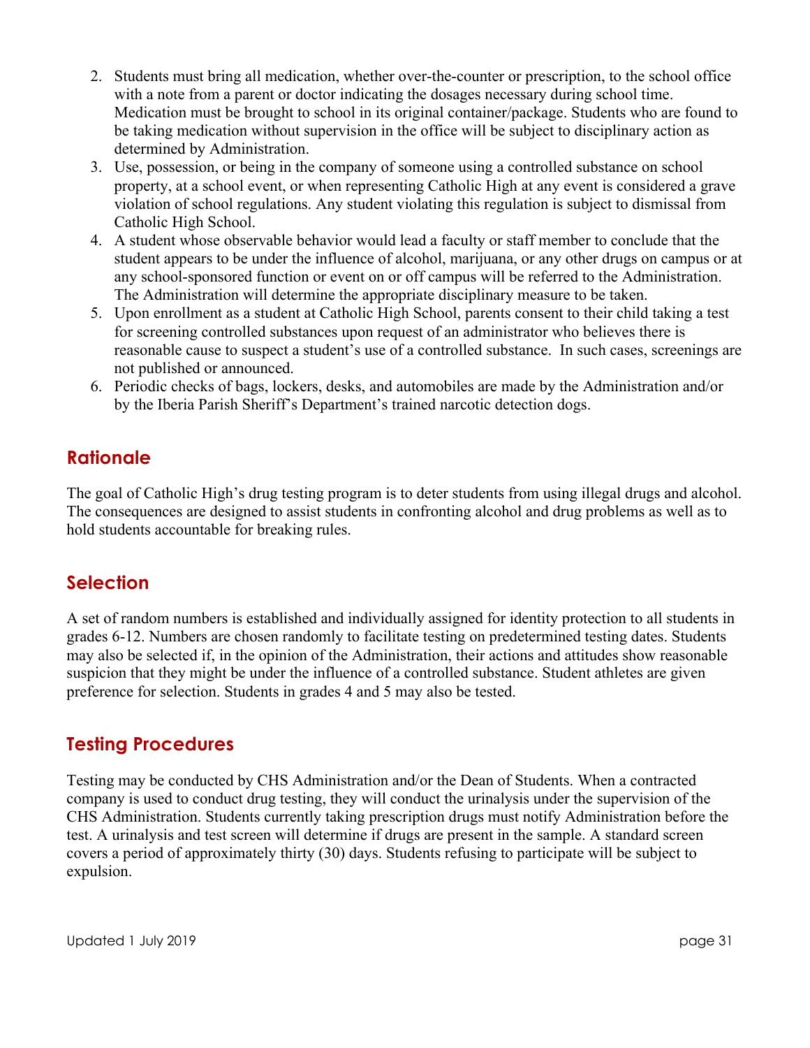2. Students must bring all medication, whether over-the-counter or prescription, to the school office with a note from a parent or doctor indicating the dosages necessary during school time. Medication must be brought to school in its original container/package. Students who are found to be taking medication without supervision in the office will be subject to disciplinary action as determined by Administration.
3. Use, possession, or being in the company of someone using a controlled substance on school property, at a school event, or when representing Catholic High at any event is considered a grave violation of school regulations. Any student violating this regulation is subject to dismissal from Catholic High School.
4. A student whose observable behavior would lead a faculty or staff member to conclude that the student appears to be under the influence of alcohol, marijuana, or any other drugs on campus or at any school-sponsored function or event on or off campus will be referred to the Administration. The Administration will determine the appropriate disciplinary measure to be taken.
5. Upon enrollment as a student at Catholic High School, parents consent to their child taking a test for screening controlled substances upon request of an administrator who believes there is reasonable cause to suspect a student's use of a controlled substance. In such cases, screenings are not published or announced.
6. Periodic checks of bags, lockers, desks, and automobiles are made by the Administration and/or by the Iberia Parish Sheriff's Department's trained narcotic detection dogs.

## Rationale

The goal of Catholic High's drug testing program is to deter students from using illegal drugs and alcohol. The consequences are designed to assist students in confronting alcohol and drug problems as well as to hold students accountable for breaking rules.

## Selection

A set of random numbers is established and individually assigned for identity protection to all students in grades 6-12. Numbers are chosen randomly to facilitate testing on predetermined testing dates. Students may also be selected if, in the opinion of the Administration, their actions and attitudes show reasonable suspicion that they might be under the influence of a controlled substance. Student athletes are given preference for selection. Students in grades 4 and 5 may also be tested.

## Testing Procedures

Testing may be conducted by CHS Administration and/or the Dean of Students. When a contracted company is used to conduct drug testing, they will conduct the urinalysis under the supervision of the CHS Administration. Students currently taking prescription drugs must notify Administration before the test. A urinalysis and test screen will determine if drugs are present in the sample. A standard screen covers a period of approximately thirty (30) days. Students refusing to participate will be subject to expulsion.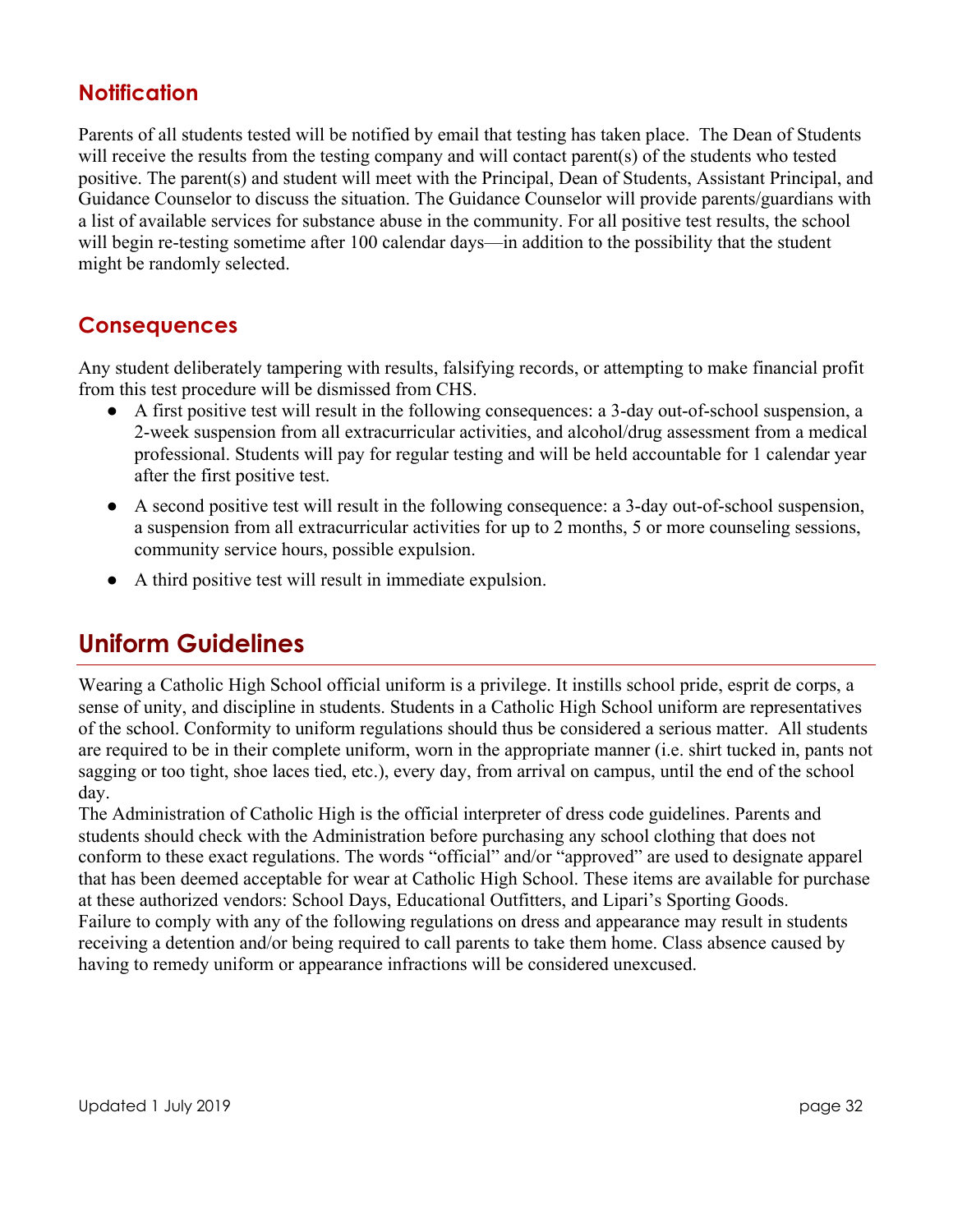### Notification

Parents of all students tested will be notified by email that testing has taken place. The Dean of Students will receive the results from the testing company and will contact parent(s) of the students who tested positive. The parent(s) and student will meet with the Principal, Dean of Students, Assistant Principal, and Guidance Counselor to discuss the situation. The Guidance Counselor will provide parents/guardians with a list of available services for substance abuse in the community. For all positive test results, the school will begin re-testing sometime after 100 calendar days—in addition to the possibility that the student might be randomly selected.

### Consequences

Any student deliberately tampering with results, falsifying records, or attempting to make financial profit from this test procedure will be dismissed from CHS.

- A first positive test will result in the following consequences: a 3-day out-of-school suspension, a 2-week suspension from all extracurricular activities, and alcohol/drug assessment from a medical professional. Students will pay for regular testing and will be held accountable for 1 calendar year after the first positive test.
- A second positive test will result in the following consequence: a 3-day out-of-school suspension, a suspension from all extracurricular activities for up to 2 months, 5 or more counseling sessions, community service hours, possible expulsion.
- A third positive test will result in immediate expulsion.

## Uniform Guidelines

Wearing a Catholic High School official uniform is a privilege. It instills school pride, esprit de corps, a sense of unity, and discipline in students. Students in a Catholic High School uniform are representatives of the school. Conformity to uniform regulations should thus be considered a serious matter. All students are required to be in their complete uniform, worn in the appropriate manner (i.e. shirt tucked in, pants not sagging or too tight, shoe laces tied, etc.), every day, from arrival on campus, until the end of the school day.

The Administration of Catholic High is the official interpreter of dress code guidelines. Parents and students should check with the Administration before purchasing any school clothing that does not conform to these exact regulations. The words "official" and/or "approved" are used to designate apparel that has been deemed acceptable for wear at Catholic High School. These items are available for purchase at these authorized vendors: School Days, Educational Outfitters, and Lipari's Sporting Goods.

Failure to comply with any of the following regulations on dress and appearance may result in students receiving a detention and/or being required to call parents to take them home. Class absence caused by having to remedy uniform or appearance infractions will be considered unexcused.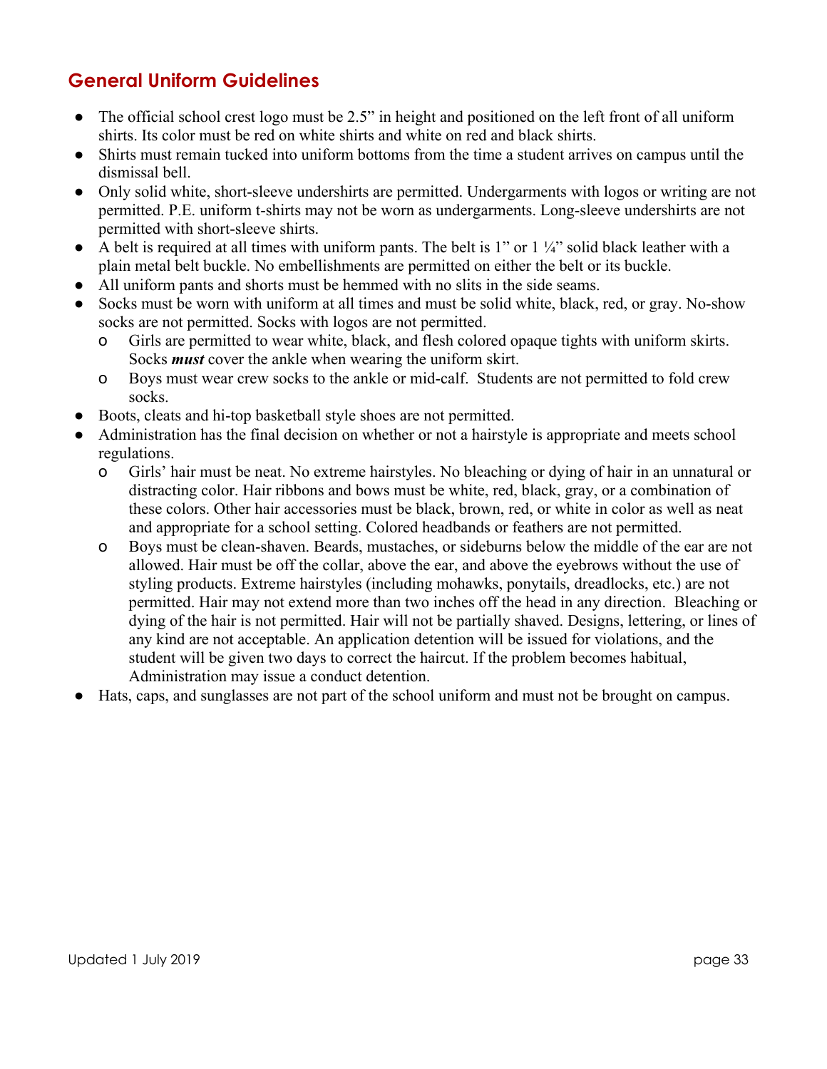## General Uniform Guidelines

- The official school crest logo must be 2.5" in height and positioned on the left front of all uniform shirts. Its color must be red on white shirts and white on red and black shirts.
- Shirts must remain tucked into uniform bottoms from the time a student arrives on campus until the dismissal bell.
- Only solid white, short-sleeve undershirts are permitted. Undergarments with logos or writing are not permitted. P.E. uniform t-shirts may not be worn as undergarments. Long-sleeve undershirts are not permitted with short-sleeve shirts.
- A belt is required at all times with uniform pants. The belt is 1" or 1 ¼" solid black leather with a plain metal belt buckle. No embellishments are permitted on either the belt or its buckle.
- All uniform pants and shorts must be hemmed with no slits in the side seams.
- Socks must be worn with uniform at all times and must be solid white, black, red, or gray. No-show socks are not permitted. Socks with logos are not permitted.
  - Girls are permitted to wear white, black, and flesh colored opaque tights with uniform skirts. Socks ***must*** cover the ankle when wearing the uniform skirt.
  - Boys must wear crew socks to the ankle or mid-calf. Students are not permitted to fold crew socks.
- Boots, cleats and hi-top basketball style shoes are not permitted.
- Administration has the final decision on whether or not a hairstyle is appropriate and meets school regulations.
  - Girls' hair must be neat. No extreme hairstyles. No bleaching or dying of hair in an unnatural or distracting color. Hair ribbons and bows must be white, red, black, gray, or a combination of these colors. Other hair accessories must be black, brown, red, or white in color as well as neat and appropriate for a school setting. Colored headbands or feathers are not permitted.
  - Boys must be clean-shaven. Beards, mustaches, or sideburns below the middle of the ear are not allowed. Hair must be off the collar, above the ear, and above the eyebrows without the use of styling products. Extreme hairstyles (including mohawks, ponytails, dreadlocks, etc.) are not permitted. Hair may not extend more than two inches off the head in any direction. Bleaching or dying of the hair is not permitted. Hair will not be partially shaved. Designs, lettering, or lines of any kind are not acceptable. An application detention will be issued for violations, and the student will be given two days to correct the haircut. If the problem becomes habitual, Administration may issue a conduct detention.
- Hats, caps, and sunglasses are not part of the school uniform and must not be brought on campus.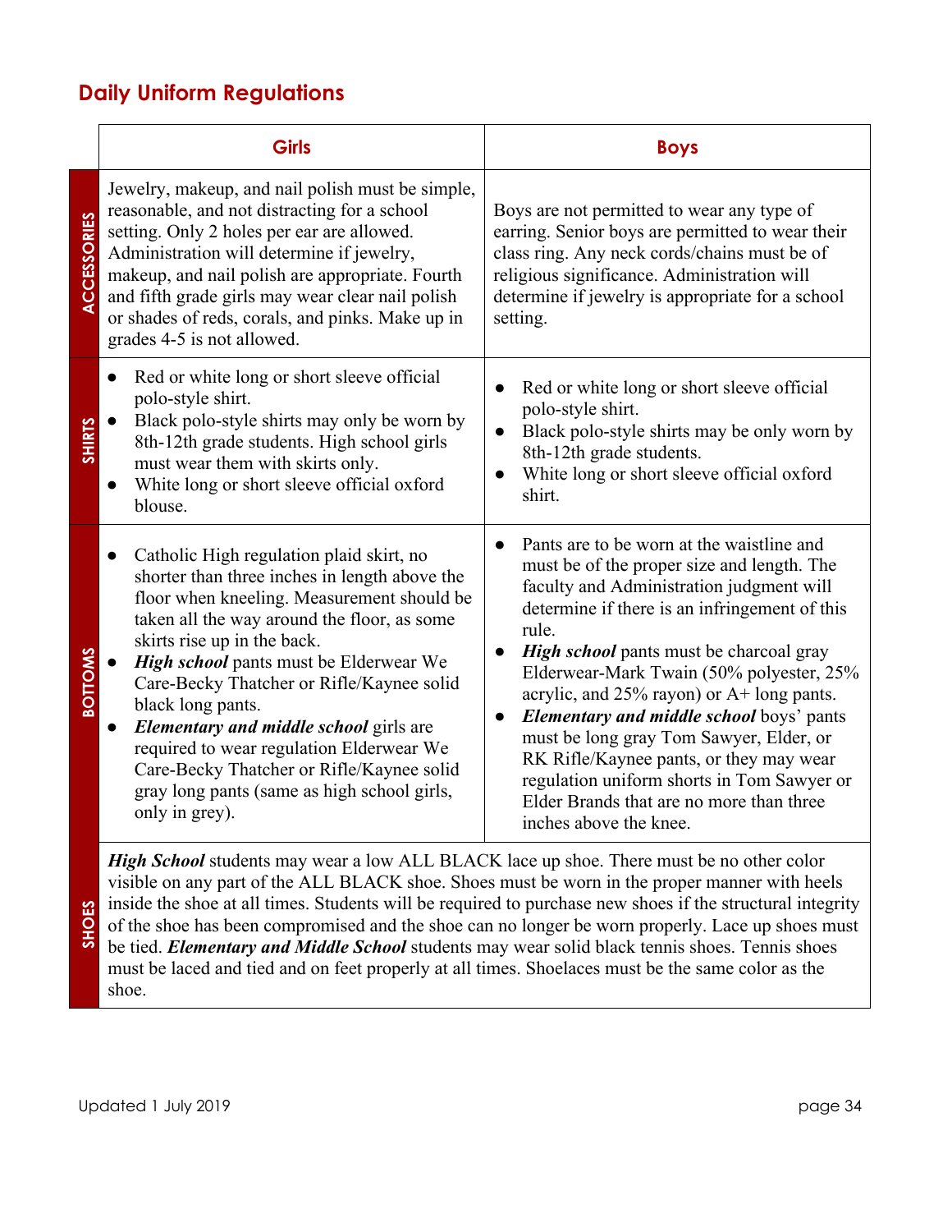## Daily Uniform Regulations

| | Girls | Boys |
|---|---|---|
| **ACCESSORIES** | Jewelry, makeup, and nail polish must be simple, reasonable, and not distracting for a school setting. Only 2 holes per ear are allowed. Administration will determine if jewelry, makeup, and nail polish are appropriate. Fourth and fifth grade girls may wear clear nail polish or shades of reds, corals, and pinks. Make up in grades 4-5 is not allowed. | Boys are not permitted to wear any type of earring. Senior boys are permitted to wear their class ring. Any neck cords/chains must be of religious significance. Administration will determine if jewelry is appropriate for a school setting. |
| **SHIRTS** | • Red or white long or short sleeve official polo-style shirt.<br>• Black polo-style shirts may only be worn by 8th-12th grade students. High school girls must wear them with skirts only.<br>• White long or short sleeve official oxford blouse. | • Red or white long or short sleeve official polo-style shirt.<br>• Black polo-style shirts may be only worn by 8th-12th grade students.<br>• White long or short sleeve official oxford shirt. |
| **BOTTOMS** | • Catholic High regulation plaid skirt, no shorter than three inches in length above the floor when kneeling. Measurement should be taken all the way around the floor, as some skirts rise up in the back.<br>• ***High school*** pants must be Elderwear We Care-Becky Thatcher or Rifle/Kaynee solid black long pants.<br>• ***Elementary and middle school*** girls are required to wear regulation Elderwear We Care-Becky Thatcher or Rifle/Kaynee solid gray long pants (same as high school girls, only in grey). | • Pants are to be worn at the waistline and must be of the proper size and length. The faculty and Administration judgment will determine if there is an infringement of this rule.<br>• ***High school*** pants must be charcoal gray Elderwear-Mark Twain (50% polyester, 25% acrylic, and 25% rayon) or A+ long pants.<br>• ***Elementary and middle school*** boys' pants must be long gray Tom Sawyer, Elder, or RK Rifle/Kaynee pants, or they may wear regulation uniform shorts in Tom Sawyer or Elder Brands that are no more than three inches above the knee. |
| **SHOES** | ***High School*** students may wear a low ALL BLACK lace up shoe. There must be no other color visible on any part of the ALL BLACK shoe. Shoes must be worn in the proper manner with heels inside the shoe at all times. Students will be required to purchase new shoes if the structural integrity of the shoe has been compromised and the shoe can no longer be worn properly. Lace up shoes must be tied. ***Elementary and Middle School*** students may wear solid black tennis shoes. Tennis shoes must be laced and tied and on feet properly at all times. Shoelaces must be the same color as the shoe. | |

Updated 1 July 2019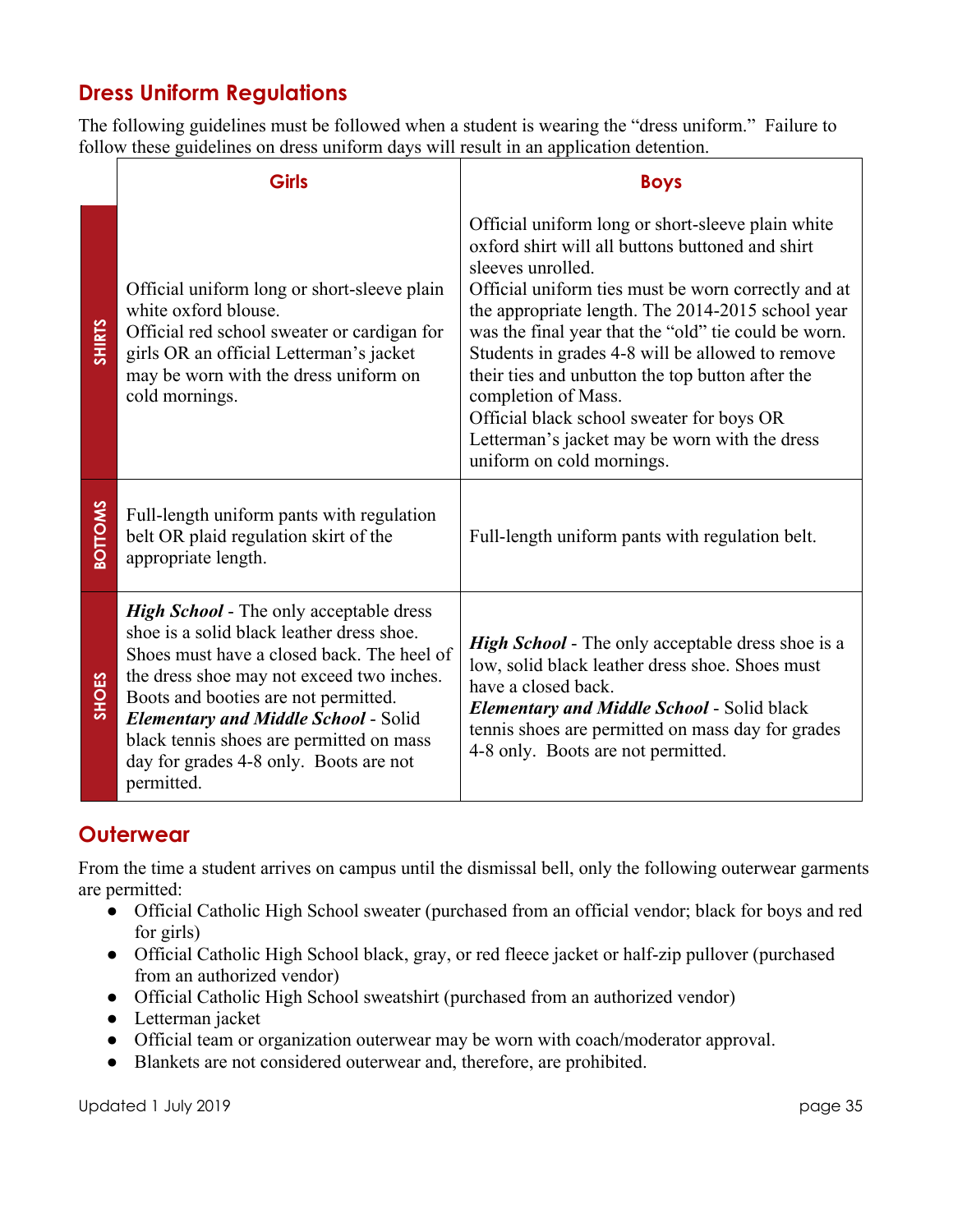## Dress Uniform Regulations

The following guidelines must be followed when a student is wearing the "dress uniform." Failure to follow these guidelines on dress uniform days will result in an application detention.

| | Girls | Boys |
|---|---|---|
| SHIRTS | Official uniform long or short-sleeve plain white oxford blouse.<br>Official red school sweater or cardigan for girls OR an official Letterman's jacket may be worn with the dress uniform on cold mornings. | Official uniform long or short-sleeve plain white oxford shirt will all buttons buttoned and shirt sleeves unrolled.<br>Official uniform ties must be worn correctly and at the appropriate length. The 2014-2015 school year was the final year that the "old" tie could be worn. Students in grades 4-8 will be allowed to remove their ties and unbutton the top button after the completion of Mass.<br>Official black school sweater for boys OR Letterman's jacket may be worn with the dress uniform on cold mornings. |
| BOTTOMS | Full-length uniform pants with regulation belt OR plaid regulation skirt of the appropriate length. | Full-length uniform pants with regulation belt. |
| SHOES | ***High School*** - The only acceptable dress shoe is a solid black leather dress shoe. Shoes must have a closed back. The heel of the dress shoe may not exceed two inches. Boots and booties are not permitted.<br>***Elementary and Middle School*** - Solid black tennis shoes are permitted on mass day for grades 4-8 only. Boots are not permitted. | ***High School*** - The only acceptable dress shoe is a low, solid black leather dress shoe. Shoes must have a closed back.<br>***Elementary and Middle School*** - Solid black tennis shoes are permitted on mass day for grades 4-8 only. Boots are not permitted. |

## Outerwear

From the time a student arrives on campus until the dismissal bell, only the following outerwear garments are permitted:

- Official Catholic High School sweater (purchased from an official vendor; black for boys and red for girls)
- Official Catholic High School black, gray, or red fleece jacket or half-zip pullover (purchased from an authorized vendor)
- Official Catholic High School sweatshirt (purchased from an authorized vendor)
- Letterman jacket
- Official team or organization outerwear may be worn with coach/moderator approval.
- Blankets are not considered outerwear and, therefore, are prohibited.

Updated 1 July 2019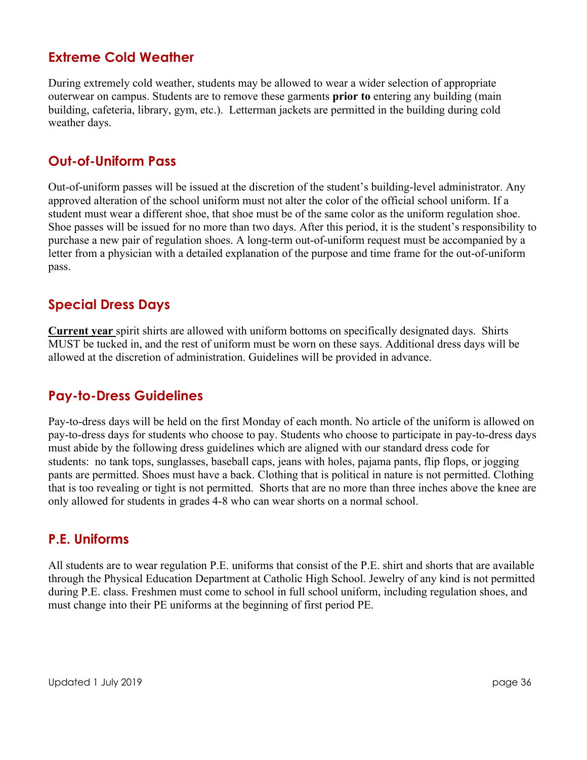## Extreme Cold Weather

During extremely cold weather, students may be allowed to wear a wider selection of appropriate outerwear on campus. Students are to remove these garments **prior to** entering any building (main building, cafeteria, library, gym, etc.). Letterman jackets are permitted in the building during cold weather days.

## Out-of-Uniform Pass

Out-of-uniform passes will be issued at the discretion of the student's building-level administrator. Any approved alteration of the school uniform must not alter the color of the official school uniform. If a student must wear a different shoe, that shoe must be of the same color as the uniform regulation shoe. Shoe passes will be issued for no more than two days. After this period, it is the student's responsibility to purchase a new pair of regulation shoes. A long-term out-of-uniform request must be accompanied by a letter from a physician with a detailed explanation of the purpose and time frame for the out-of-uniform pass.

## Special Dress Days

**<u>Current year</u>** spirit shirts are allowed with uniform bottoms on specifically designated days. Shirts MUST be tucked in, and the rest of uniform must be worn on these says. Additional dress days will be allowed at the discretion of administration. Guidelines will be provided in advance.

## Pay-to-Dress Guidelines

Pay-to-dress days will be held on the first Monday of each month. No article of the uniform is allowed on pay-to-dress days for students who choose to pay. Students who choose to participate in pay-to-dress days must abide by the following dress guidelines which are aligned with our standard dress code for students: no tank tops, sunglasses, baseball caps, jeans with holes, pajama pants, flip flops, or jogging pants are permitted. Shoes must have a back. Clothing that is political in nature is not permitted. Clothing that is too revealing or tight is not permitted. Shorts that are no more than three inches above the knee are only allowed for students in grades 4-8 who can wear shorts on a normal school.

## P.E. Uniforms

All students are to wear regulation P.E. uniforms that consist of the P.E. shirt and shorts that are available through the Physical Education Department at Catholic High School. Jewelry of any kind is not permitted during P.E. class. Freshmen must come to school in full school uniform, including regulation shoes, and must change into their PE uniforms at the beginning of first period PE.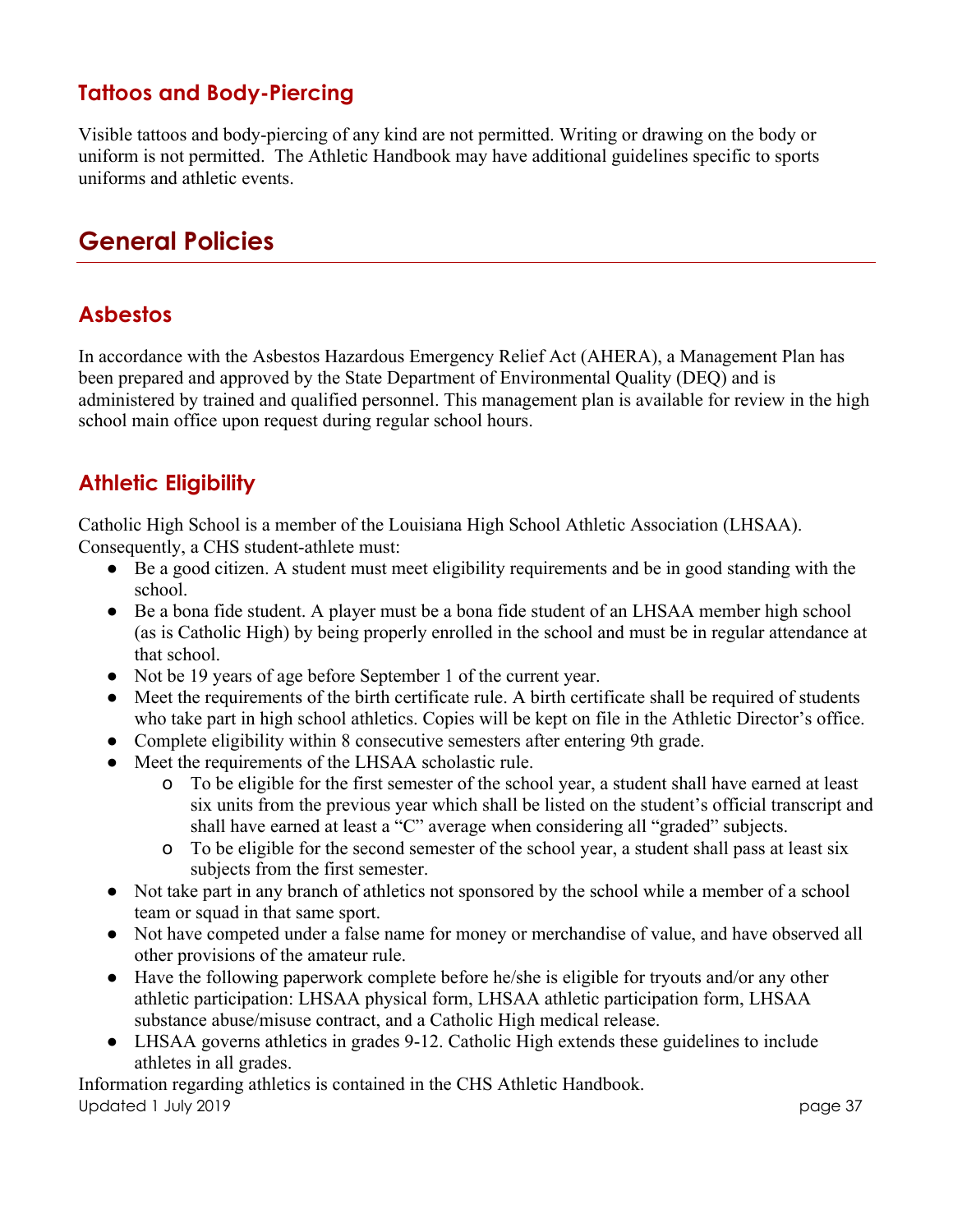### Tattoos and Body-Piercing

Visible tattoos and body-piercing of any kind are not permitted. Writing or drawing on the body or uniform is not permitted. The Athletic Handbook may have additional guidelines specific to sports uniforms and athletic events.

## General Policies

### Asbestos

In accordance with the Asbestos Hazardous Emergency Relief Act (AHERA), a Management Plan has been prepared and approved by the State Department of Environmental Quality (DEQ) and is administered by trained and qualified personnel. This management plan is available for review in the high school main office upon request during regular school hours.

### Athletic Eligibility

Catholic High School is a member of the Louisiana High School Athletic Association (LHSAA). Consequently, a CHS student-athlete must:

- Be a good citizen. A student must meet eligibility requirements and be in good standing with the school.
- Be a bona fide student. A player must be a bona fide student of an LHSAA member high school (as is Catholic High) by being properly enrolled in the school and must be in regular attendance at that school.
- Not be 19 years of age before September 1 of the current year.
- Meet the requirements of the birth certificate rule. A birth certificate shall be required of students who take part in high school athletics. Copies will be kept on file in the Athletic Director's office.
- Complete eligibility within 8 consecutive semesters after entering 9th grade.
- Meet the requirements of the LHSAA scholastic rule.
    - To be eligible for the first semester of the school year, a student shall have earned at least six units from the previous year which shall be listed on the student's official transcript and shall have earned at least a "C" average when considering all "graded" subjects.
    - To be eligible for the second semester of the school year, a student shall pass at least six subjects from the first semester.
- Not take part in any branch of athletics not sponsored by the school while a member of a school team or squad in that same sport.
- Not have competed under a false name for money or merchandise of value, and have observed all other provisions of the amateur rule.
- Have the following paperwork complete before he/she is eligible for tryouts and/or any other athletic participation: LHSAA physical form, LHSAA athletic participation form, LHSAA substance abuse/misuse contract, and a Catholic High medical release.
- LHSAA governs athletics in grades 9-12. Catholic High extends these guidelines to include athletes in all grades.

Information regarding athletics is contained in the CHS Athletic Handbook.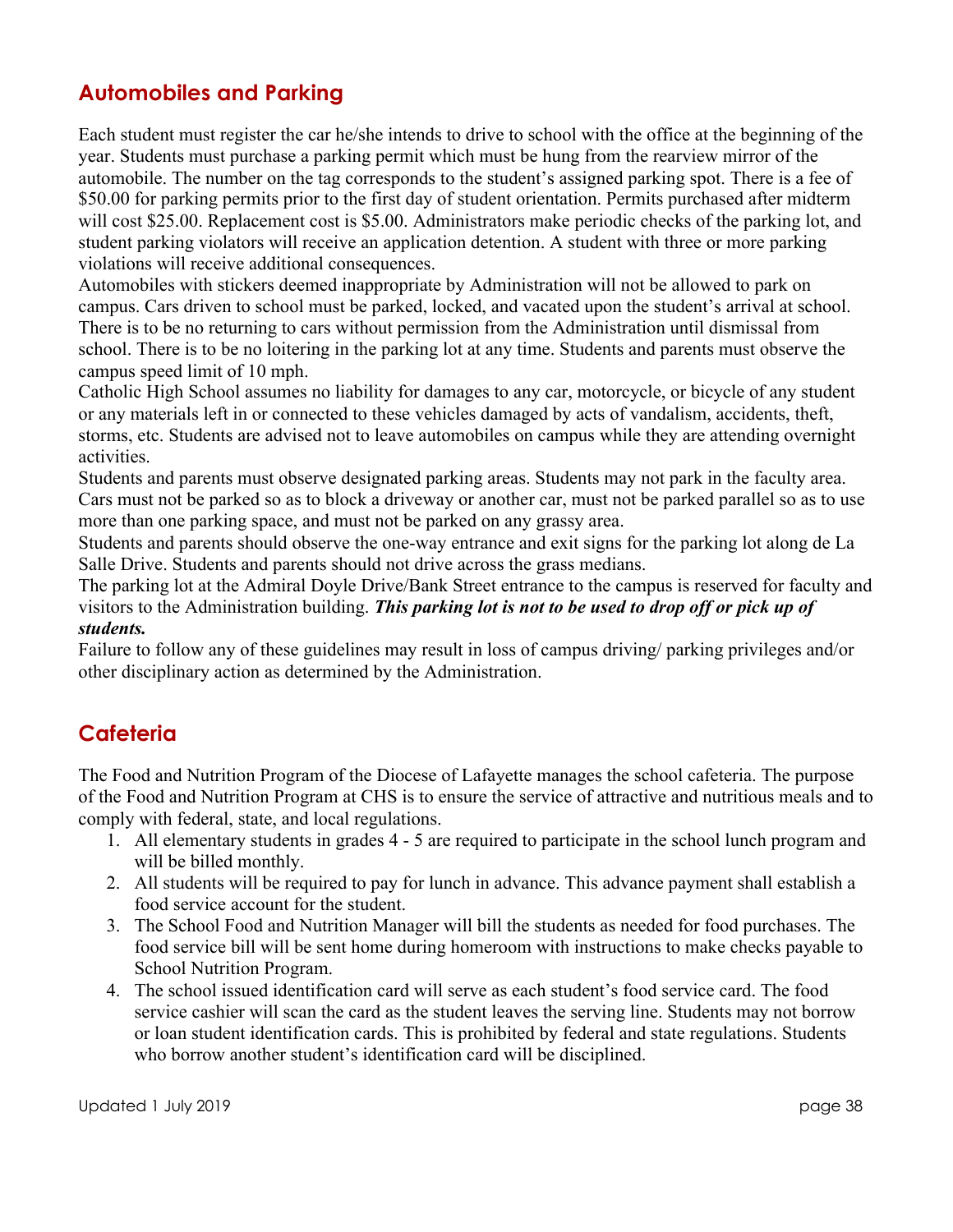## Automobiles and Parking

Each student must register the car he/she intends to drive to school with the office at the beginning of the year. Students must purchase a parking permit which must be hung from the rearview mirror of the automobile. The number on the tag corresponds to the student's assigned parking spot. There is a fee of $50.00 for parking permits prior to the first day of student orientation. Permits purchased after midterm will cost $25.00. Replacement cost is $5.00. Administrators make periodic checks of the parking lot, and student parking violators will receive an application detention. A student with three or more parking violations will receive additional consequences.

Automobiles with stickers deemed inappropriate by Administration will not be allowed to park on campus. Cars driven to school must be parked, locked, and vacated upon the student's arrival at school. There is to be no returning to cars without permission from the Administration until dismissal from school. There is to be no loitering in the parking lot at any time. Students and parents must observe the campus speed limit of 10 mph.

Catholic High School assumes no liability for damages to any car, motorcycle, or bicycle of any student or any materials left in or connected to these vehicles damaged by acts of vandalism, accidents, theft, storms, etc. Students are advised not to leave automobiles on campus while they are attending overnight activities.

Students and parents must observe designated parking areas. Students may not park in the faculty area. Cars must not be parked so as to block a driveway or another car, must not be parked parallel so as to use more than one parking space, and must not be parked on any grassy area.

Students and parents should observe the one-way entrance and exit signs for the parking lot along de La Salle Drive. Students and parents should not drive across the grass medians.

The parking lot at the Admiral Doyle Drive/Bank Street entrance to the campus is reserved for faculty and visitors to the Administration building. ***This parking lot is not to be used to drop off or pick up of students.***

Failure to follow any of these guidelines may result in loss of campus driving/ parking privileges and/or other disciplinary action as determined by the Administration.

## Cafeteria

The Food and Nutrition Program of the Diocese of Lafayette manages the school cafeteria. The purpose of the Food and Nutrition Program at CHS is to ensure the service of attractive and nutritious meals and to comply with federal, state, and local regulations.

1. All elementary students in grades 4 - 5 are required to participate in the school lunch program and will be billed monthly.
2. All students will be required to pay for lunch in advance. This advance payment shall establish a food service account for the student.
3. The School Food and Nutrition Manager will bill the students as needed for food purchases. The food service bill will be sent home during homeroom with instructions to make checks payable to School Nutrition Program.
4. The school issued identification card will serve as each student's food service card. The food service cashier will scan the card as the student leaves the serving line. Students may not borrow or loan student identification cards. This is prohibited by federal and state regulations. Students who borrow another student's identification card will be disciplined.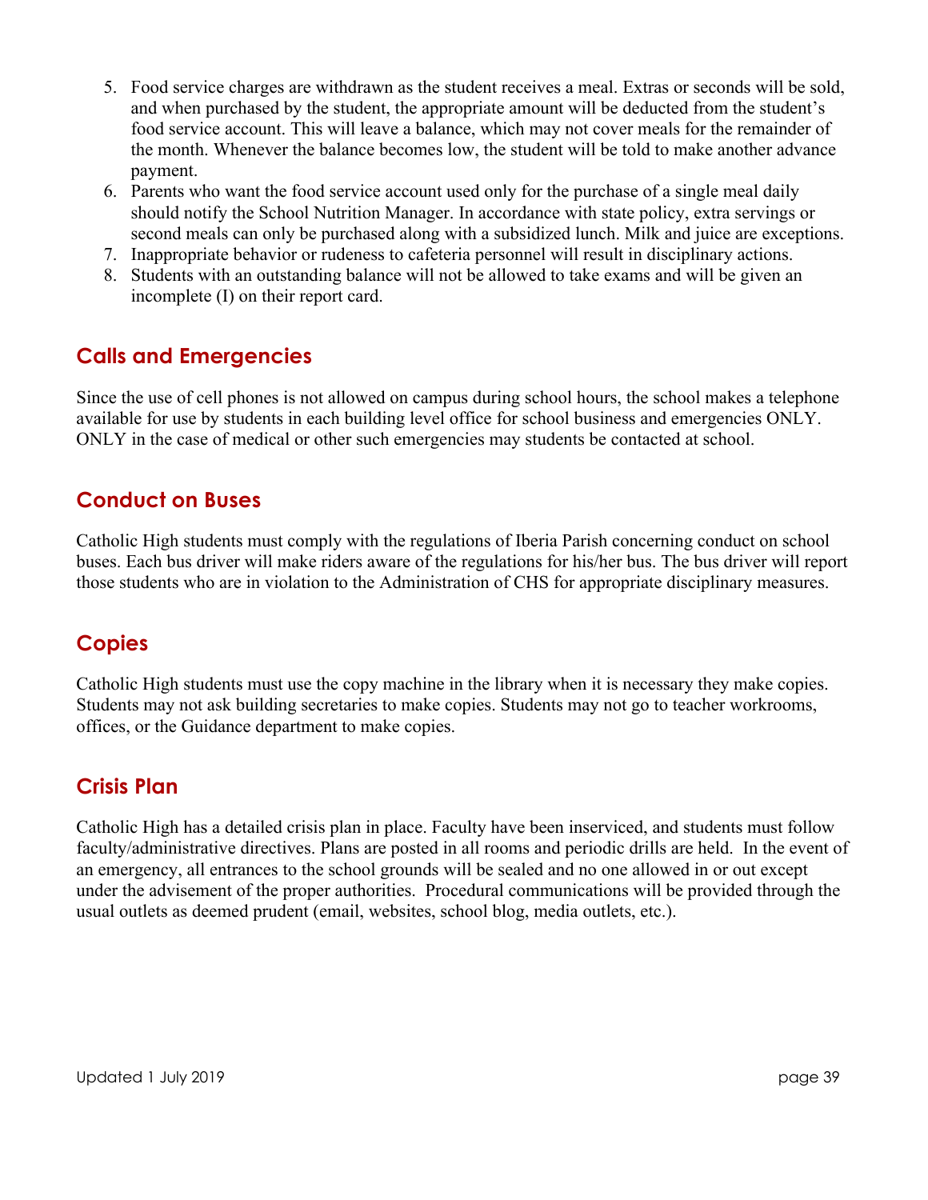5. Food service charges are withdrawn as the student receives a meal. Extras or seconds will be sold, and when purchased by the student, the appropriate amount will be deducted from the student's food service account. This will leave a balance, which may not cover meals for the remainder of the month. Whenever the balance becomes low, the student will be told to make another advance payment.
6. Parents who want the food service account used only for the purchase of a single meal daily should notify the School Nutrition Manager. In accordance with state policy, extra servings or second meals can only be purchased along with a subsidized lunch. Milk and juice are exceptions.
7. Inappropriate behavior or rudeness to cafeteria personnel will result in disciplinary actions.
8. Students with an outstanding balance will not be allowed to take exams and will be given an incomplete (I) on their report card.

## Calls and Emergencies

Since the use of cell phones is not allowed on campus during school hours, the school makes a telephone available for use by students in each building level office for school business and emergencies ONLY. ONLY in the case of medical or other such emergencies may students be contacted at school.

## Conduct on Buses

Catholic High students must comply with the regulations of Iberia Parish concerning conduct on school buses. Each bus driver will make riders aware of the regulations for his/her bus. The bus driver will report those students who are in violation to the Administration of CHS for appropriate disciplinary measures.

## Copies

Catholic High students must use the copy machine in the library when it is necessary they make copies. Students may not ask building secretaries to make copies. Students may not go to teacher workrooms, offices, or the Guidance department to make copies.

## Crisis Plan

Catholic High has a detailed crisis plan in place. Faculty have been inserviced, and students must follow faculty/administrative directives. Plans are posted in all rooms and periodic drills are held. In the event of an emergency, all entrances to the school grounds will be sealed and no one allowed in or out except under the advisement of the proper authorities. Procedural communications will be provided through the usual outlets as deemed prudent (email, websites, school blog, media outlets, etc.).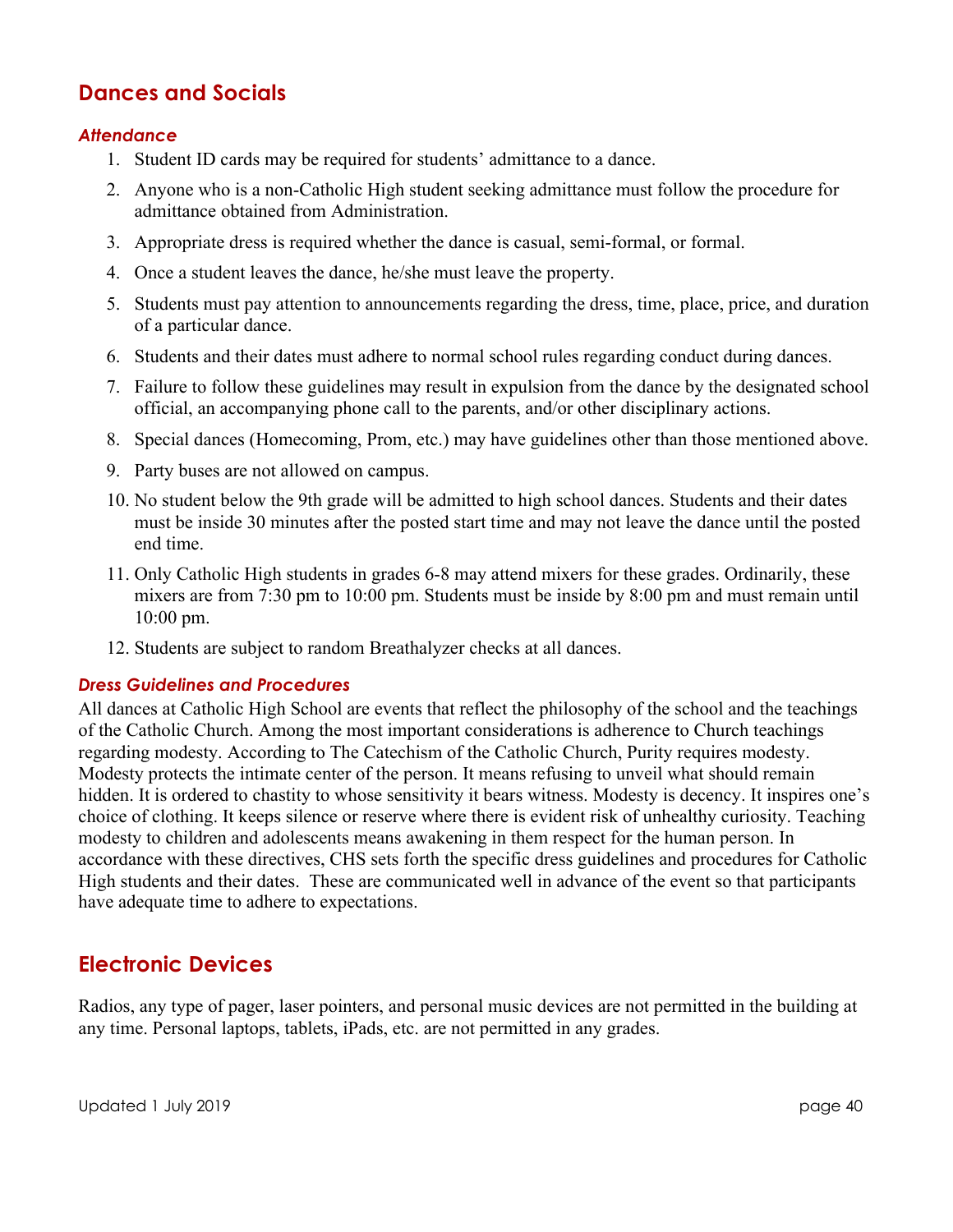## Dances and Socials

### *Attendance*

1. Student ID cards may be required for students' admittance to a dance.
2. Anyone who is a non-Catholic High student seeking admittance must follow the procedure for admittance obtained from Administration.
3. Appropriate dress is required whether the dance is casual, semi-formal, or formal.
4. Once a student leaves the dance, he/she must leave the property.
5. Students must pay attention to announcements regarding the dress, time, place, price, and duration of a particular dance.
6. Students and their dates must adhere to normal school rules regarding conduct during dances.
7. Failure to follow these guidelines may result in expulsion from the dance by the designated school official, an accompanying phone call to the parents, and/or other disciplinary actions.
8. Special dances (Homecoming, Prom, etc.) may have guidelines other than those mentioned above.
9. Party buses are not allowed on campus.
10. No student below the 9th grade will be admitted to high school dances. Students and their dates must be inside 30 minutes after the posted start time and may not leave the dance until the posted end time.
11. Only Catholic High students in grades 6-8 may attend mixers for these grades. Ordinarily, these mixers are from 7:30 pm to 10:00 pm. Students must be inside by 8:00 pm and must remain until 10:00 pm.
12. Students are subject to random Breathalyzer checks at all dances.

### *Dress Guidelines and Procedures*

All dances at Catholic High School are events that reflect the philosophy of the school and the teachings of the Catholic Church. Among the most important considerations is adherence to Church teachings regarding modesty. According to The Catechism of the Catholic Church, Purity requires modesty. Modesty protects the intimate center of the person. It means refusing to unveil what should remain hidden. It is ordered to chastity to whose sensitivity it bears witness. Modesty is decency. It inspires one's choice of clothing. It keeps silence or reserve where there is evident risk of unhealthy curiosity. Teaching modesty to children and adolescents means awakening in them respect for the human person. In accordance with these directives, CHS sets forth the specific dress guidelines and procedures for Catholic High students and their dates. These are communicated well in advance of the event so that participants have adequate time to adhere to expectations.

## Electronic Devices

Radios, any type of pager, laser pointers, and personal music devices are not permitted in the building at any time. Personal laptops, tablets, iPads, etc. are not permitted in any grades.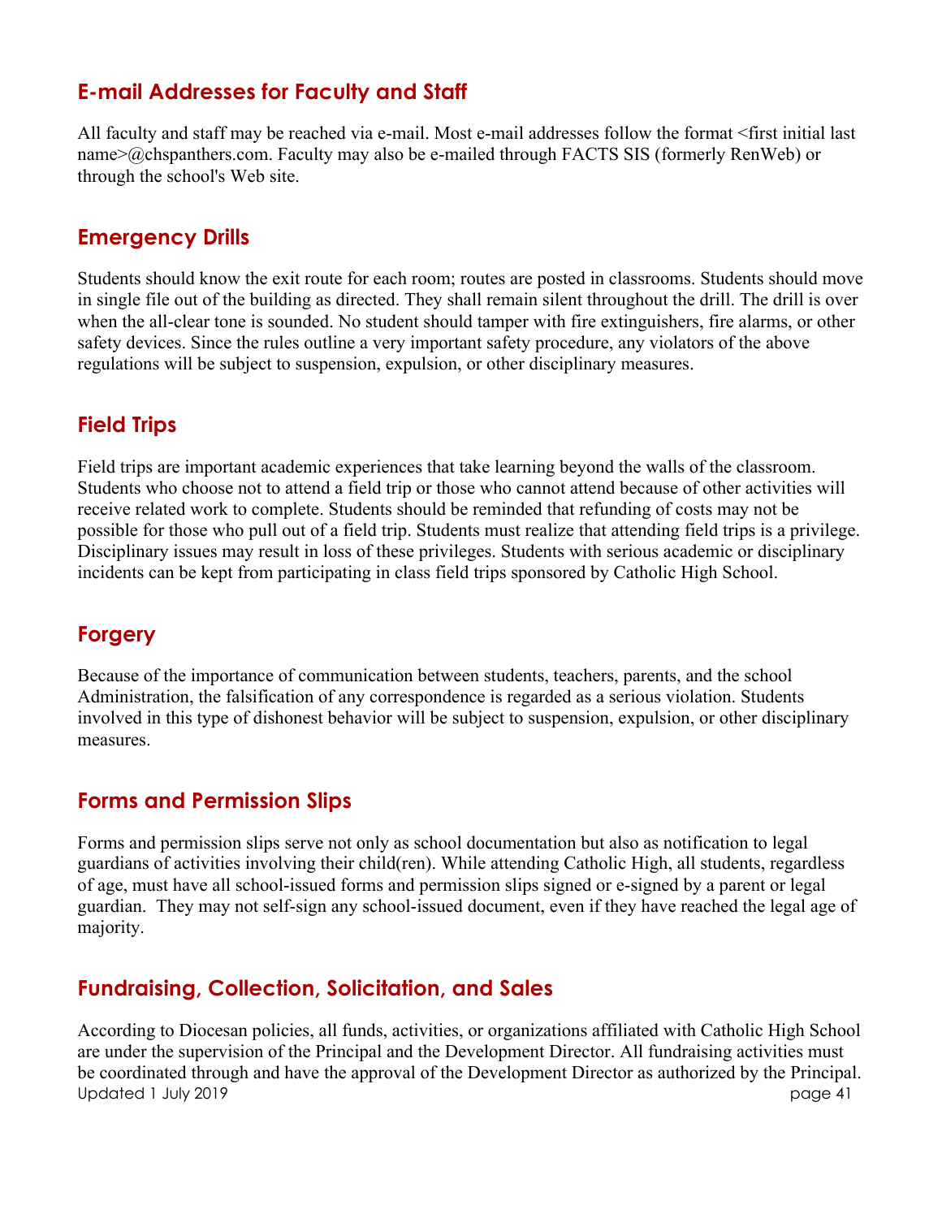## E-mail Addresses for Faculty and Staff

All faculty and staff may be reached via e-mail. Most e-mail addresses follow the format <first initial last name>@chspanthers.com. Faculty may also be e-mailed through FACTS SIS (formerly RenWeb) or through the school's Web site.

## Emergency Drills

Students should know the exit route for each room; routes are posted in classrooms. Students should move in single file out of the building as directed. They shall remain silent throughout the drill. The drill is over when the all-clear tone is sounded. No student should tamper with fire extinguishers, fire alarms, or other safety devices. Since the rules outline a very important safety procedure, any violators of the above regulations will be subject to suspension, expulsion, or other disciplinary measures.

## Field Trips

Field trips are important academic experiences that take learning beyond the walls of the classroom. Students who choose not to attend a field trip or those who cannot attend because of other activities will receive related work to complete. Students should be reminded that refunding of costs may not be possible for those who pull out of a field trip. Students must realize that attending field trips is a privilege. Disciplinary issues may result in loss of these privileges. Students with serious academic or disciplinary incidents can be kept from participating in class field trips sponsored by Catholic High School.

## Forgery

Because of the importance of communication between students, teachers, parents, and the school Administration, the falsification of any correspondence is regarded as a serious violation. Students involved in this type of dishonest behavior will be subject to suspension, expulsion, or other disciplinary measures.

## Forms and Permission Slips

Forms and permission slips serve not only as school documentation but also as notification to legal guardians of activities involving their child(ren). While attending Catholic High, all students, regardless of age, must have all school-issued forms and permission slips signed or e-signed by a parent or legal guardian. They may not self-sign any school-issued document, even if they have reached the legal age of majority.

## Fundraising, Collection, Solicitation, and Sales

According to Diocesan policies, all funds, activities, or organizations affiliated with Catholic High School are under the supervision of the Principal and the Development Director. All fundraising activities must be coordinated through and have the approval of the Development Director as authorized by the Principal.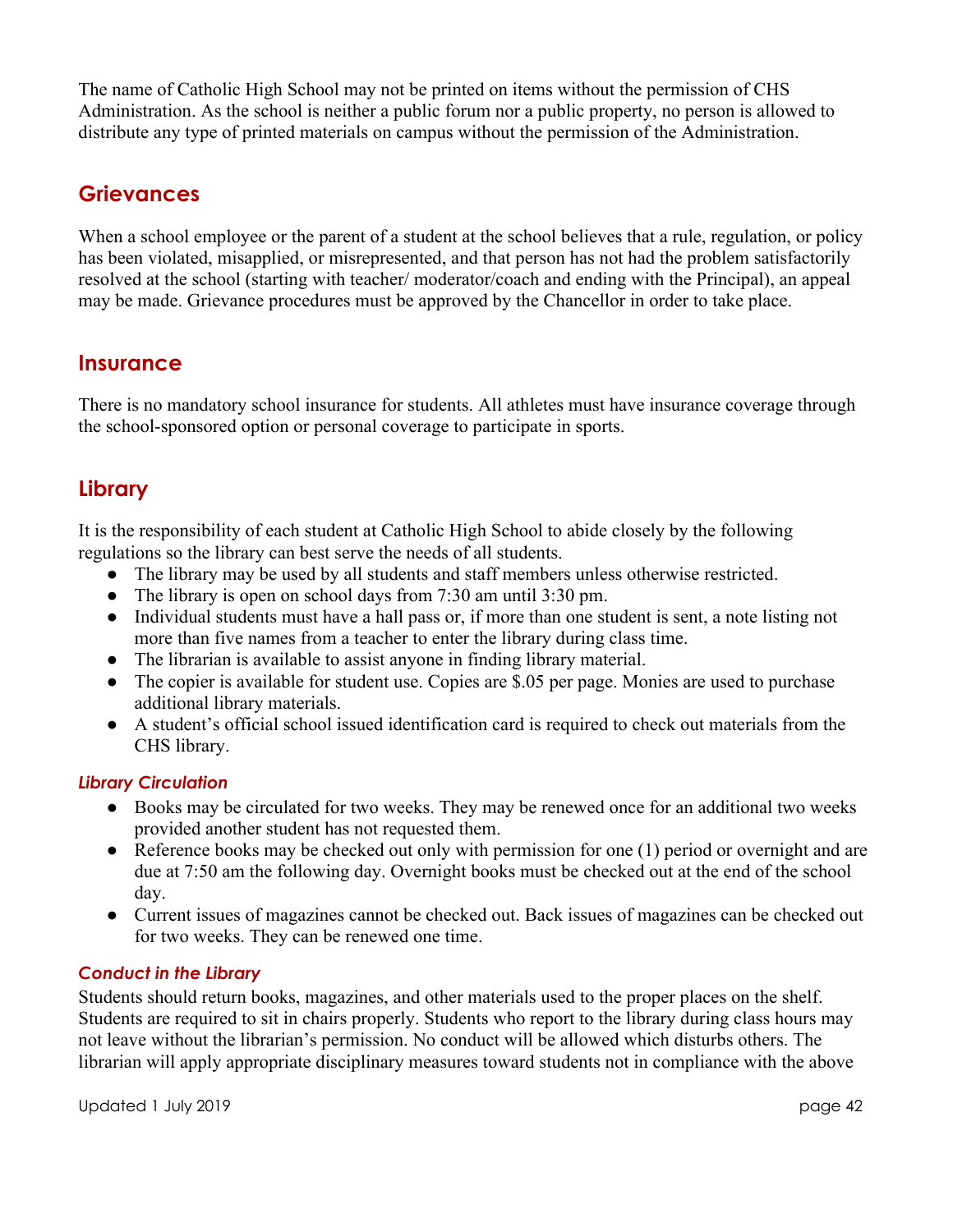The name of Catholic High School may not be printed on items without the permission of CHS Administration. As the school is neither a public forum nor a public property, no person is allowed to distribute any type of printed materials on campus without the permission of the Administration.

## Grievances

When a school employee or the parent of a student at the school believes that a rule, regulation, or policy has been violated, misapplied, or misrepresented, and that person has not had the problem satisfactorily resolved at the school (starting with teacher/ moderator/coach and ending with the Principal), an appeal may be made. Grievance procedures must be approved by the Chancellor in order to take place.

## Insurance

There is no mandatory school insurance for students. All athletes must have insurance coverage through the school-sponsored option or personal coverage to participate in sports.

## Library

It is the responsibility of each student at Catholic High School to abide closely by the following regulations so the library can best serve the needs of all students.

- The library may be used by all students and staff members unless otherwise restricted.
- The library is open on school days from 7:30 am until 3:30 pm.
- Individual students must have a hall pass or, if more than one student is sent, a note listing not more than five names from a teacher to enter the library during class time.
- The librarian is available to assist anyone in finding library material.
- The copier is available for student use. Copies are $.05 per page. Monies are used to purchase additional library materials.
- A student's official school issued identification card is required to check out materials from the CHS library.

### *Library Circulation*

- Books may be circulated for two weeks. They may be renewed once for an additional two weeks provided another student has not requested them.
- Reference books may be checked out only with permission for one (1) period or overnight and are due at 7:50 am the following day. Overnight books must be checked out at the end of the school day.
- Current issues of magazines cannot be checked out. Back issues of magazines can be checked out for two weeks. They can be renewed one time.

### *Conduct in the Library*

Students should return books, magazines, and other materials used to the proper places on the shelf. Students are required to sit in chairs properly. Students who report to the library during class hours may not leave without the librarian's permission. No conduct will be allowed which disturbs others. The librarian will apply appropriate disciplinary measures toward students not in compliance with the above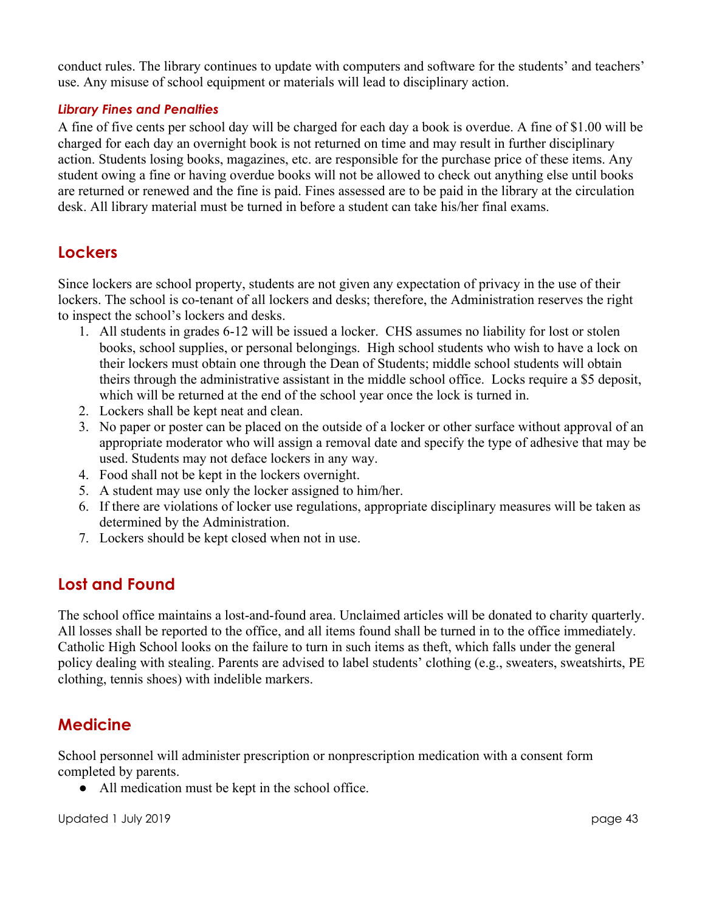conduct rules. The library continues to update with computers and software for the students' and teachers' use. Any misuse of school equipment or materials will lead to disciplinary action.

### *Library Fines and Penalties*

A fine of five cents per school day will be charged for each day a book is overdue. A fine of $1.00 will be charged for each day an overnight book is not returned on time and may result in further disciplinary action. Students losing books, magazines, etc. are responsible for the purchase price of these items. Any student owing a fine or having overdue books will not be allowed to check out anything else until books are returned or renewed and the fine is paid. Fines assessed are to be paid in the library at the circulation desk. All library material must be turned in before a student can take his/her final exams.

## Lockers

Since lockers are school property, students are not given any expectation of privacy in the use of their lockers. The school is co-tenant of all lockers and desks; therefore, the Administration reserves the right to inspect the school's lockers and desks.

1. All students in grades 6-12 will be issued a locker. CHS assumes no liability for lost or stolen books, school supplies, or personal belongings. High school students who wish to have a lock on their lockers must obtain one through the Dean of Students; middle school students will obtain theirs through the administrative assistant in the middle school office. Locks require a $5 deposit, which will be returned at the end of the school year once the lock is turned in.
2. Lockers shall be kept neat and clean.
3. No paper or poster can be placed on the outside of a locker or other surface without approval of an appropriate moderator who will assign a removal date and specify the type of adhesive that may be used. Students may not deface lockers in any way.
4. Food shall not be kept in the lockers overnight.
5. A student may use only the locker assigned to him/her.
6. If there are violations of locker use regulations, appropriate disciplinary measures will be taken as determined by the Administration.
7. Lockers should be kept closed when not in use.

## Lost and Found

The school office maintains a lost-and-found area. Unclaimed articles will be donated to charity quarterly. All losses shall be reported to the office, and all items found shall be turned in to the office immediately. Catholic High School looks on the failure to turn in such items as theft, which falls under the general policy dealing with stealing. Parents are advised to label students' clothing (e.g., sweaters, sweatshirts, PE clothing, tennis shoes) with indelible markers.

## Medicine

School personnel will administer prescription or nonprescription medication with a consent form completed by parents.

- All medication must be kept in the school office.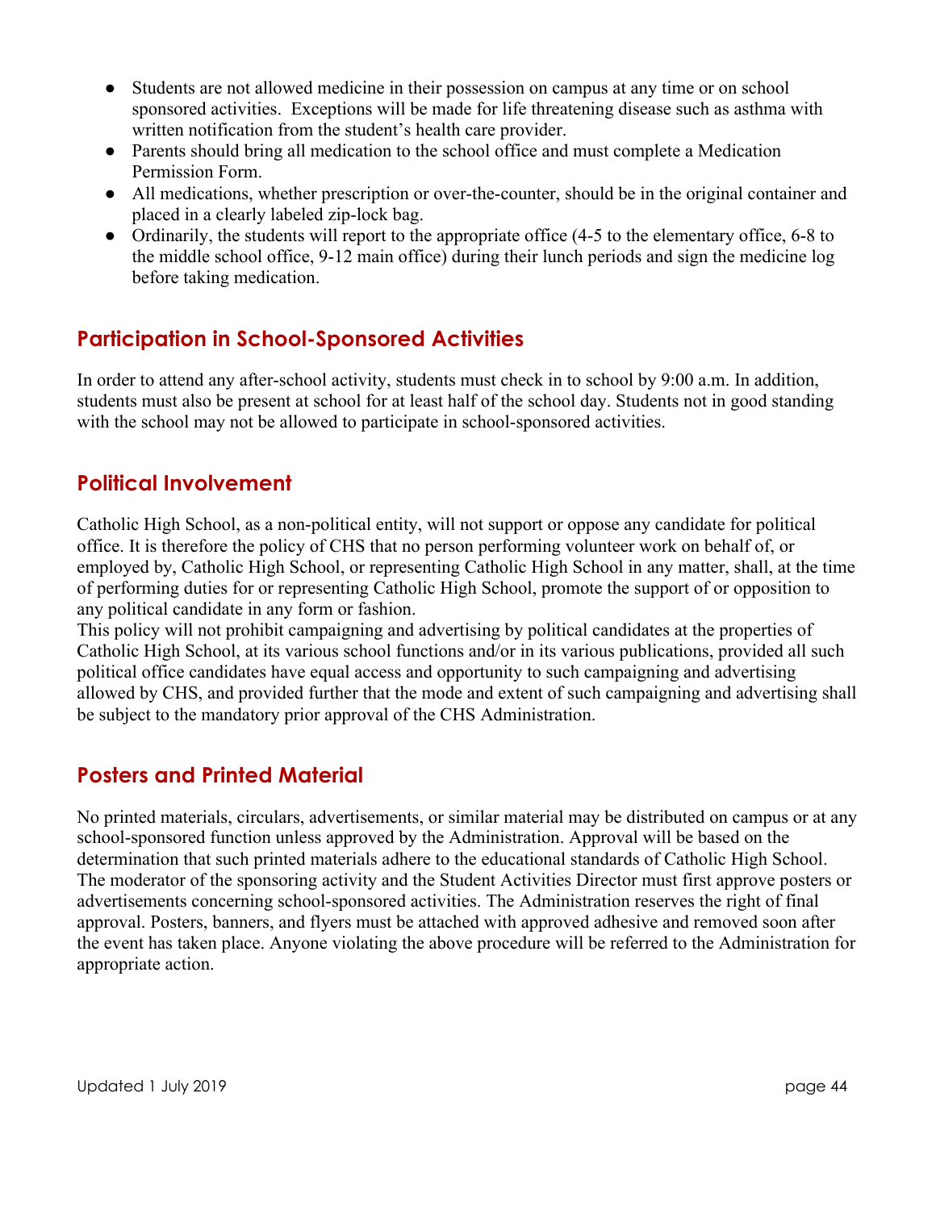- Students are not allowed medicine in their possession on campus at any time or on school sponsored activities. Exceptions will be made for life threatening disease such as asthma with written notification from the student's health care provider.
- Parents should bring all medication to the school office and must complete a Medication Permission Form.
- All medications, whether prescription or over-the-counter, should be in the original container and placed in a clearly labeled zip-lock bag.
- Ordinarily, the students will report to the appropriate office (4-5 to the elementary office, 6-8 to the middle school office, 9-12 main office) during their lunch periods and sign the medicine log before taking medication.

## Participation in School-Sponsored Activities

In order to attend any after-school activity, students must check in to school by 9:00 a.m. In addition, students must also be present at school for at least half of the school day. Students not in good standing with the school may not be allowed to participate in school-sponsored activities.

## Political Involvement

Catholic High School, as a non-political entity, will not support or oppose any candidate for political office. It is therefore the policy of CHS that no person performing volunteer work on behalf of, or employed by, Catholic High School, or representing Catholic High School in any matter, shall, at the time of performing duties for or representing Catholic High School, promote the support of or opposition to any political candidate in any form or fashion.

This policy will not prohibit campaigning and advertising by political candidates at the properties of Catholic High School, at its various school functions and/or in its various publications, provided all such political office candidates have equal access and opportunity to such campaigning and advertising allowed by CHS, and provided further that the mode and extent of such campaigning and advertising shall be subject to the mandatory prior approval of the CHS Administration.

## Posters and Printed Material

No printed materials, circulars, advertisements, or similar material may be distributed on campus or at any school-sponsored function unless approved by the Administration. Approval will be based on the determination that such printed materials adhere to the educational standards of Catholic High School. The moderator of the sponsoring activity and the Student Activities Director must first approve posters or advertisements concerning school-sponsored activities. The Administration reserves the right of final approval. Posters, banners, and flyers must be attached with approved adhesive and removed soon after the event has taken place. Anyone violating the above procedure will be referred to the Administration for appropriate action.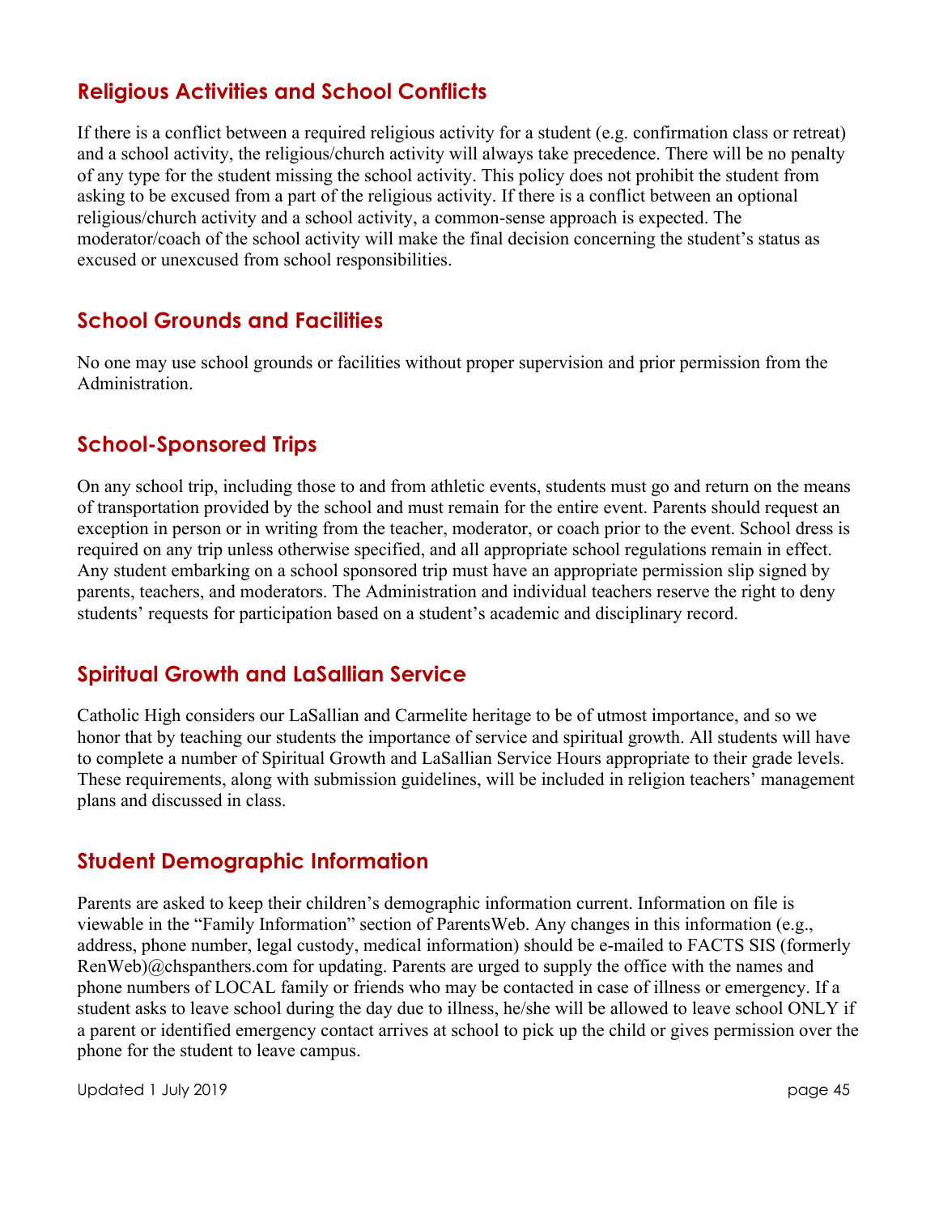## Religious Activities and School Conflicts

If there is a conflict between a required religious activity for a student (e.g. confirmation class or retreat) and a school activity, the religious/church activity will always take precedence. There will be no penalty of any type for the student missing the school activity. This policy does not prohibit the student from asking to be excused from a part of the religious activity. If there is a conflict between an optional religious/church activity and a school activity, a common-sense approach is expected. The moderator/coach of the school activity will make the final decision concerning the student's status as excused or unexcused from school responsibilities.

## School Grounds and Facilities

No one may use school grounds or facilities without proper supervision and prior permission from the Administration.

## School-Sponsored Trips

On any school trip, including those to and from athletic events, students must go and return on the means of transportation provided by the school and must remain for the entire event. Parents should request an exception in person or in writing from the teacher, moderator, or coach prior to the event. School dress is required on any trip unless otherwise specified, and all appropriate school regulations remain in effect. Any student embarking on a school sponsored trip must have an appropriate permission slip signed by parents, teachers, and moderators. The Administration and individual teachers reserve the right to deny students' requests for participation based on a student's academic and disciplinary record.

## Spiritual Growth and LaSallian Service

Catholic High considers our LaSallian and Carmelite heritage to be of utmost importance, and so we honor that by teaching our students the importance of service and spiritual growth. All students will have to complete a number of Spiritual Growth and LaSallian Service Hours appropriate to their grade levels. These requirements, along with submission guidelines, will be included in religion teachers' management plans and discussed in class.

## Student Demographic Information

Parents are asked to keep their children's demographic information current. Information on file is viewable in the "Family Information" section of ParentsWeb. Any changes in this information (e.g., address, phone number, legal custody, medical information) should be e-mailed to FACTS SIS (formerly RenWeb)@chspanthers.com for updating. Parents are urged to supply the office with the names and phone numbers of LOCAL family or friends who may be contacted in case of illness or emergency. If a student asks to leave school during the day due to illness, he/she will be allowed to leave school ONLY if a parent or identified emergency contact arrives at school to pick up the child or gives permission over the phone for the student to leave campus.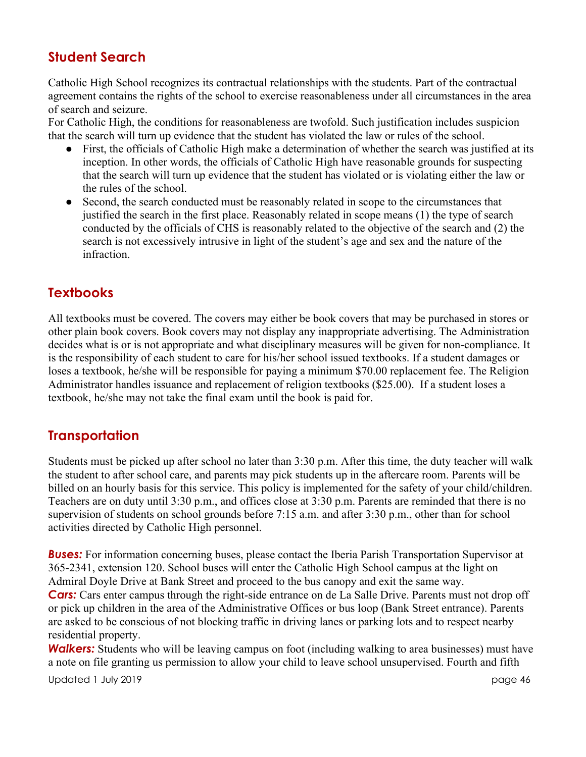## Student Search

Catholic High School recognizes its contractual relationships with the students. Part of the contractual agreement contains the rights of the school to exercise reasonableness under all circumstances in the area of search and seizure.
For Catholic High, the conditions for reasonableness are twofold. Such justification includes suspicion that the search will turn up evidence that the student has violated the law or rules of the school.

- First, the officials of Catholic High make a determination of whether the search was justified at its inception. In other words, the officials of Catholic High have reasonable grounds for suspecting that the search will turn up evidence that the student has violated or is violating either the law or the rules of the school.
- Second, the search conducted must be reasonably related in scope to the circumstances that justified the search in the first place. Reasonably related in scope means (1) the type of search conducted by the officials of CHS is reasonably related to the objective of the search and (2) the search is not excessively intrusive in light of the student's age and sex and the nature of the infraction.

## Textbooks

All textbooks must be covered. The covers may either be book covers that may be purchased in stores or other plain book covers. Book covers may not display any inappropriate advertising. The Administration decides what is or is not appropriate and what disciplinary measures will be given for non-compliance. It is the responsibility of each student to care for his/her school issued textbooks. If a student damages or loses a textbook, he/she will be responsible for paying a minimum $70.00 replacement fee. The Religion Administrator handles issuance and replacement of religion textbooks ($25.00). If a student loses a textbook, he/she may not take the final exam until the book is paid for.

## Transportation

Students must be picked up after school no later than 3:30 p.m. After this time, the duty teacher will walk the student to after school care, and parents may pick students up in the aftercare room. Parents will be billed on an hourly basis for this service. This policy is implemented for the safety of your child/children. Teachers are on duty until 3:30 p.m., and offices close at 3:30 p.m. Parents are reminded that there is no supervision of students on school grounds before 7:15 a.m. and after 3:30 p.m., other than for school activities directed by Catholic High personnel.

***Buses:*** For information concerning buses, please contact the Iberia Parish Transportation Supervisor at 365-2341, extension 120. School buses will enter the Catholic High School campus at the light on Admiral Doyle Drive at Bank Street and proceed to the bus canopy and exit the same way.
***Cars:*** Cars enter campus through the right-side entrance on de La Salle Drive. Parents must not drop off or pick up children in the area of the Administrative Offices or bus loop (Bank Street entrance). Parents are asked to be conscious of not blocking traffic in driving lanes or parking lots and to respect nearby residential property.
***Walkers:*** Students who will be leaving campus on foot (including walking to area businesses) must have a note on file granting us permission to allow your child to leave school unsupervised. Fourth and fifth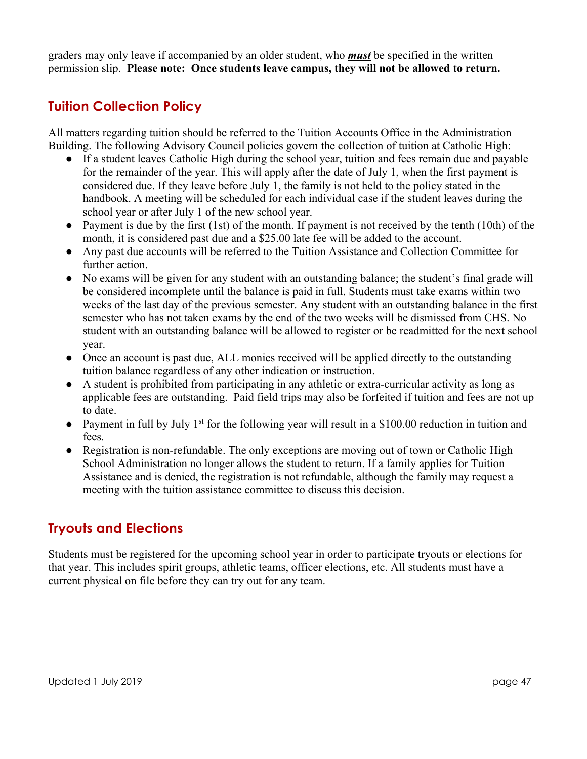graders may only leave if accompanied by an older student, who ***must*** be specified in the written permission slip. **Please note: Once students leave campus, they will not be allowed to return.**

## Tuition Collection Policy

All matters regarding tuition should be referred to the Tuition Accounts Office in the Administration Building. The following Advisory Council policies govern the collection of tuition at Catholic High:

- If a student leaves Catholic High during the school year, tuition and fees remain due and payable for the remainder of the year. This will apply after the date of July 1, when the first payment is considered due. If they leave before July 1, the family is not held to the policy stated in the handbook. A meeting will be scheduled for each individual case if the student leaves during the school year or after July 1 of the new school year.
- Payment is due by the first (1st) of the month. If payment is not received by the tenth (10th) of the month, it is considered past due and a $25.00 late fee will be added to the account.
- Any past due accounts will be referred to the Tuition Assistance and Collection Committee for further action.
- No exams will be given for any student with an outstanding balance; the student's final grade will be considered incomplete until the balance is paid in full. Students must take exams within two weeks of the last day of the previous semester. Any student with an outstanding balance in the first semester who has not taken exams by the end of the two weeks will be dismissed from CHS. No student with an outstanding balance will be allowed to register or be readmitted for the next school year.
- Once an account is past due, ALL monies received will be applied directly to the outstanding tuition balance regardless of any other indication or instruction.
- A student is prohibited from participating in any athletic or extra-curricular activity as long as applicable fees are outstanding. Paid field trips may also be forfeited if tuition and fees are not up to date.
- Payment in full by July 1st for the following year will result in a $100.00 reduction in tuition and fees.
- Registration is non-refundable. The only exceptions are moving out of town or Catholic High School Administration no longer allows the student to return. If a family applies for Tuition Assistance and is denied, the registration is not refundable, although the family may request a meeting with the tuition assistance committee to discuss this decision.

## Tryouts and Elections

Students must be registered for the upcoming school year in order to participate tryouts or elections for that year. This includes spirit groups, athletic teams, officer elections, etc. All students must have a current physical on file before they can try out for any team.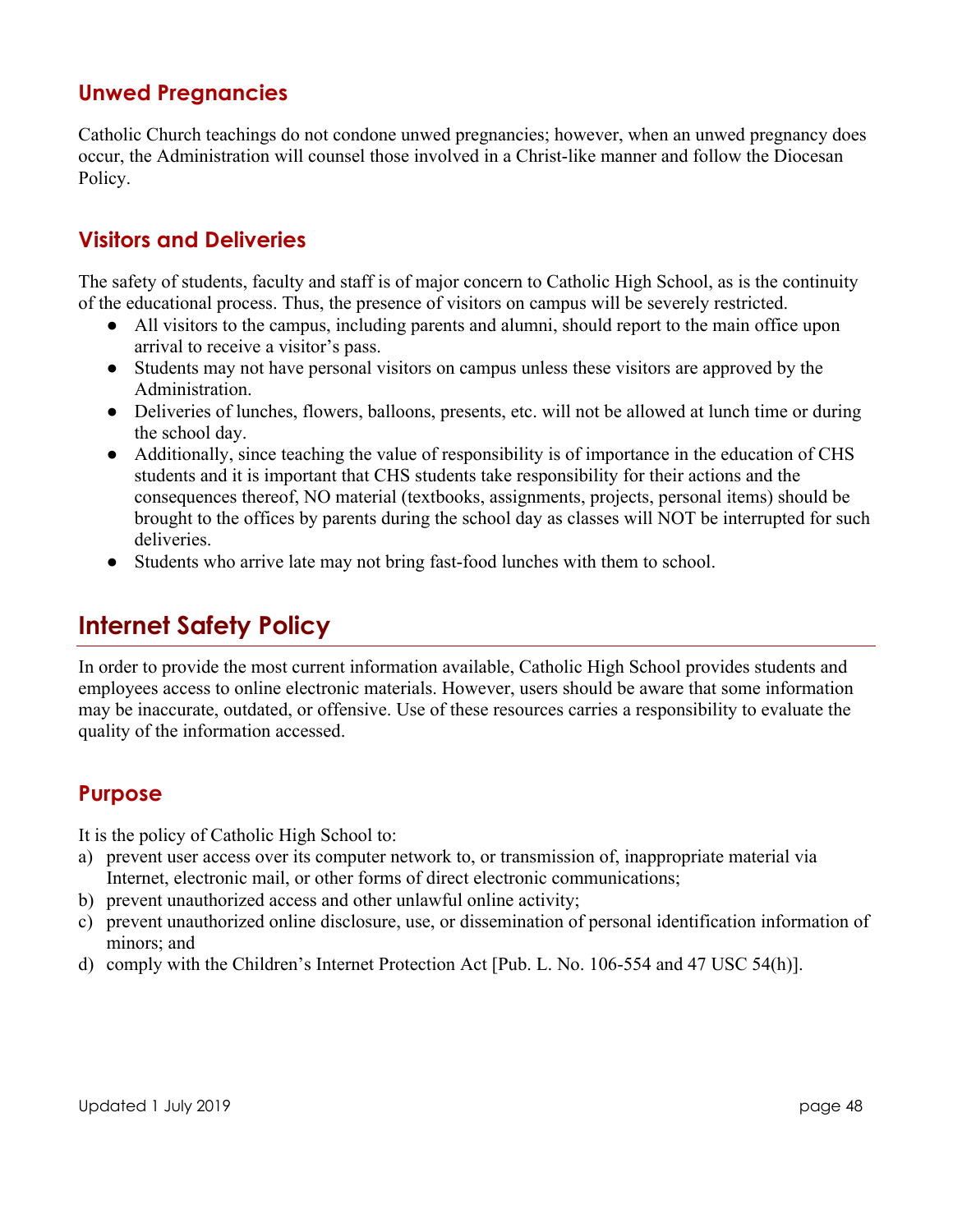### Unwed Pregnancies

Catholic Church teachings do not condone unwed pregnancies; however, when an unwed pregnancy does occur, the Administration will counsel those involved in a Christ-like manner and follow the Diocesan Policy.

### Visitors and Deliveries

The safety of students, faculty and staff is of major concern to Catholic High School, as is the continuity of the educational process. Thus, the presence of visitors on campus will be severely restricted.

- All visitors to the campus, including parents and alumni, should report to the main office upon arrival to receive a visitor's pass.
- Students may not have personal visitors on campus unless these visitors are approved by the Administration.
- Deliveries of lunches, flowers, balloons, presents, etc. will not be allowed at lunch time or during the school day.
- Additionally, since teaching the value of responsibility is of importance in the education of CHS students and it is important that CHS students take responsibility for their actions and the consequences thereof, NO material (textbooks, assignments, projects, personal items) should be brought to the offices by parents during the school day as classes will NOT be interrupted for such deliveries.
- Students who arrive late may not bring fast-food lunches with them to school.

## Internet Safety Policy

In order to provide the most current information available, Catholic High School provides students and employees access to online electronic materials. However, users should be aware that some information may be inaccurate, outdated, or offensive. Use of these resources carries a responsibility to evaluate the quality of the information accessed.

### Purpose

It is the policy of Catholic High School to:

a) prevent user access over its computer network to, or transmission of, inappropriate material via Internet, electronic mail, or other forms of direct electronic communications;
b) prevent unauthorized access and other unlawful online activity;
c) prevent unauthorized online disclosure, use, or dissemination of personal identification information of minors; and
d) comply with the Children's Internet Protection Act [Pub. L. No. 106-554 and 47 USC 54(h)].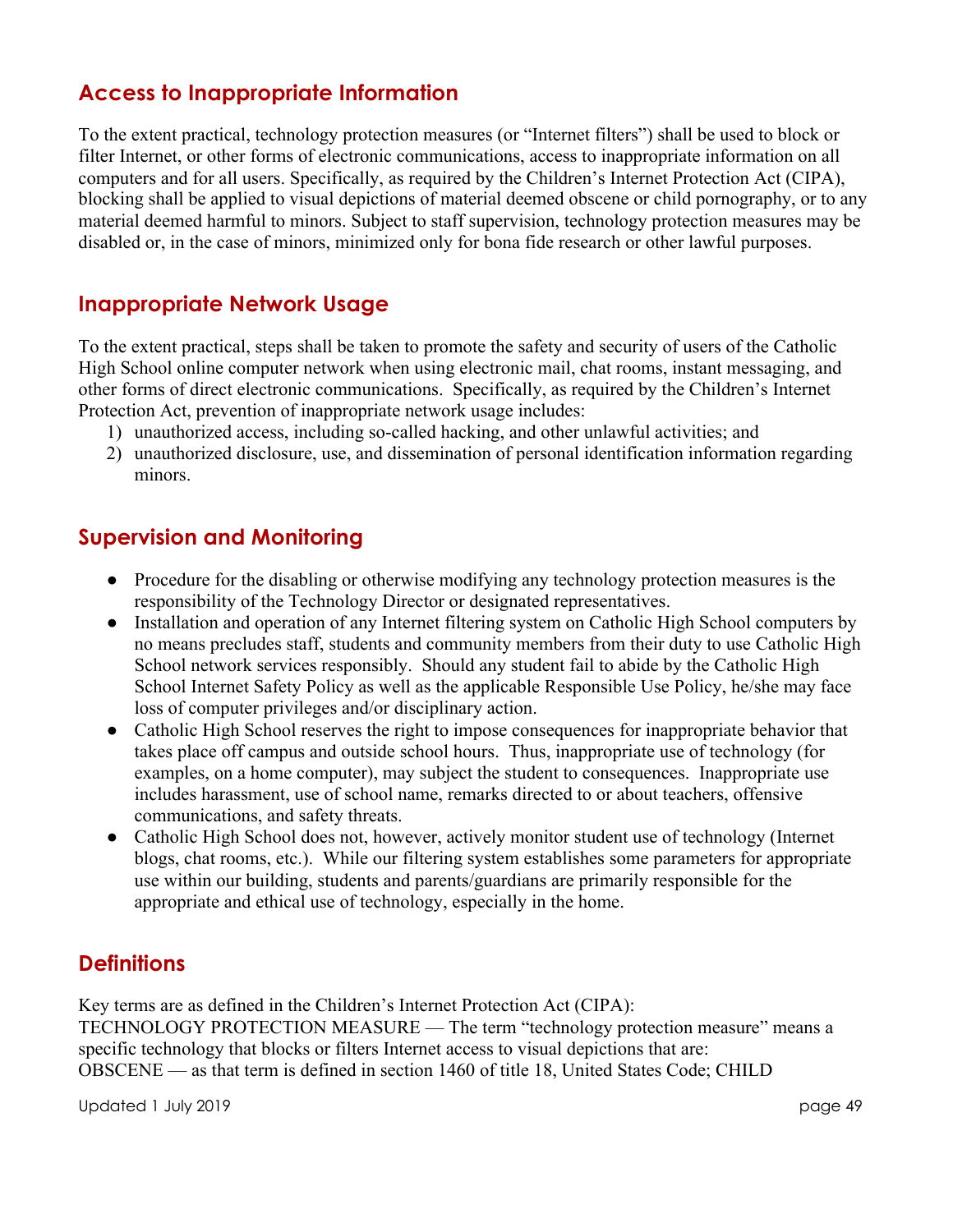## Access to Inappropriate Information

To the extent practical, technology protection measures (or "Internet filters") shall be used to block or filter Internet, or other forms of electronic communications, access to inappropriate information on all computers and for all users. Specifically, as required by the Children's Internet Protection Act (CIPA), blocking shall be applied to visual depictions of material deemed obscene or child pornography, or to any material deemed harmful to minors. Subject to staff supervision, technology protection measures may be disabled or, in the case of minors, minimized only for bona fide research or other lawful purposes.

## Inappropriate Network Usage

To the extent practical, steps shall be taken to promote the safety and security of users of the Catholic High School online computer network when using electronic mail, chat rooms, instant messaging, and other forms of direct electronic communications. Specifically, as required by the Children's Internet Protection Act, prevention of inappropriate network usage includes:

1) unauthorized access, including so-called hacking, and other unlawful activities; and
2) unauthorized disclosure, use, and dissemination of personal identification information regarding minors.

## Supervision and Monitoring

- Procedure for the disabling or otherwise modifying any technology protection measures is the responsibility of the Technology Director or designated representatives.
- Installation and operation of any Internet filtering system on Catholic High School computers by no means precludes staff, students and community members from their duty to use Catholic High School network services responsibly. Should any student fail to abide by the Catholic High School Internet Safety Policy as well as the applicable Responsible Use Policy, he/she may face loss of computer privileges and/or disciplinary action.
- Catholic High School reserves the right to impose consequences for inappropriate behavior that takes place off campus and outside school hours. Thus, inappropriate use of technology (for examples, on a home computer), may subject the student to consequences. Inappropriate use includes harassment, use of school name, remarks directed to or about teachers, offensive communications, and safety threats.
- Catholic High School does not, however, actively monitor student use of technology (Internet blogs, chat rooms, etc.). While our filtering system establishes some parameters for appropriate use within our building, students and parents/guardians are primarily responsible for the appropriate and ethical use of technology, especially in the home.

## Definitions

Key terms are as defined in the Children's Internet Protection Act (CIPA):
TECHNOLOGY PROTECTION MEASURE — The term "technology protection measure" means a specific technology that blocks or filters Internet access to visual depictions that are:
OBSCENE — as that term is defined in section 1460 of title 18, United States Code; CHILD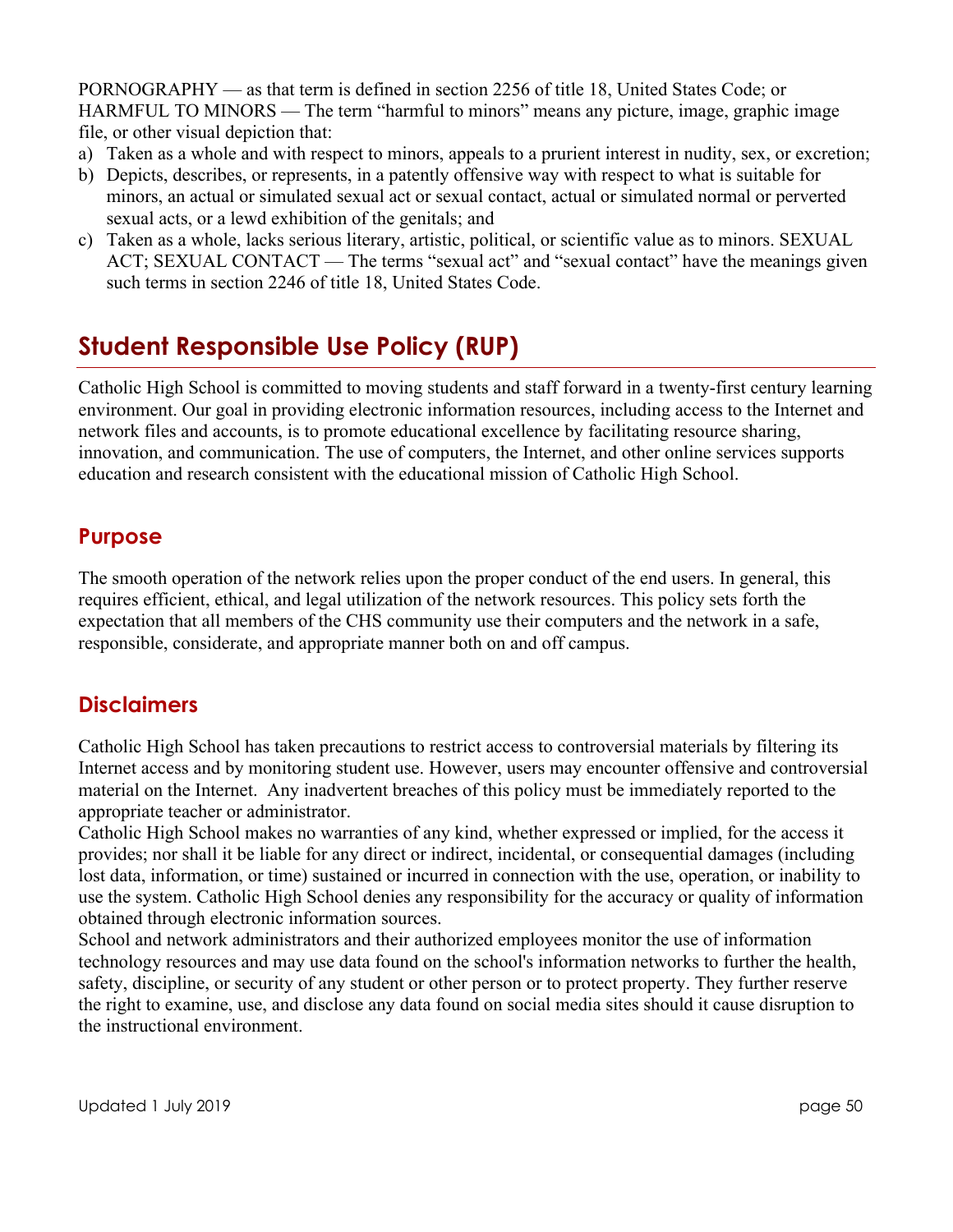PORNOGRAPHY — as that term is defined in section 2256 of title 18, United States Code; or HARMFUL TO MINORS — The term "harmful to minors" means any picture, image, graphic image file, or other visual depiction that:

a) Taken as a whole and with respect to minors, appeals to a prurient interest in nudity, sex, or excretion;
b) Depicts, describes, or represents, in a patently offensive way with respect to what is suitable for minors, an actual or simulated sexual act or sexual contact, actual or simulated normal or perverted sexual acts, or a lewd exhibition of the genitals; and
c) Taken as a whole, lacks serious literary, artistic, political, or scientific value as to minors. SEXUAL ACT; SEXUAL CONTACT — The terms "sexual act" and "sexual contact" have the meanings given such terms in section 2246 of title 18, United States Code.

## Student Responsible Use Policy (RUP)

Catholic High School is committed to moving students and staff forward in a twenty-first century learning environment. Our goal in providing electronic information resources, including access to the Internet and network files and accounts, is to promote educational excellence by facilitating resource sharing, innovation, and communication. The use of computers, the Internet, and other online services supports education and research consistent with the educational mission of Catholic High School.

### Purpose

The smooth operation of the network relies upon the proper conduct of the end users. In general, this requires efficient, ethical, and legal utilization of the network resources. This policy sets forth the expectation that all members of the CHS community use their computers and the network in a safe, responsible, considerate, and appropriate manner both on and off campus.

### Disclaimers

Catholic High School has taken precautions to restrict access to controversial materials by filtering its Internet access and by monitoring student use. However, users may encounter offensive and controversial material on the Internet. Any inadvertent breaches of this policy must be immediately reported to the appropriate teacher or administrator.

Catholic High School makes no warranties of any kind, whether expressed or implied, for the access it provides; nor shall it be liable for any direct or indirect, incidental, or consequential damages (including lost data, information, or time) sustained or incurred in connection with the use, operation, or inability to use the system. Catholic High School denies any responsibility for the accuracy or quality of information obtained through electronic information sources.

School and network administrators and their authorized employees monitor the use of information technology resources and may use data found on the school's information networks to further the health, safety, discipline, or security of any student or other person or to protect property. They further reserve the right to examine, use, and disclose any data found on social media sites should it cause disruption to the instructional environment.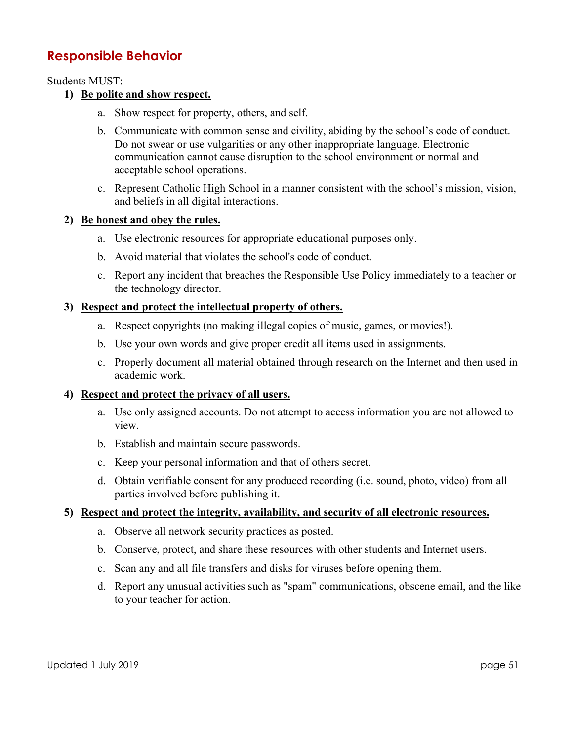## Responsible Behavior

Students MUST:

1) **Be polite and show respect.**
   a. Show respect for property, others, and self.
   b. Communicate with common sense and civility, abiding by the school's code of conduct. Do not swear or use vulgarities or any other inappropriate language. Electronic communication cannot cause disruption to the school environment or normal and acceptable school operations.
   c. Represent Catholic High School in a manner consistent with the school's mission, vision, and beliefs in all digital interactions.

2) **Be honest and obey the rules.**
   a. Use electronic resources for appropriate educational purposes only.
   b. Avoid material that violates the school's code of conduct.
   c. Report any incident that breaches the Responsible Use Policy immediately to a teacher or the technology director.

3) **Respect and protect the intellectual property of others.**
   a. Respect copyrights (no making illegal copies of music, games, or movies!).
   b. Use your own words and give proper credit all items used in assignments.
   c. Properly document all material obtained through research on the Internet and then used in academic work.

4) **Respect and protect the privacy of all users.**
   a. Use only assigned accounts. Do not attempt to access information you are not allowed to view.
   b. Establish and maintain secure passwords.
   c. Keep your personal information and that of others secret.
   d. Obtain verifiable consent for any produced recording (i.e. sound, photo, video) from all parties involved before publishing it.

5) **Respect and protect the integrity, availability, and security of all electronic resources.**
   a. Observe all network security practices as posted.
   b. Conserve, protect, and share these resources with other students and Internet users.
   c. Scan any and all file transfers and disks for viruses before opening them.
   d. Report any unusual activities such as "spam" communications, obscene email, and the like to your teacher for action.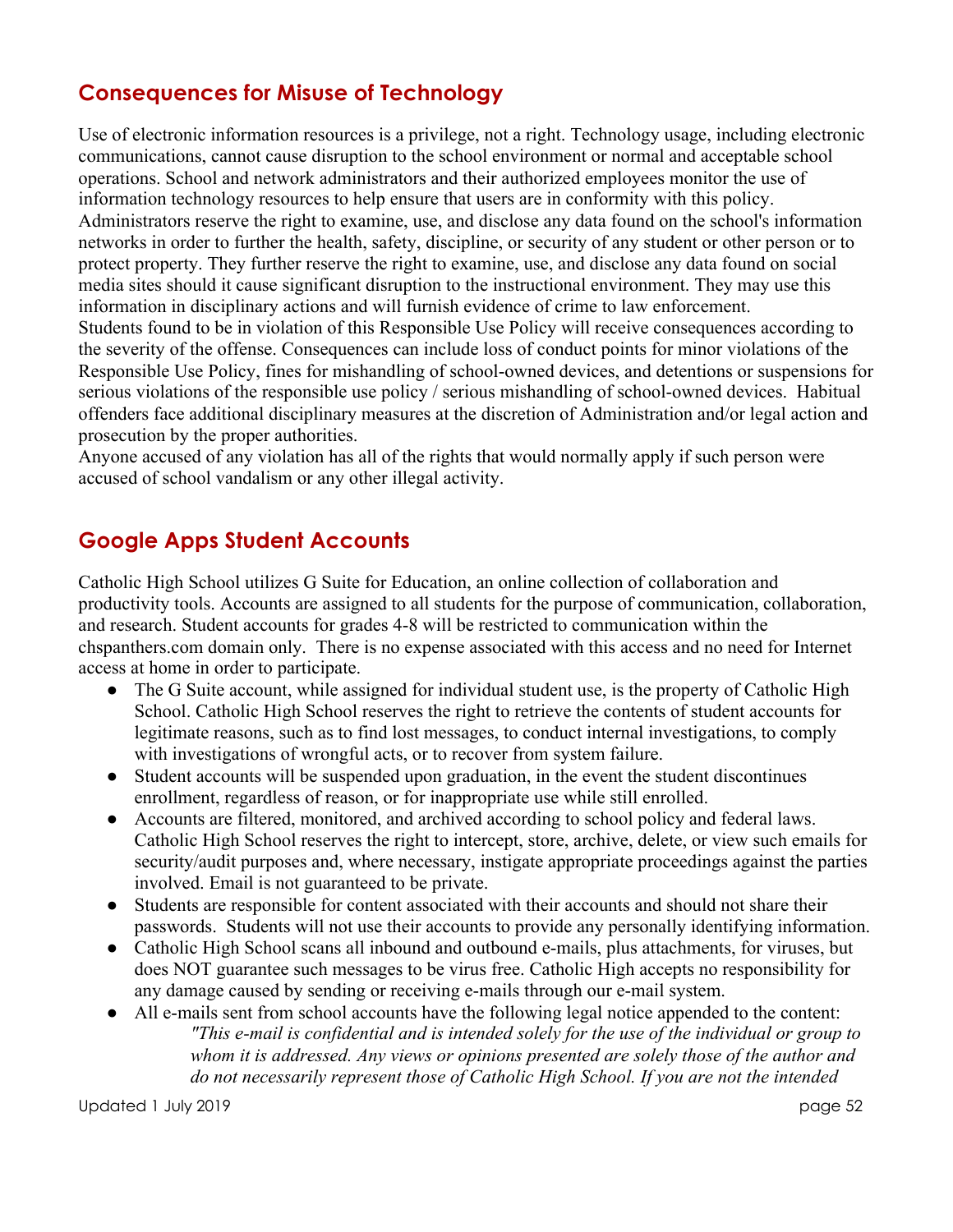## Consequences for Misuse of Technology

Use of electronic information resources is a privilege, not a right. Technology usage, including electronic communications, cannot cause disruption to the school environment or normal and acceptable school operations. School and network administrators and their authorized employees monitor the use of information technology resources to help ensure that users are in conformity with this policy. Administrators reserve the right to examine, use, and disclose any data found on the school's information networks in order to further the health, safety, discipline, or security of any student or other person or to protect property. They further reserve the right to examine, use, and disclose any data found on social media sites should it cause significant disruption to the instructional environment. They may use this information in disciplinary actions and will furnish evidence of crime to law enforcement.

Students found to be in violation of this Responsible Use Policy will receive consequences according to the severity of the offense. Consequences can include loss of conduct points for minor violations of the Responsible Use Policy, fines for mishandling of school-owned devices, and detentions or suspensions for serious violations of the responsible use policy / serious mishandling of school-owned devices. Habitual offenders face additional disciplinary measures at the discretion of Administration and/or legal action and prosecution by the proper authorities.

Anyone accused of any violation has all of the rights that would normally apply if such person were accused of school vandalism or any other illegal activity.

## Google Apps Student Accounts

Catholic High School utilizes G Suite for Education, an online collection of collaboration and productivity tools. Accounts are assigned to all students for the purpose of communication, collaboration, and research. Student accounts for grades 4-8 will be restricted to communication within the chspanthers.com domain only. There is no expense associated with this access and no need for Internet access at home in order to participate.

- The G Suite account, while assigned for individual student use, is the property of Catholic High School. Catholic High School reserves the right to retrieve the contents of student accounts for legitimate reasons, such as to find lost messages, to conduct internal investigations, to comply with investigations of wrongful acts, or to recover from system failure.
- Student accounts will be suspended upon graduation, in the event the student discontinues enrollment, regardless of reason, or for inappropriate use while still enrolled.
- Accounts are filtered, monitored, and archived according to school policy and federal laws. Catholic High School reserves the right to intercept, store, archive, delete, or view such emails for security/audit purposes and, where necessary, instigate appropriate proceedings against the parties involved. Email is not guaranteed to be private.
- Students are responsible for content associated with their accounts and should not share their passwords. Students will not use their accounts to provide any personally identifying information.
- Catholic High School scans all inbound and outbound e-mails, plus attachments, for viruses, but does NOT guarantee such messages to be virus free. Catholic High accepts no responsibility for any damage caused by sending or receiving e-mails through our e-mail system.
- All e-mails sent from school accounts have the following legal notice appended to the content:

  *"This e-mail is confidential and is intended solely for the use of the individual or group to whom it is addressed. Any views or opinions presented are solely those of the author and do not necessarily represent those of Catholic High School. If you are not the intended*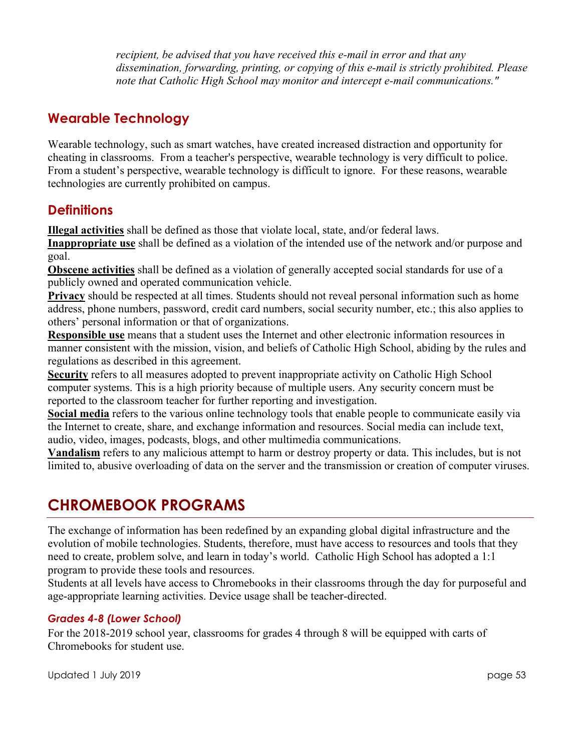*recipient, be advised that you have received this e-mail in error and that any dissemination, forwarding, printing, or copying of this e-mail is strictly prohibited. Please note that Catholic High School may monitor and intercept e-mail communications."*

### Wearable Technology

Wearable technology, such as smart watches, have created increased distraction and opportunity for cheating in classrooms. From a teacher's perspective, wearable technology is very difficult to police. From a student's perspective, wearable technology is difficult to ignore. For these reasons, wearable technologies are currently prohibited on campus.

### Definitions

**Illegal activities** shall be defined as those that violate local, state, and/or federal laws.
**Inappropriate use** shall be defined as a violation of the intended use of the network and/or purpose and goal.
**Obscene activities** shall be defined as a violation of generally accepted social standards for use of a publicly owned and operated communication vehicle.
**Privacy** should be respected at all times. Students should not reveal personal information such as home address, phone numbers, password, credit card numbers, social security number, etc.; this also applies to others' personal information or that of organizations.
**Responsible use** means that a student uses the Internet and other electronic information resources in manner consistent with the mission, vision, and beliefs of Catholic High School, abiding by the rules and regulations as described in this agreement.
**Security** refers to all measures adopted to prevent inappropriate activity on Catholic High School computer systems. This is a high priority because of multiple users. Any security concern must be reported to the classroom teacher for further reporting and investigation.
**Social media** refers to the various online technology tools that enable people to communicate easily via the Internet to create, share, and exchange information and resources. Social media can include text, audio, video, images, podcasts, blogs, and other multimedia communications.
**Vandalism** refers to any malicious attempt to harm or destroy property or data. This includes, but is not limited to, abusive overloading of data on the server and the transmission or creation of computer viruses.

## CHROMEBOOK PROGRAMS

The exchange of information has been redefined by an expanding global digital infrastructure and the evolution of mobile technologies. Students, therefore, must have access to resources and tools that they need to create, problem solve, and learn in today's world. Catholic High School has adopted a 1:1 program to provide these tools and resources.
Students at all levels have access to Chromebooks in their classrooms through the day for purposeful and age-appropriate learning activities. Device usage shall be teacher-directed.

#### *Grades 4-8 (Lower School)*

For the 2018-2019 school year, classrooms for grades 4 through 8 will be equipped with carts of Chromebooks for student use.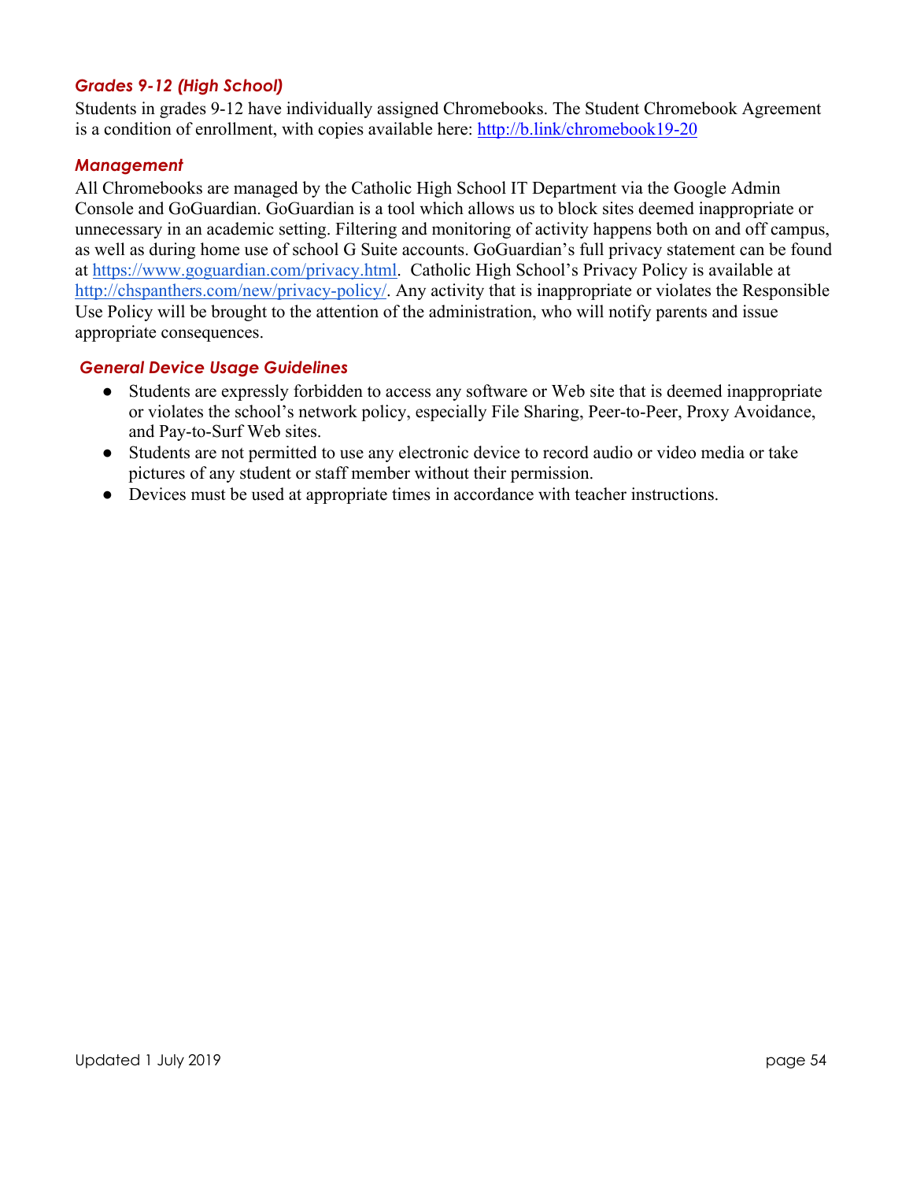### *Grades 9-12 (High School)*

Students in grades 9-12 have individually assigned Chromebooks. The Student Chromebook Agreement is a condition of enrollment, with copies available here: [http://b.link/chromebook19-20](http://b.link/chromebook19-20)

### *Management*

All Chromebooks are managed by the Catholic High School IT Department via the Google Admin Console and GoGuardian. GoGuardian is a tool which allows us to block sites deemed inappropriate or unnecessary in an academic setting. Filtering and monitoring of activity happens both on and off campus, as well as during home use of school G Suite accounts. GoGuardian's full privacy statement can be found at [https://www.goguardian.com/privacy.html](https://www.goguardian.com/privacy.html). Catholic High School's Privacy Policy is available at [http://chspanthers.com/new/privacy-policy/](http://chspanthers.com/new/privacy-policy/). Any activity that is inappropriate or violates the Responsible Use Policy will be brought to the attention of the administration, who will notify parents and issue appropriate consequences.

### *General Device Usage Guidelines*

- Students are expressly forbidden to access any software or Web site that is deemed inappropriate or violates the school's network policy, especially File Sharing, Peer-to-Peer, Proxy Avoidance, and Pay-to-Surf Web sites.
- Students are not permitted to use any electronic device to record audio or video media or take pictures of any student or staff member without their permission.
- Devices must be used at appropriate times in accordance with teacher instructions.